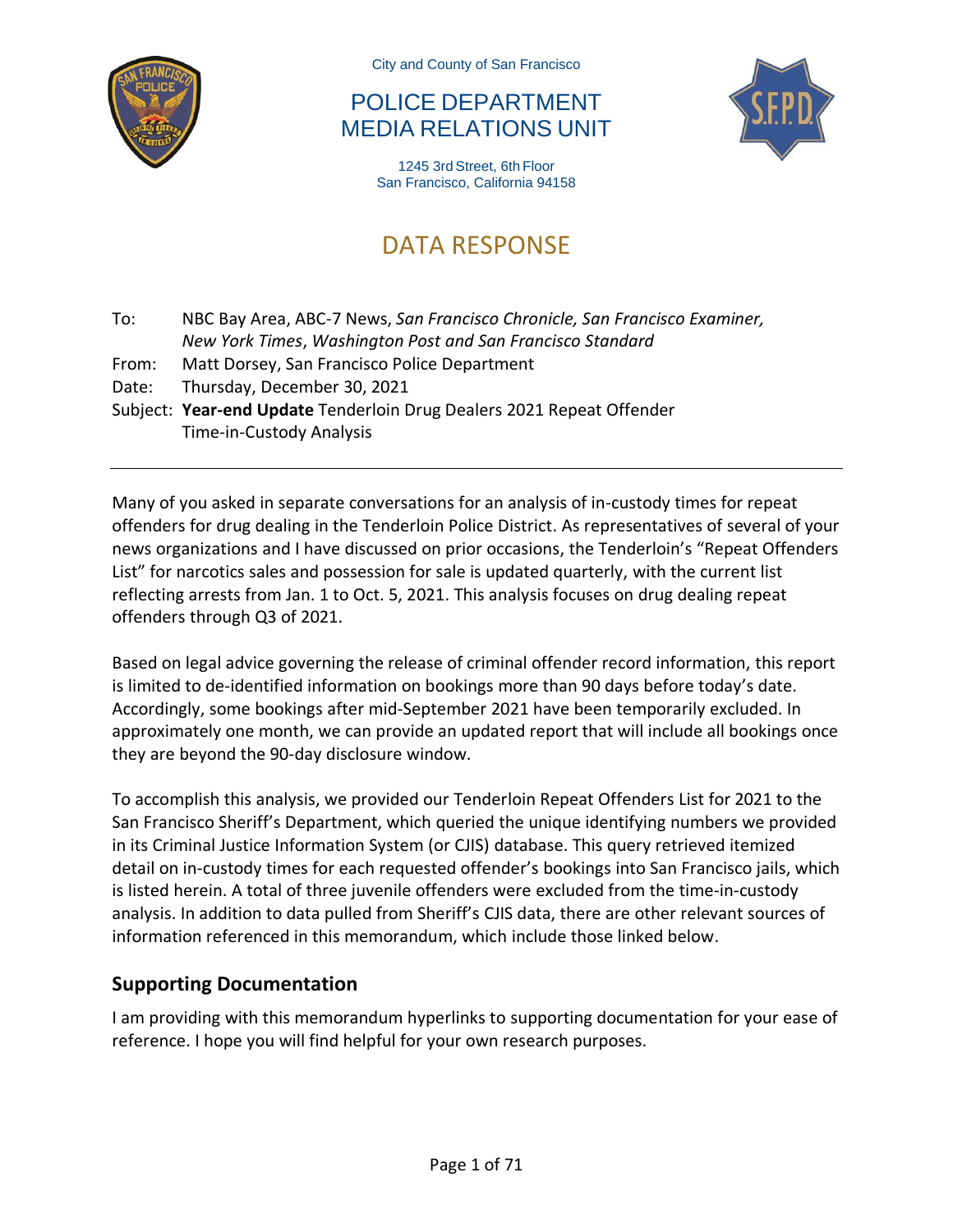City and County of San Francisco

POLICE DEPARTMENT
MEDIA RELATIONS UNIT

1245 3rd Street, 6th Floor
San Francisco, California 94158

# DATA RESPONSE

To: NBC Bay Area, ABC-7 News, *San Francisco Chronicle, San Francisco Examiner, New York Times*, *Washington Post and San Francisco Standard*
From: Matt Dorsey, San Francisco Police Department
Date: Thursday, December 30, 2021
Subject: **Year-end Update** Tenderloin Drug Dealers 2021 Repeat Offender Time-in-Custody Analysis

---

Many of you asked in separate conversations for an analysis of in-custody times for repeat offenders for drug dealing in the Tenderloin Police District. As representatives of several of your news organizations and I have discussed on prior occasions, the Tenderloin's "Repeat Offenders List" for narcotics sales and possession for sale is updated quarterly, with the current list reflecting arrests from Jan. 1 to Oct. 5, 2021. This analysis focuses on drug dealing repeat offenders through Q3 of 2021.

Based on legal advice governing the release of criminal offender record information, this report is limited to de-identified information on bookings more than 90 days before today's date. Accordingly, some bookings after mid-September 2021 have been temporarily excluded. In approximately one month, we can provide an updated report that will include all bookings once they are beyond the 90-day disclosure window.

To accomplish this analysis, we provided our Tenderloin Repeat Offenders List for 2021 to the San Francisco Sheriff's Department, which queried the unique identifying numbers we provided in its Criminal Justice Information System (or CJIS) database. This query retrieved itemized detail on in-custody times for each requested offender's bookings into San Francisco jails, which is listed herein. A total of three juvenile offenders were excluded from the time-in-custody analysis. In addition to data pulled from Sheriff's CJIS data, there are other relevant sources of information referenced in this memorandum, which include those linked below.

## Supporting Documentation

I am providing with this memorandum hyperlinks to supporting documentation for your ease of reference. I hope you will find helpful for your own research purposes.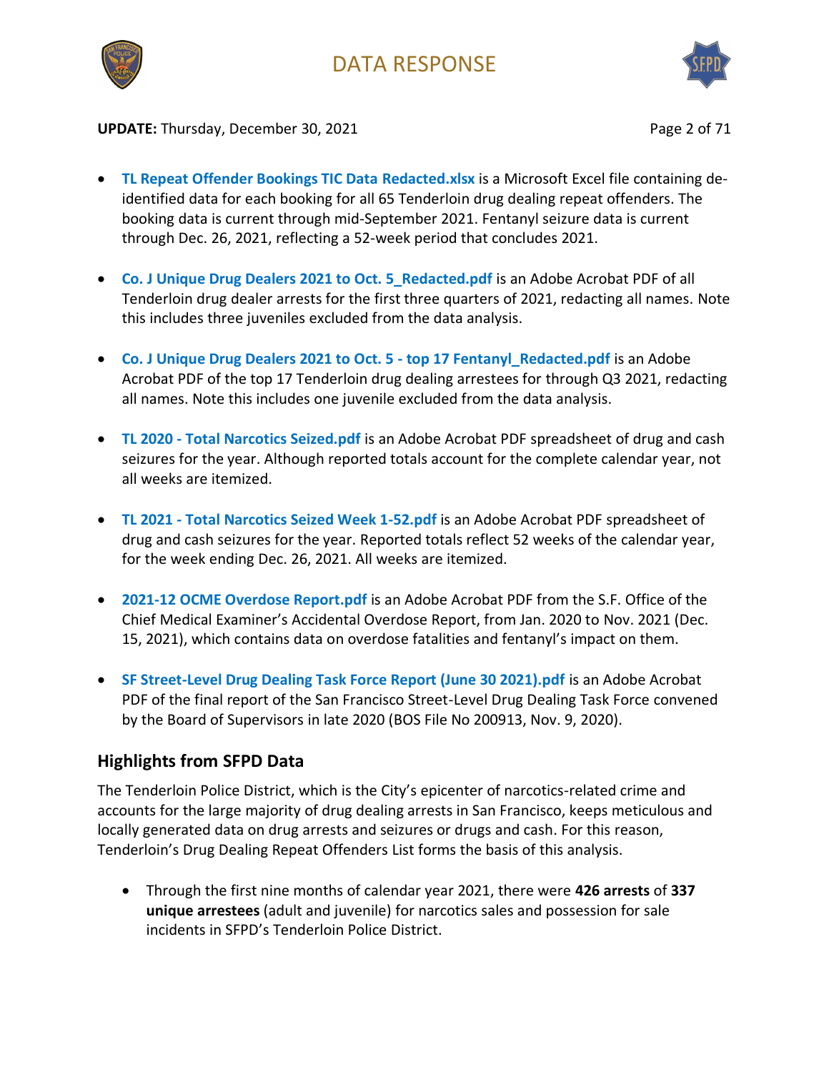- **TL Repeat Offender Bookings TIC Data Redacted.xlsx** is a Microsoft Excel file containing de-identified data for each booking for all 65 Tenderloin drug dealing repeat offenders. The booking data is current through mid-September 2021. Fentanyl seizure data is current through Dec. 26, 2021, reflecting a 52-week period that concludes 2021.

- **Co. J Unique Drug Dealers 2021 to Oct. 5_Redacted.pdf** is an Adobe Acrobat PDF of all Tenderloin drug dealer arrests for the first three quarters of 2021, redacting all names. Note this includes three juveniles excluded from the data analysis.

- **Co. J Unique Drug Dealers 2021 to Oct. 5 - top 17 Fentanyl_Redacted.pdf** is an Adobe Acrobat PDF of the top 17 Tenderloin drug dealing arrestees for through Q3 2021, redacting all names. Note this includes one juvenile excluded from the data analysis.

- **TL 2020 - Total Narcotics Seized.pdf** is an Adobe Acrobat PDF spreadsheet of drug and cash seizures for the year. Although reported totals account for the complete calendar year, not all weeks are itemized.

- **TL 2021 - Total Narcotics Seized Week 1-52.pdf** is an Adobe Acrobat PDF spreadsheet of drug and cash seizures for the year. Reported totals reflect 52 weeks of the calendar year, for the week ending Dec. 26, 2021. All weeks are itemized.

- **2021-12 OCME Overdose Report.pdf** is an Adobe Acrobat PDF from the S.F. Office of the Chief Medical Examiner's Accidental Overdose Report, from Jan. 2020 to Nov. 2021 (Dec. 15, 2021), which contains data on overdose fatalities and fentanyl's impact on them.

- **SF Street-Level Drug Dealing Task Force Report (June 30 2021).pdf** is an Adobe Acrobat PDF of the final report of the San Francisco Street-Level Drug Dealing Task Force convened by the Board of Supervisors in late 2020 (BOS File No 200913, Nov. 9, 2020).

## Highlights from SFPD Data

The Tenderloin Police District, which is the City's epicenter of narcotics-related crime and accounts for the large majority of drug dealing arrests in San Francisco, keeps meticulous and locally generated data on drug arrests and seizures or drugs and cash. For this reason, Tenderloin's Drug Dealing Repeat Offenders List forms the basis of this analysis.

- Through the first nine months of calendar year 2021, there were **426 arrests** of **337 unique arrestees** (adult and juvenile) for narcotics sales and possession for sale incidents in SFPD's Tenderloin Police District.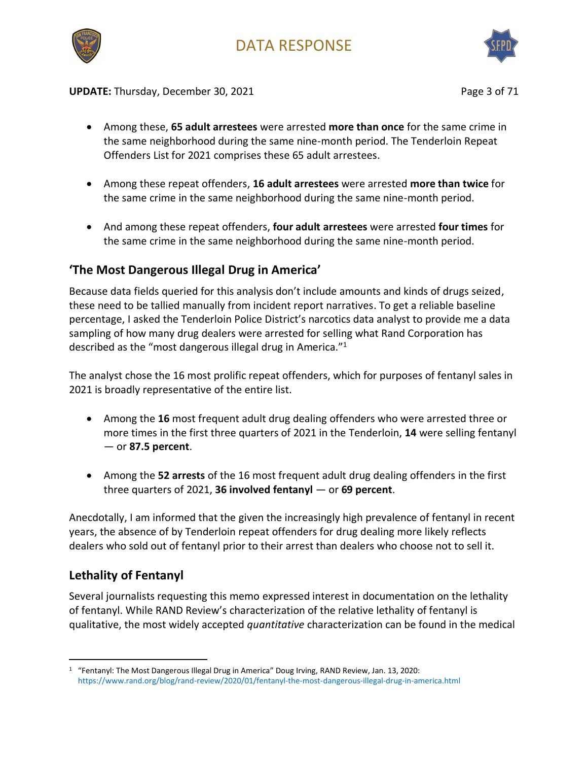- Among these, **65 adult arrestees** were arrested **more than once** for the same crime in the same neighborhood during the same nine-month period. The Tenderloin Repeat Offenders List for 2021 comprises these 65 adult arrestees.

- Among these repeat offenders, **16 adult arrestees** were arrested **more than twice** for the same crime in the same neighborhood during the same nine-month period.

- And among these repeat offenders, **four adult arrestees** were arrested **four times** for the same crime in the same neighborhood during the same nine-month period.

## 'The Most Dangerous Illegal Drug in America'

Because data fields queried for this analysis don't include amounts and kinds of drugs seized, these need to be tallied manually from incident report narratives. To get a reliable baseline percentage, I asked the Tenderloin Police District's narcotics data analyst to provide me a data sampling of how many drug dealers were arrested for selling what Rand Corporation has described as the "most dangerous illegal drug in America."[1]

The analyst chose the 16 most prolific repeat offenders, which for purposes of fentanyl sales in 2021 is broadly representative of the entire list.

- Among the **16** most frequent adult drug dealing offenders who were arrested three or more times in the first three quarters of 2021 in the Tenderloin, **14** were selling fentanyl — or **87.5 percent**.

- Among the **52 arrests** of the 16 most frequent adult drug dealing offenders in the first three quarters of 2021, **36 involved fentanyl** — or **69 percent**.

Anecdotally, I am informed that the given the increasingly high prevalence of fentanyl in recent years, the absence of by Tenderloin repeat offenders for drug dealing more likely reflects dealers who sold out of fentanyl prior to their arrest than dealers who choose not to sell it.

## Lethality of Fentanyl

Several journalists requesting this memo expressed interest in documentation on the lethality of fentanyl. While RAND Review's characterization of the relative lethality of fentanyl is qualitative, the most widely accepted *quantitative* characterization can be found in the medical

---

[1] "Fentanyl: The Most Dangerous Illegal Drug in America" Doug Irving, RAND Review, Jan. 13, 2020: https://www.rand.org/blog/rand-review/2020/01/fentanyl-the-most-dangerous-illegal-drug-in-america.html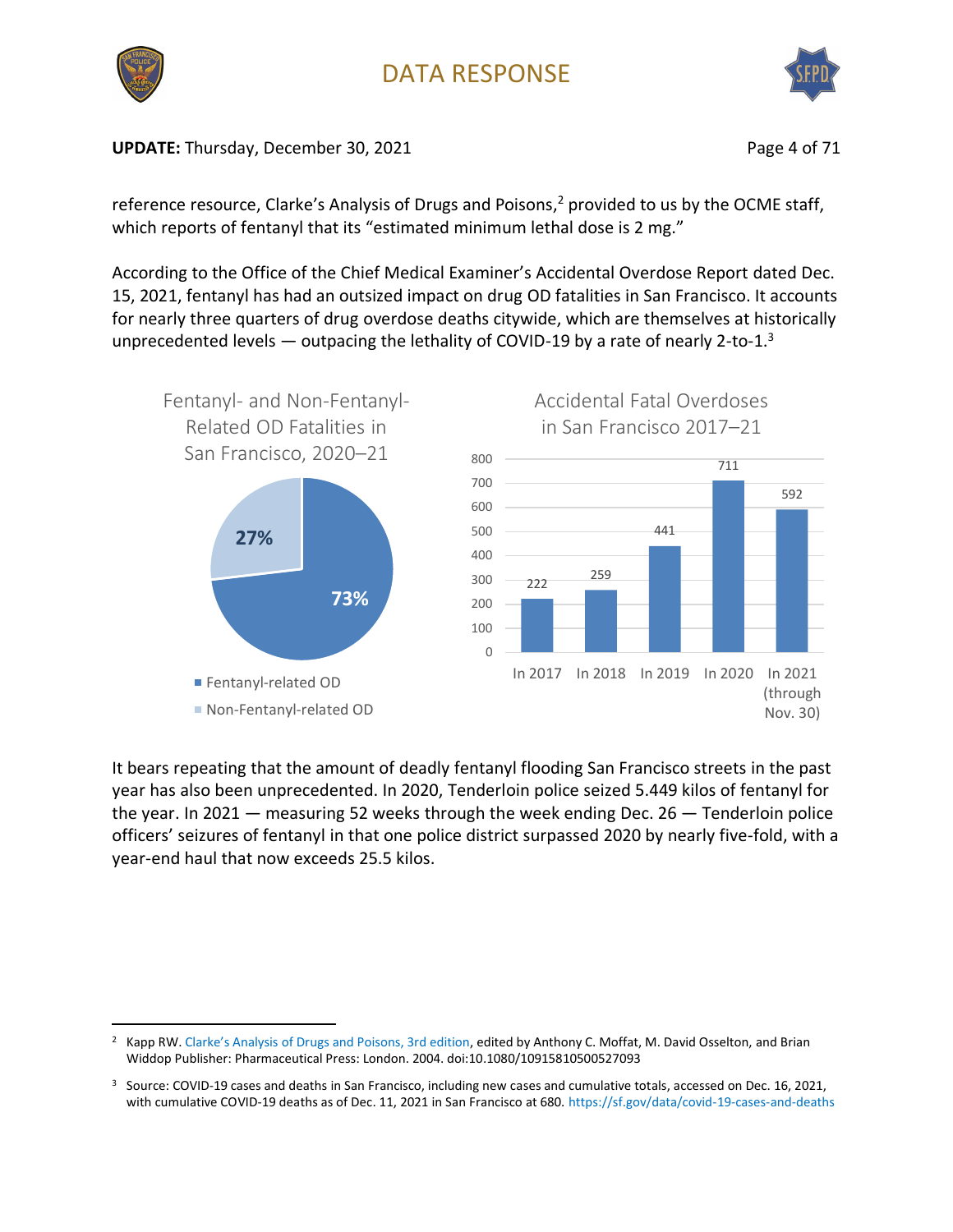reference resource, Clarke's Analysis of Drugs and Poisons,[2] provided to us by the OCME staff, which reports of fentanyl that its "estimated minimum lethal dose is 2 mg."

According to the Office of the Chief Medical Examiner's Accidental Overdose Report dated Dec. 15, 2021, fentanyl has had an outsized impact on drug OD fatalities in San Francisco. It accounts for nearly three quarters of drug overdose deaths citywide, which are themselves at historically unprecedented levels — outpacing the lethality of COVID-19 by a rate of nearly 2-to-1.[3]

Fentanyl- and Non-Fentanyl-Related OD Fatalities in San Francisco, 2020–21

| Category | Share |
|---|---|
| Fentanyl-related OD | 73% |
| Non-Fentanyl-related OD | 27% |

Accidental Fatal Overdoses in San Francisco 2017–21

| Year | Accidental Fatal Overdoses |
|---|---|
| In 2017 | 222 |
| In 2018 | 259 |
| In 2019 | 441 |
| In 2020 | 711 |
| In 2021 (through Nov. 30) | 592 |

It bears repeating that the amount of deadly fentanyl flooding San Francisco streets in the past year has also been unprecedented. In 2020, Tenderloin police seized 5.449 kilos of fentanyl for the year. In 2021 — measuring 52 weeks through the week ending Dec. 26 — Tenderloin police officers' seizures of fentanyl in that one police district surpassed 2020 by nearly five-fold, with a year-end haul that now exceeds 25.5 kilos.

---

[2] Kapp RW. Clarke's Analysis of Drugs and Poisons, 3rd edition, edited by Anthony C. Moffat, M. David Osselton, and Brian Widdop Publisher: Pharmaceutical Press: London. 2004. doi:10.1080/10915810500527093

[3] Source: COVID-19 cases and deaths in San Francisco, including new cases and cumulative totals, accessed on Dec. 16, 2021, with cumulative COVID-19 deaths as of Dec. 11, 2021 in San Francisco at 680. https://sf.gov/data/covid-19-cases-and-deaths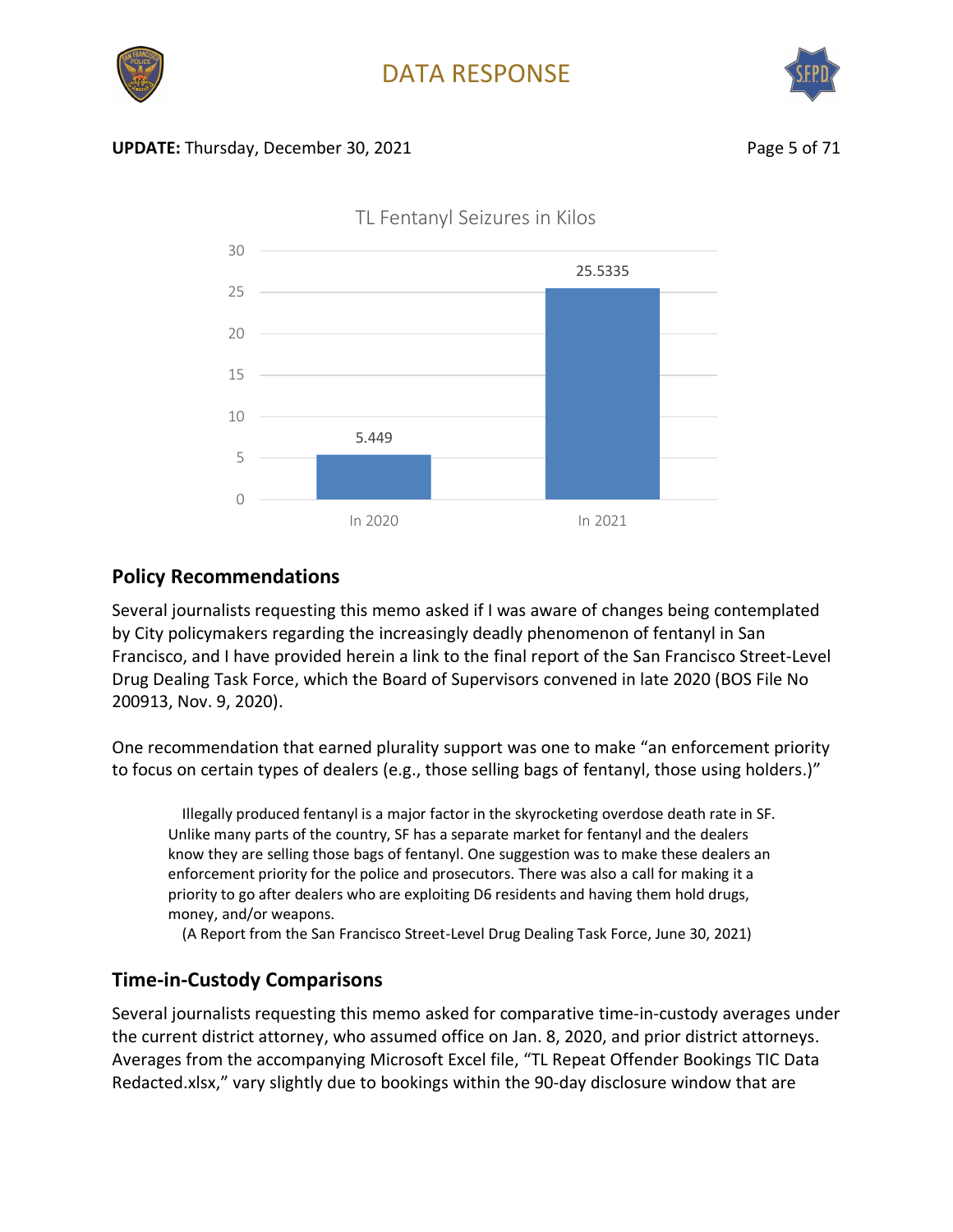TL Fentanyl Seizures in Kilos

| | Kilos |
| --- | --- |
| In 2020 | 5.449 |
| In 2021 | 25.5335 |

## Policy Recommendations

Several journalists requesting this memo asked if I was aware of changes being contemplated by City policymakers regarding the increasingly deadly phenomenon of fentanyl in San Francisco, and I have provided herein a link to the final report of the San Francisco Street-Level Drug Dealing Task Force, which the Board of Supervisors convened in late 2020 (BOS File No 200913, Nov. 9, 2020).

One recommendation that earned plurality support was one to make "an enforcement priority to focus on certain types of dealers (e.g., those selling bags of fentanyl, those using holders.)"

> Illegally produced fentanyl is a major factor in the skyrocketing overdose death rate in SF. Unlike many parts of the country, SF has a separate market for fentanyl and the dealers know they are selling those bags of fentanyl. One suggestion was to make these dealers an enforcement priority for the police and prosecutors. There was also a call for making it a priority to go after dealers who are exploiting D6 residents and having them hold drugs, money, and/or weapons.
>
> (A Report from the San Francisco Street-Level Drug Dealing Task Force, June 30, 2021)

## Time-in-Custody Comparisons

Several journalists requesting this memo asked for comparative time-in-custody averages under the current district attorney, who assumed office on Jan. 8, 2020, and prior district attorneys. Averages from the accompanying Microsoft Excel file, "TL Repeat Offender Bookings TIC Data Redacted.xlsx," vary slightly due to bookings within the 90-day disclosure window that are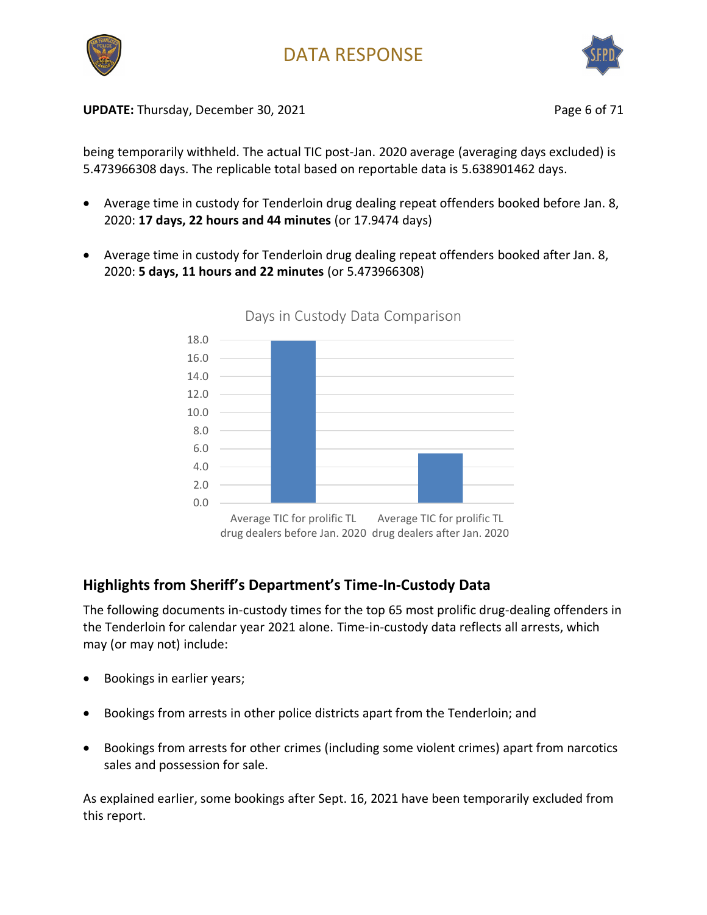being temporarily withheld. The actual TIC post-Jan. 2020 average (averaging days excluded) is 5.473966308 days. The replicable total based on reportable data is 5.638901462 days.

- Average time in custody for Tenderloin drug dealing repeat offenders booked before Jan. 8, 2020: **17 days, 22 hours and 44 minutes** (or 17.9474 days)
- Average time in custody for Tenderloin drug dealing repeat offenders booked after Jan. 8, 2020: **5 days, 11 hours and 22 minutes** (or 5.473966308)

Days in Custody Data Comparison

| | Days |
|---|---|
| Average TIC for prolific TL drug dealers before Jan. 2020 | 17.9474 |
| Average TIC for prolific TL drug dealers after Jan. 2020 | 5.473966308 |

## Highlights from Sheriff's Department's Time-In-Custody Data

The following documents in-custody times for the top 65 most prolific drug-dealing offenders in the Tenderloin for calendar year 2021 alone. Time-in-custody data reflects all arrests, which may (or may not) include:

- Bookings in earlier years;
- Bookings from arrests in other police districts apart from the Tenderloin; and
- Bookings from arrests for other crimes (including some violent crimes) apart from narcotics sales and possession for sale.

As explained earlier, some bookings after Sept. 16, 2021 have been temporarily excluded from this report.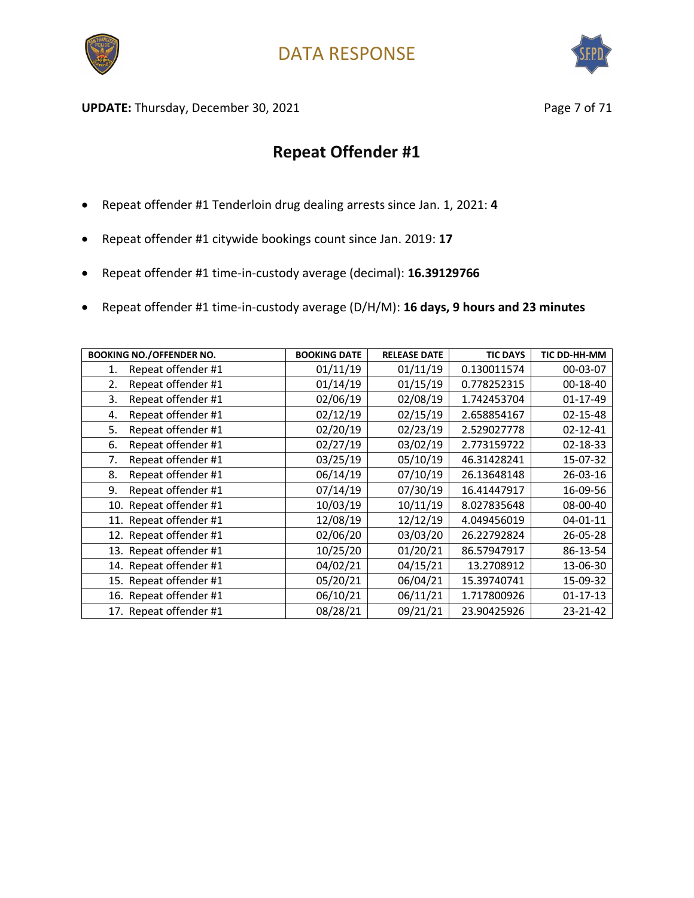# DATA RESPONSE

**UPDATE:** Thursday, December 30, 2021

## Repeat Offender #1

- Repeat offender #1 Tenderloin drug dealing arrests since Jan. 1, 2021: **4**
- Repeat offender #1 citywide bookings count since Jan. 2019: **17**
- Repeat offender #1 time-in-custody average (decimal): **16.39129766**
- Repeat offender #1 time-in-custody average (D/H/M): **16 days, 9 hours and 23 minutes**

| BOOKING NO./OFFENDER NO. | BOOKING DATE | RELEASE DATE | TIC DAYS | TIC DD-HH-MM |
|---|---|---|---|---|
| 1. Repeat offender #1 | 01/11/19 | 01/11/19 | 0.130011574 | 00-03-07 |
| 2. Repeat offender #1 | 01/14/19 | 01/15/19 | 0.778252315 | 00-18-40 |
| 3. Repeat offender #1 | 02/06/19 | 02/08/19 | 1.742453704 | 01-17-49 |
| 4. Repeat offender #1 | 02/12/19 | 02/15/19 | 2.658854167 | 02-15-48 |
| 5. Repeat offender #1 | 02/20/19 | 02/23/19 | 2.529027778 | 02-12-41 |
| 6. Repeat offender #1 | 02/27/19 | 03/02/19 | 2.773159722 | 02-18-33 |
| 7. Repeat offender #1 | 03/25/19 | 05/10/19 | 46.31428241 | 15-07-32 |
| 8. Repeat offender #1 | 06/14/19 | 07/10/19 | 26.13648148 | 26-03-16 |
| 9. Repeat offender #1 | 07/14/19 | 07/30/19 | 16.41447917 | 16-09-56 |
| 10. Repeat offender #1 | 10/03/19 | 10/11/19 | 8.027835648 | 08-00-40 |
| 11. Repeat offender #1 | 12/08/19 | 12/12/19 | 4.049456019 | 04-01-11 |
| 12. Repeat offender #1 | 02/06/20 | 03/03/20 | 26.22792824 | 26-05-28 |
| 13. Repeat offender #1 | 10/25/20 | 01/20/21 | 86.57947917 | 86-13-54 |
| 14. Repeat offender #1 | 04/02/21 | 04/15/21 | 13.2708912 | 13-06-30 |
| 15. Repeat offender #1 | 05/20/21 | 06/04/21 | 15.39740741 | 15-09-32 |
| 16. Repeat offender #1 | 06/10/21 | 06/11/21 | 1.717800926 | 01-17-13 |
| 17. Repeat offender #1 | 08/28/21 | 09/21/21 | 23.90425926 | 23-21-42 |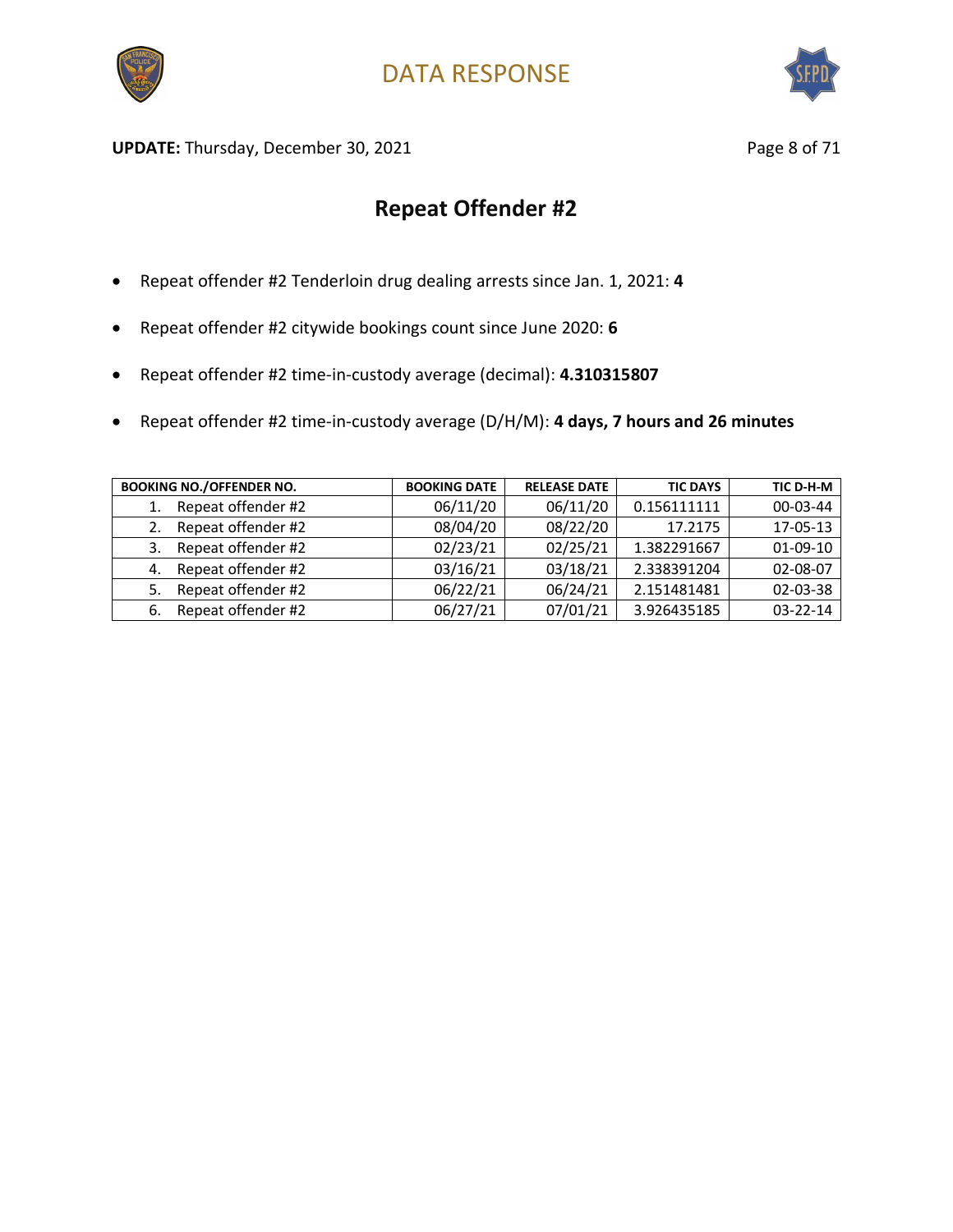DATA RESPONSE

**UPDATE:** Thursday, December 30, 2021

## Repeat Offender #2

- Repeat offender #2 Tenderloin drug dealing arrests since Jan. 1, 2021: **4**
- Repeat offender #2 citywide bookings count since June 2020: **6**
- Repeat offender #2 time-in-custody average (decimal): **4.310315807**
- Repeat offender #2 time-in-custody average (D/H/M): **4 days, 7 hours and 26 minutes**

| BOOKING NO./OFFENDER NO. | BOOKING DATE | RELEASE DATE | TIC DAYS | TIC D-H-M |
|---|---|---|---|---|
| 1. Repeat offender #2 | 06/11/20 | 06/11/20 | 0.156111111 | 00-03-44 |
| 2. Repeat offender #2 | 08/04/20 | 08/22/20 | 17.2175 | 17-05-13 |
| 3. Repeat offender #2 | 02/23/21 | 02/25/21 | 1.382291667 | 01-09-10 |
| 4. Repeat offender #2 | 03/16/21 | 03/18/21 | 2.338391204 | 02-08-07 |
| 5. Repeat offender #2 | 06/22/21 | 06/24/21 | 2.151481481 | 02-03-38 |
| 6. Repeat offender #2 | 06/27/21 | 07/01/21 | 3.926435185 | 03-22-14 |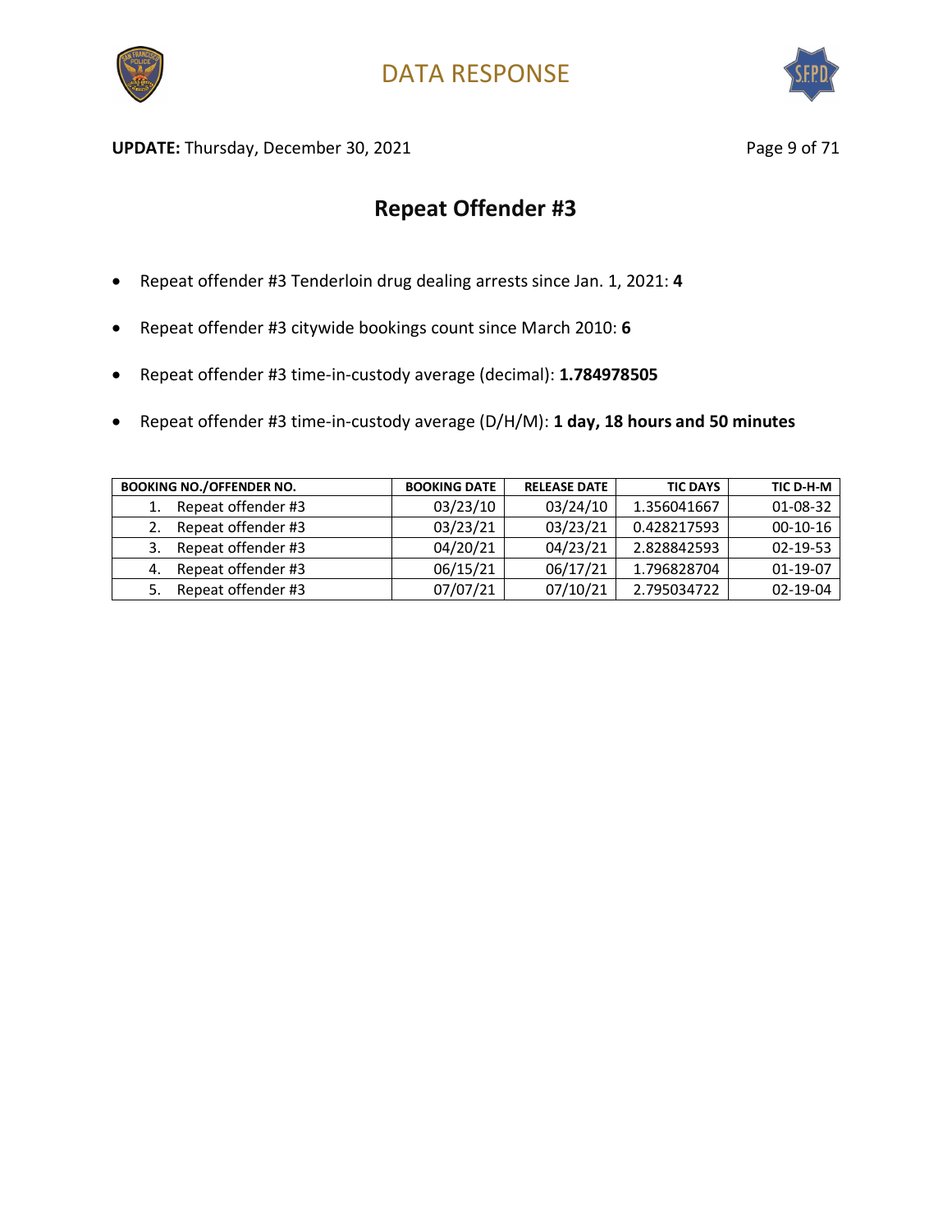# DATA RESPONSE

**UPDATE:** Thursday, December 30, 2021

## Repeat Offender #3

- Repeat offender #3 Tenderloin drug dealing arrests since Jan. 1, 2021: **4**
- Repeat offender #3 citywide bookings count since March 2010: **6**
- Repeat offender #3 time-in-custody average (decimal): **1.784978505**
- Repeat offender #3 time-in-custody average (D/H/M): **1 day, 18 hours and 50 minutes**

| BOOKING NO./OFFENDER NO. | BOOKING DATE | RELEASE DATE | TIC DAYS | TIC D-H-M |
|---|---|---|---|---|
| 1. Repeat offender #3 | 03/23/10 | 03/24/10 | 1.356041667 | 01-08-32 |
| 2. Repeat offender #3 | 03/23/21 | 03/23/21 | 0.428217593 | 00-10-16 |
| 3. Repeat offender #3 | 04/20/21 | 04/23/21 | 2.828842593 | 02-19-53 |
| 4. Repeat offender #3 | 06/15/21 | 06/17/21 | 1.796828704 | 01-19-07 |
| 5. Repeat offender #3 | 07/07/21 | 07/10/21 | 2.795034722 | 02-19-04 |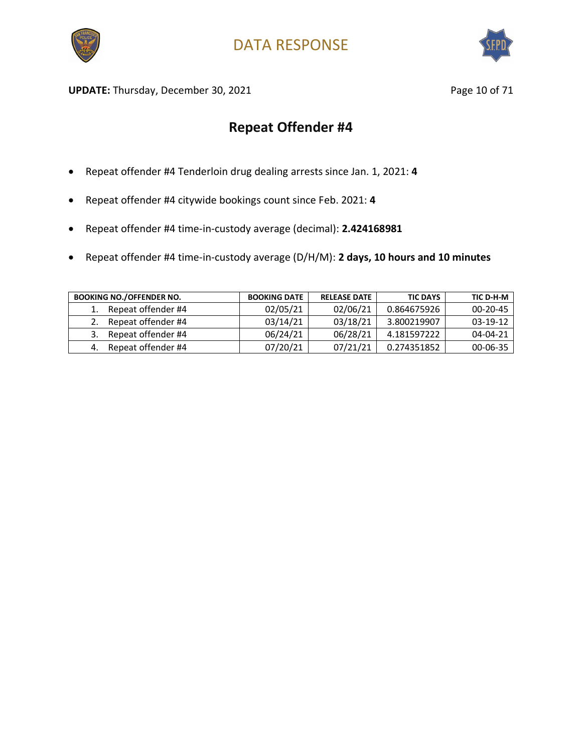# DATA RESPONSE

**UPDATE:** Thursday, December 30, 2021

## Repeat Offender #4

- Repeat offender #4 Tenderloin drug dealing arrests since Jan. 1, 2021: **4**
- Repeat offender #4 citywide bookings count since Feb. 2021: **4**
- Repeat offender #4 time-in-custody average (decimal): **2.424168981**
- Repeat offender #4 time-in-custody average (D/H/M): **2 days, 10 hours and 10 minutes**

| BOOKING NO./OFFENDER NO. | BOOKING DATE | RELEASE DATE | TIC DAYS | TIC D-H-M |
|---|---|---|---|---|
| 1. Repeat offender #4 | 02/05/21 | 02/06/21 | 0.864675926 | 00-20-45 |
| 2. Repeat offender #4 | 03/14/21 | 03/18/21 | 3.800219907 | 03-19-12 |
| 3. Repeat offender #4 | 06/24/21 | 06/28/21 | 4.181597222 | 04-04-21 |
| 4. Repeat offender #4 | 07/20/21 | 07/21/21 | 0.274351852 | 00-06-35 |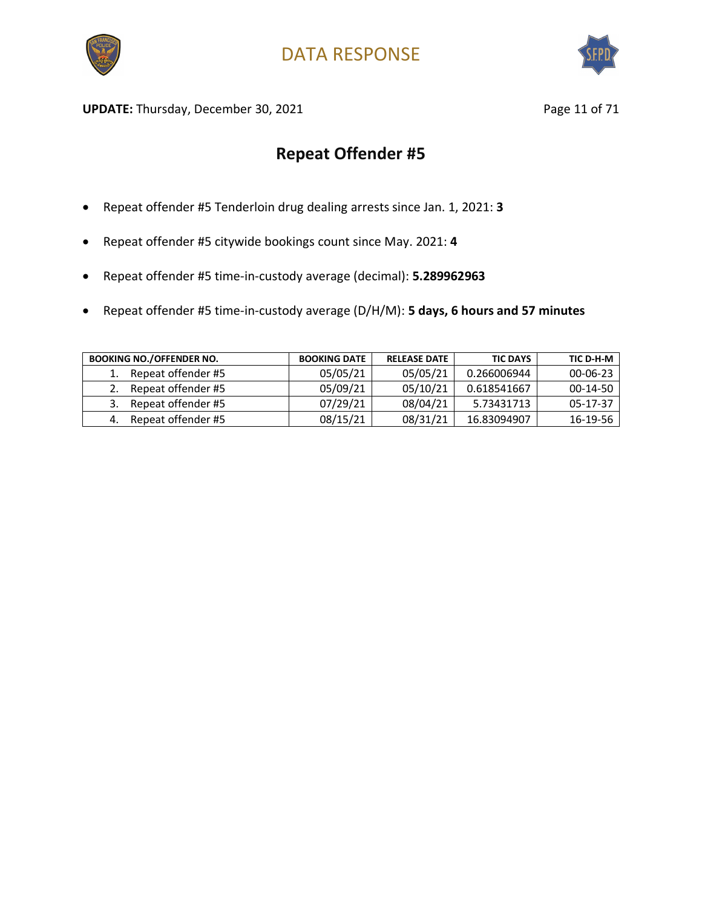# Repeat Offender #5

- Repeat offender #5 Tenderloin drug dealing arrests since Jan. 1, 2021: **3**
- Repeat offender #5 citywide bookings count since May. 2021: **4**
- Repeat offender #5 time-in-custody average (decimal): **5.289962963**
- Repeat offender #5 time-in-custody average (D/H/M): **5 days, 6 hours and 57 minutes**

| BOOKING NO./OFFENDER NO. | BOOKING DATE | RELEASE DATE | TIC DAYS | TIC D-H-M |
|---|---|---|---|---|
| 1. Repeat offender #5 | 05/05/21 | 05/05/21 | 0.266006944 | 00-06-23 |
| 2. Repeat offender #5 | 05/09/21 | 05/10/21 | 0.618541667 | 00-14-50 |
| 3. Repeat offender #5 | 07/29/21 | 08/04/21 | 5.73431713 | 05-17-37 |
| 4. Repeat offender #5 | 08/15/21 | 08/31/21 | 16.83094907 | 16-19-56 |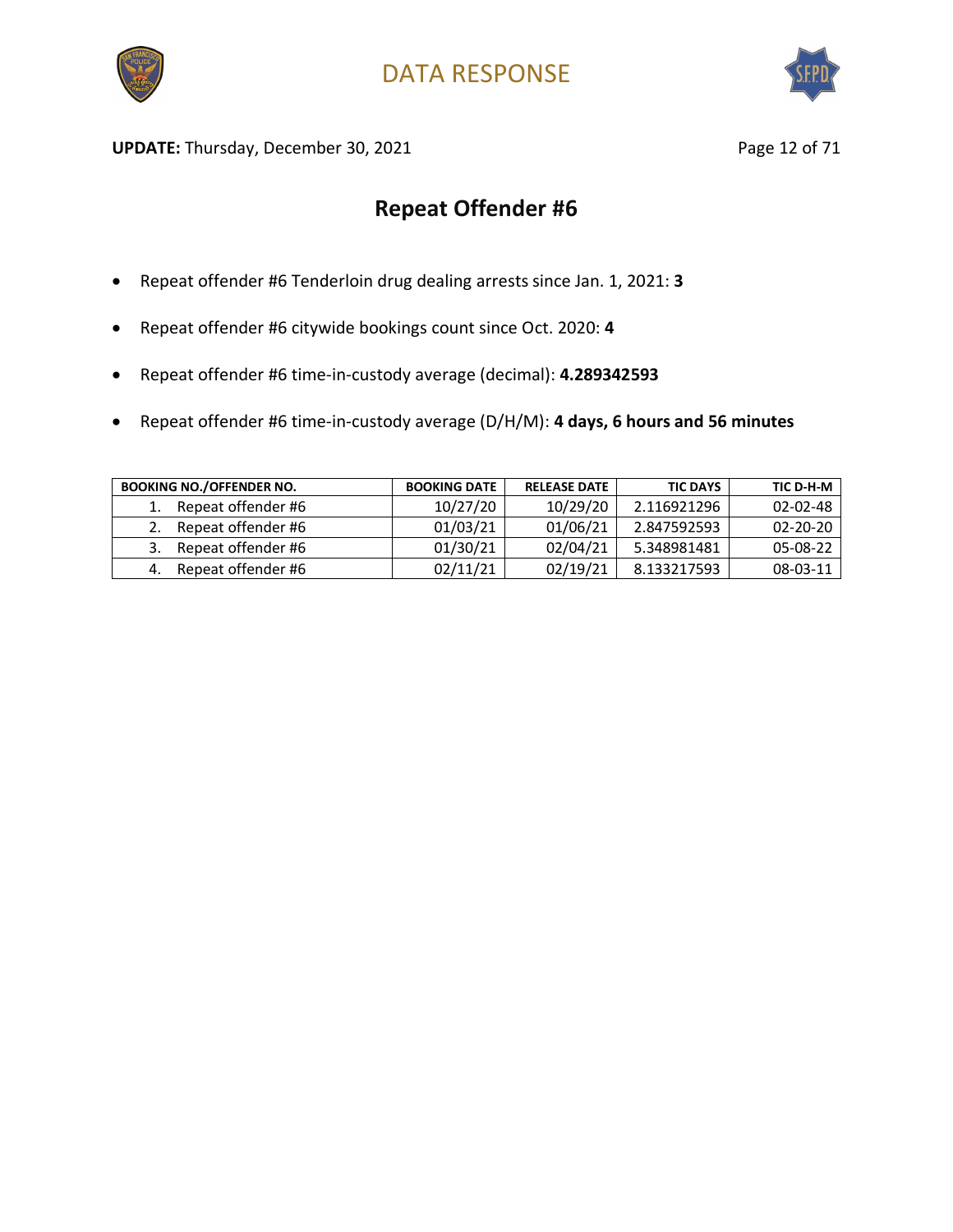# DATA RESPONSE

**UPDATE:** Thursday, December 30, 2021

## Repeat Offender #6

- Repeat offender #6 Tenderloin drug dealing arrests since Jan. 1, 2021: **3**
- Repeat offender #6 citywide bookings count since Oct. 2020: **4**
- Repeat offender #6 time-in-custody average (decimal): **4.289342593**
- Repeat offender #6 time-in-custody average (D/H/M): **4 days, 6 hours and 56 minutes**

| BOOKING NO./OFFENDER NO. | BOOKING DATE | RELEASE DATE | TIC DAYS | TIC D-H-M |
|---|---|---|---|---|
| 1. Repeat offender #6 | 10/27/20 | 10/29/20 | 2.116921296 | 02-02-48 |
| 2. Repeat offender #6 | 01/03/21 | 01/06/21 | 2.847592593 | 02-20-20 |
| 3. Repeat offender #6 | 01/30/21 | 02/04/21 | 5.348981481 | 05-08-22 |
| 4. Repeat offender #6 | 02/11/21 | 02/19/21 | 8.133217593 | 08-03-11 |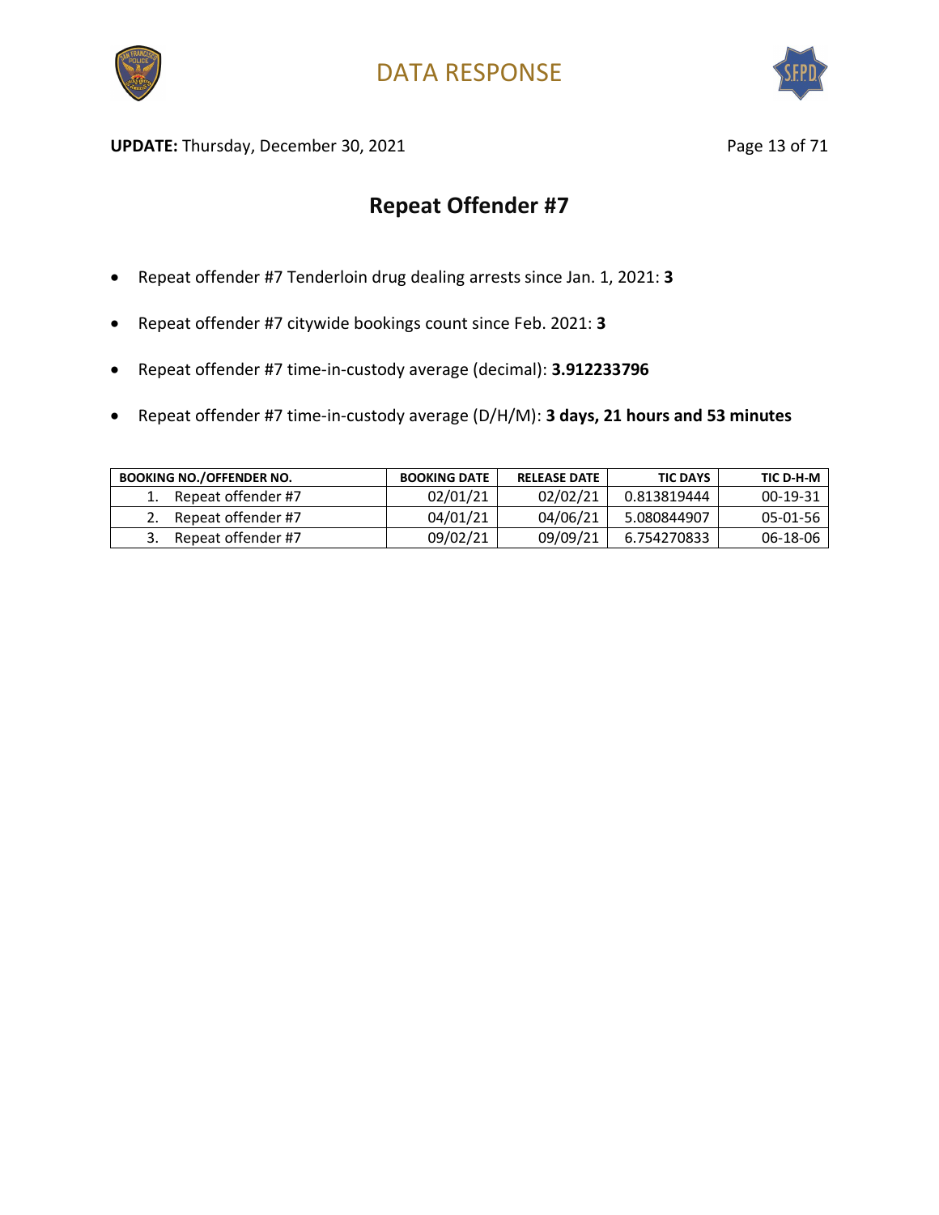# DATA RESPONSE

**UPDATE:** Thursday, December 30, 2021

## Repeat Offender #7

- Repeat offender #7 Tenderloin drug dealing arrests since Jan. 1, 2021: **3**
- Repeat offender #7 citywide bookings count since Feb. 2021: **3**
- Repeat offender #7 time-in-custody average (decimal): **3.912233796**
- Repeat offender #7 time-in-custody average (D/H/M): **3 days, 21 hours and 53 minutes**

| BOOKING NO./OFFENDER NO. | BOOKING DATE | RELEASE DATE | TIC DAYS | TIC D-H-M |
|---|---|---|---|---|
| 1. Repeat offender #7 | 02/01/21 | 02/02/21 | 0.813819444 | 00-19-31 |
| 2. Repeat offender #7 | 04/01/21 | 04/06/21 | 5.080844907 | 05-01-56 |
| 3. Repeat offender #7 | 09/02/21 | 09/09/21 | 6.754270833 | 06-18-06 |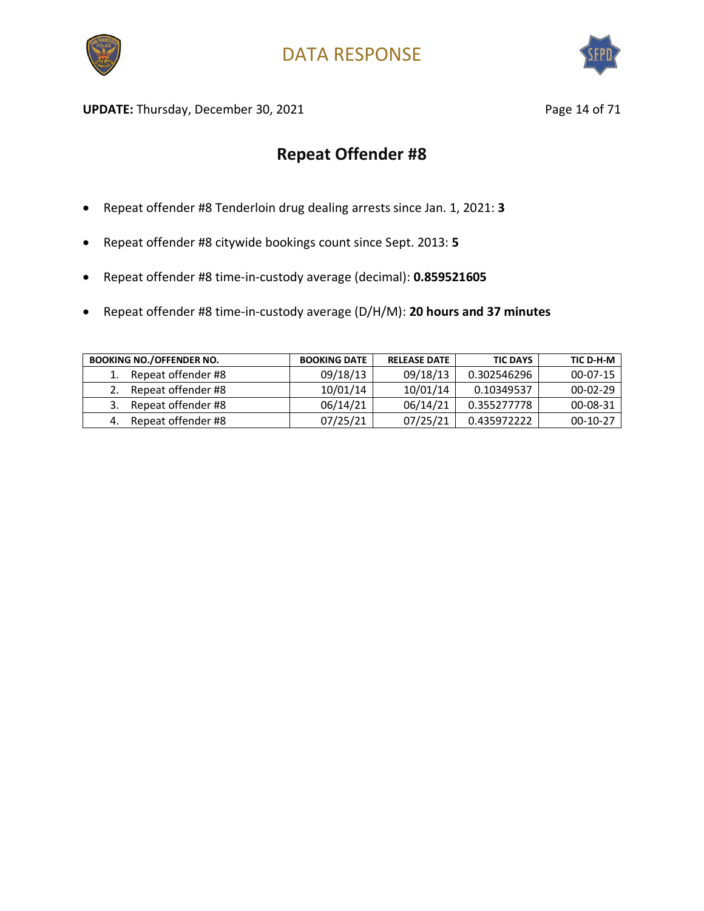# DATA RESPONSE

**UPDATE:** Thursday, December 30, 2021

## Repeat Offender #8

- Repeat offender #8 Tenderloin drug dealing arrests since Jan. 1, 2021: **3**
- Repeat offender #8 citywide bookings count since Sept. 2013: **5**
- Repeat offender #8 time-in-custody average (decimal): **0.859521605**
- Repeat offender #8 time-in-custody average (D/H/M): **20 hours and 37 minutes**

| BOOKING NO./OFFENDER NO. | BOOKING DATE | RELEASE DATE | TIC DAYS | TIC D-H-M |
|---|---|---|---|---|
| 1. Repeat offender #8 | 09/18/13 | 09/18/13 | 0.302546296 | 00-07-15 |
| 2. Repeat offender #8 | 10/01/14 | 10/01/14 | 0.10349537 | 00-02-29 |
| 3. Repeat offender #8 | 06/14/21 | 06/14/21 | 0.355277778 | 00-08-31 |
| 4. Repeat offender #8 | 07/25/21 | 07/25/21 | 0.435972222 | 00-10-27 |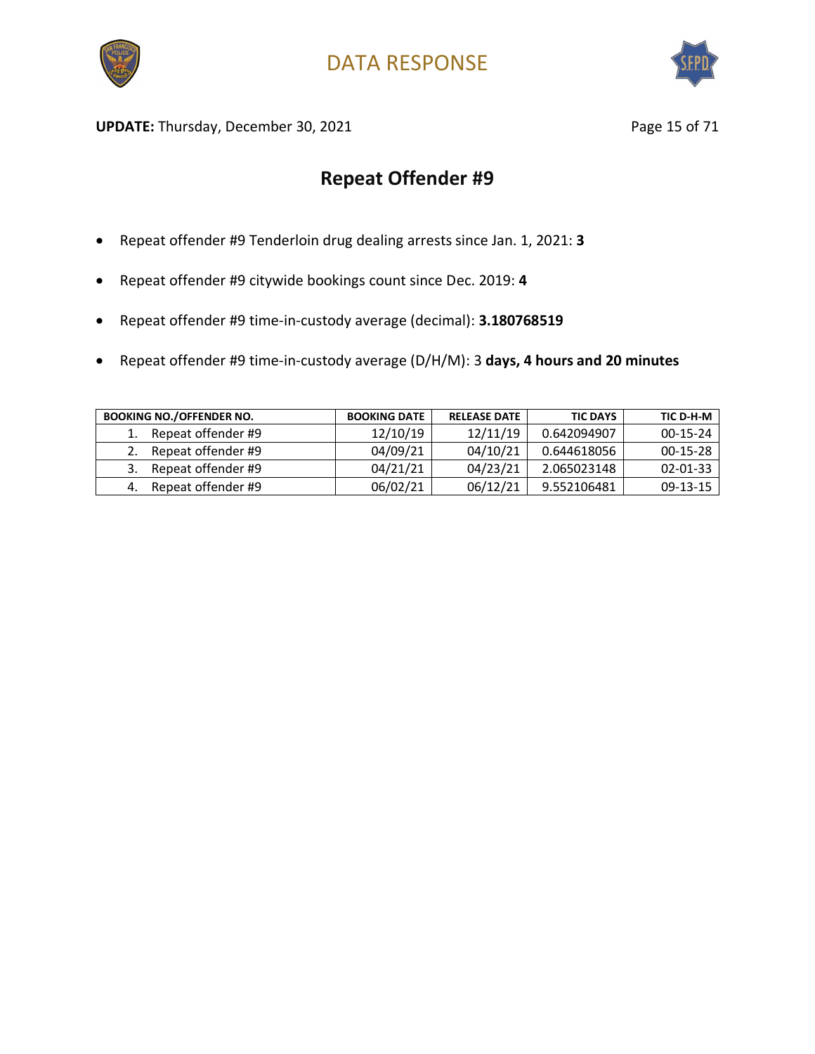# DATA RESPONSE

**UPDATE:** Thursday, December 30, 2021

## Repeat Offender #9

- Repeat offender #9 Tenderloin drug dealing arrests since Jan. 1, 2021: **3**
- Repeat offender #9 citywide bookings count since Dec. 2019: **4**
- Repeat offender #9 time-in-custody average (decimal): **3.180768519**
- Repeat offender #9 time-in-custody average (D/H/M): 3 **days, 4 hours and 20 minutes**

| BOOKING NO./OFFENDER NO. | BOOKING DATE | RELEASE DATE | TIC DAYS | TIC D-H-M |
|---|---|---|---|---|
| 1. Repeat offender #9 | 12/10/19 | 12/11/19 | 0.642094907 | 00-15-24 |
| 2. Repeat offender #9 | 04/09/21 | 04/10/21 | 0.644618056 | 00-15-28 |
| 3. Repeat offender #9 | 04/21/21 | 04/23/21 | 2.065023148 | 02-01-33 |
| 4. Repeat offender #9 | 06/02/21 | 06/12/21 | 9.552106481 | 09-13-15 |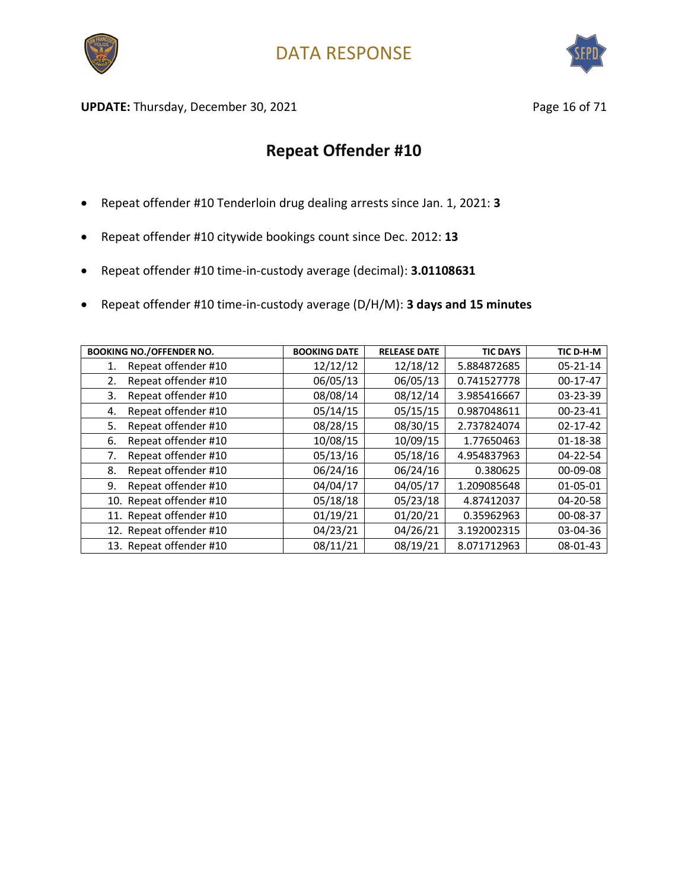# DATA RESPONSE

**UPDATE:** Thursday, December 30, 2021

## Repeat Offender #10

- Repeat offender #10 Tenderloin drug dealing arrests since Jan. 1, 2021: **3**
- Repeat offender #10 citywide bookings count since Dec. 2012: **13**
- Repeat offender #10 time-in-custody average (decimal): **3.01108631**
- Repeat offender #10 time-in-custody average (D/H/M): **3 days and 15 minutes**

| BOOKING NO./OFFENDER NO. | BOOKING DATE | RELEASE DATE | TIC DAYS | TIC D-H-M |
|---|---|---|---|---|
| 1. Repeat offender #10 | 12/12/12 | 12/18/12 | 5.884872685 | 05-21-14 |
| 2. Repeat offender #10 | 06/05/13 | 06/05/13 | 0.741527778 | 00-17-47 |
| 3. Repeat offender #10 | 08/08/14 | 08/12/14 | 3.985416667 | 03-23-39 |
| 4. Repeat offender #10 | 05/14/15 | 05/15/15 | 0.987048611 | 00-23-41 |
| 5. Repeat offender #10 | 08/28/15 | 08/30/15 | 2.737824074 | 02-17-42 |
| 6. Repeat offender #10 | 10/08/15 | 10/09/15 | 1.77650463 | 01-18-38 |
| 7. Repeat offender #10 | 05/13/16 | 05/18/16 | 4.954837963 | 04-22-54 |
| 8. Repeat offender #10 | 06/24/16 | 06/24/16 | 0.380625 | 00-09-08 |
| 9. Repeat offender #10 | 04/04/17 | 04/05/17 | 1.209085648 | 01-05-01 |
| 10. Repeat offender #10 | 05/18/18 | 05/23/18 | 4.87412037 | 04-20-58 |
| 11. Repeat offender #10 | 01/19/21 | 01/20/21 | 0.35962963 | 00-08-37 |
| 12. Repeat offender #10 | 04/23/21 | 04/26/21 | 3.192002315 | 03-04-36 |
| 13. Repeat offender #10 | 08/11/21 | 08/19/21 | 8.071712963 | 08-01-43 |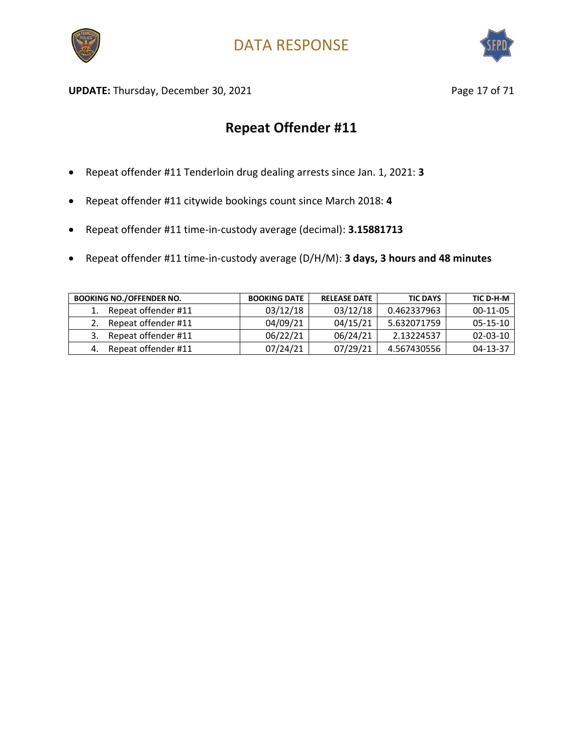## Repeat Offender #11

- Repeat offender #11 Tenderloin drug dealing arrests since Jan. 1, 2021: **3**
- Repeat offender #11 citywide bookings count since March 2018: **4**
- Repeat offender #11 time-in-custody average (decimal): **3.15881713**
- Repeat offender #11 time-in-custody average (D/H/M): **3 days, 3 hours and 48 minutes**

| BOOKING NO./OFFENDER NO. | BOOKING DATE | RELEASE DATE | TIC DAYS | TIC D-H-M |
|---|---|---|---|---|
| 1. Repeat offender #11 | 03/12/18 | 03/12/18 | 0.462337963 | 00-11-05 |
| 2. Repeat offender #11 | 04/09/21 | 04/15/21 | 5.632071759 | 05-15-10 |
| 3. Repeat offender #11 | 06/22/21 | 06/24/21 | 2.13224537 | 02-03-10 |
| 4. Repeat offender #11 | 07/24/21 | 07/29/21 | 4.567430556 | 04-13-37 |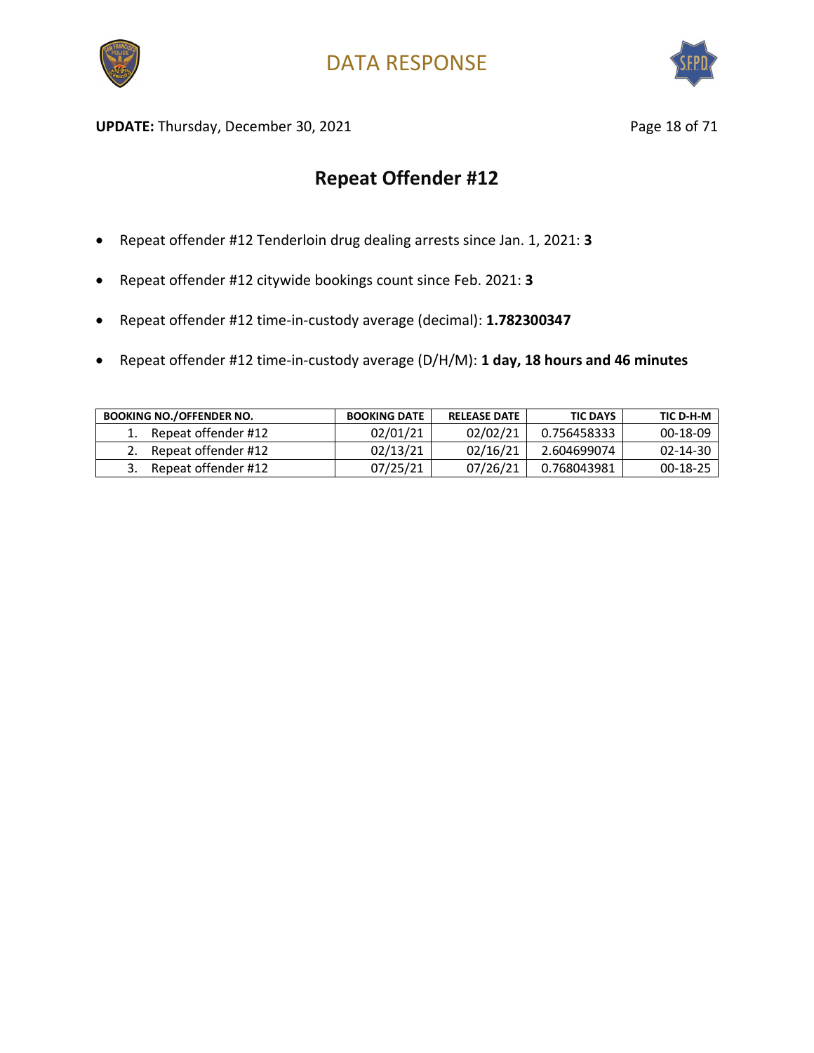# Repeat Offender #12

- Repeat offender #12 Tenderloin drug dealing arrests since Jan. 1, 2021: **3**
- Repeat offender #12 citywide bookings count since Feb. 2021: **3**
- Repeat offender #12 time-in-custody average (decimal): **1.782300347**
- Repeat offender #12 time-in-custody average (D/H/M): **1 day, 18 hours and 46 minutes**

| BOOKING NO./OFFENDER NO. | BOOKING DATE | RELEASE DATE | TIC DAYS | TIC D-H-M |
|---|---|---|---|---|
| 1. Repeat offender #12 | 02/01/21 | 02/02/21 | 0.756458333 | 00-18-09 |
| 2. Repeat offender #12 | 02/13/21 | 02/16/21 | 2.604699074 | 02-14-30 |
| 3. Repeat offender #12 | 07/25/21 | 07/26/21 | 0.768043981 | 00-18-25 |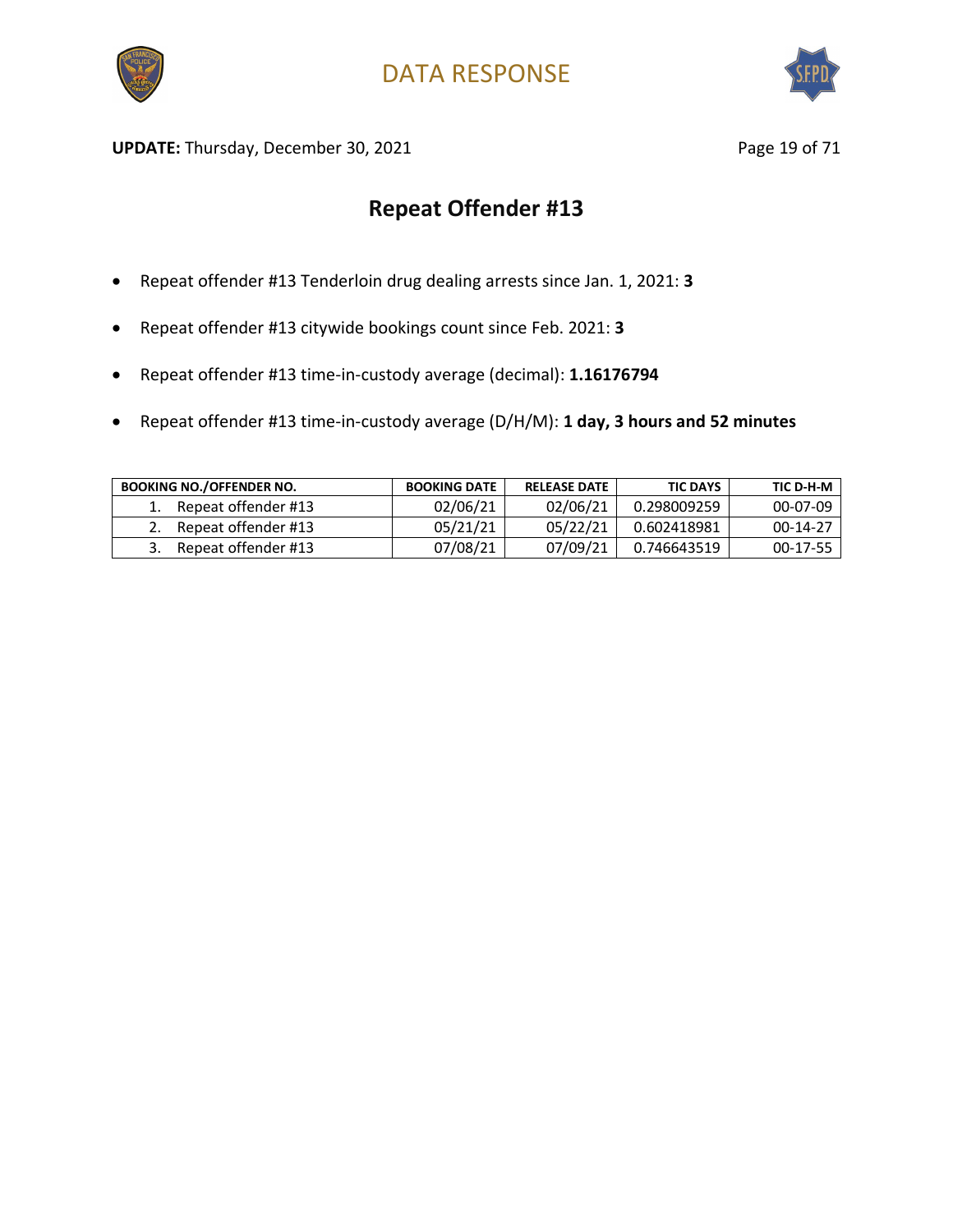DATA RESPONSE

**UPDATE:** Thursday, December 30, 2021

## Repeat Offender #13

- Repeat offender #13 Tenderloin drug dealing arrests since Jan. 1, 2021: **3**
- Repeat offender #13 citywide bookings count since Feb. 2021: **3**
- Repeat offender #13 time-in-custody average (decimal): **1.16176794**
- Repeat offender #13 time-in-custody average (D/H/M): **1 day, 3 hours and 52 minutes**

| BOOKING NO./OFFENDER NO. | BOOKING DATE | RELEASE DATE | TIC DAYS | TIC D-H-M |
|---|---|---|---|---|
| 1. Repeat offender #13 | 02/06/21 | 02/06/21 | 0.298009259 | 00-07-09 |
| 2. Repeat offender #13 | 05/21/21 | 05/22/21 | 0.602418981 | 00-14-27 |
| 3. Repeat offender #13 | 07/08/21 | 07/09/21 | 0.746643519 | 00-17-55 |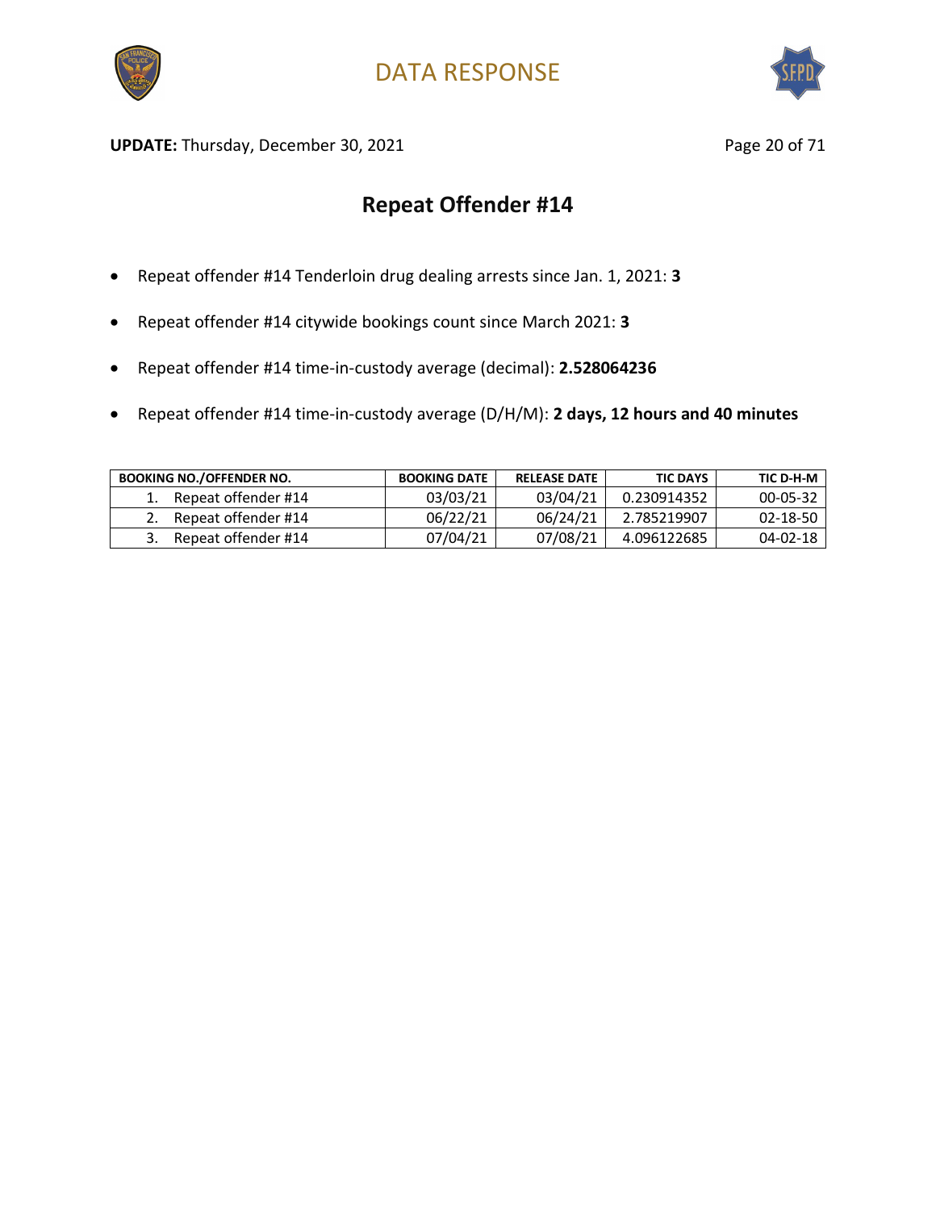DATA RESPONSE

**UPDATE:** Thursday, December 30, 2021

## Repeat Offender #14

- Repeat offender #14 Tenderloin drug dealing arrests since Jan. 1, 2021: **3**
- Repeat offender #14 citywide bookings count since March 2021: **3**
- Repeat offender #14 time-in-custody average (decimal): **2.528064236**
- Repeat offender #14 time-in-custody average (D/H/M): **2 days, 12 hours and 40 minutes**

| BOOKING NO./OFFENDER NO. | BOOKING DATE | RELEASE DATE | TIC DAYS | TIC D-H-M |
|---|---|---|---|---|
| 1. Repeat offender #14 | 03/03/21 | 03/04/21 | 0.230914352 | 00-05-32 |
| 2. Repeat offender #14 | 06/22/21 | 06/24/21 | 2.785219907 | 02-18-50 |
| 3. Repeat offender #14 | 07/04/21 | 07/08/21 | 4.096122685 | 04-02-18 |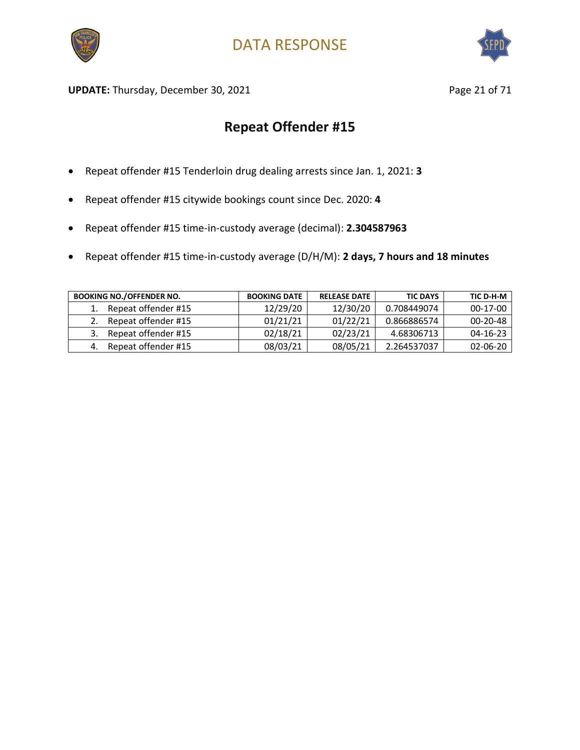DATA RESPONSE

**UPDATE:** Thursday, December 30, 2021

## Repeat Offender #15

- Repeat offender #15 Tenderloin drug dealing arrests since Jan. 1, 2021: **3**
- Repeat offender #15 citywide bookings count since Dec. 2020: **4**
- Repeat offender #15 time-in-custody average (decimal): **2.304587963**
- Repeat offender #15 time-in-custody average (D/H/M): **2 days, 7 hours and 18 minutes**

| BOOKING NO./OFFENDER NO. | BOOKING DATE | RELEASE DATE | TIC DAYS | TIC D-H-M |
|---|---|---|---|---|
| 1. Repeat offender #15 | 12/29/20 | 12/30/20 | 0.708449074 | 00-17-00 |
| 2. Repeat offender #15 | 01/21/21 | 01/22/21 | 0.866886574 | 00-20-48 |
| 3. Repeat offender #15 | 02/18/21 | 02/23/21 | 4.68306713 | 04-16-23 |
| 4. Repeat offender #15 | 08/03/21 | 08/05/21 | 2.264537037 | 02-06-20 |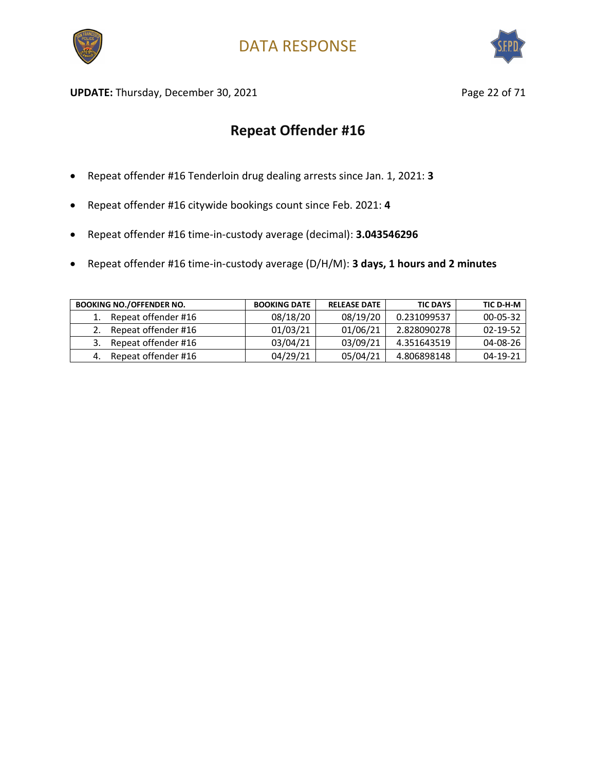DATA RESPONSE

**UPDATE:** Thursday, December 30, 2021

## Repeat Offender #16

- Repeat offender #16 Tenderloin drug dealing arrests since Jan. 1, 2021: **3**
- Repeat offender #16 citywide bookings count since Feb. 2021: **4**
- Repeat offender #16 time-in-custody average (decimal): **3.043546296**
- Repeat offender #16 time-in-custody average (D/H/M): **3 days, 1 hours and 2 minutes**

| BOOKING NO./OFFENDER NO. | BOOKING DATE | RELEASE DATE | TIC DAYS | TIC D-H-M |
|---|---|---|---|---|
| 1. Repeat offender #16 | 08/18/20 | 08/19/20 | 0.231099537 | 00-05-32 |
| 2. Repeat offender #16 | 01/03/21 | 01/06/21 | 2.828090278 | 02-19-52 |
| 3. Repeat offender #16 | 03/04/21 | 03/09/21 | 4.351643519 | 04-08-26 |
| 4. Repeat offender #16 | 04/29/21 | 05/04/21 | 4.806898148 | 04-19-21 |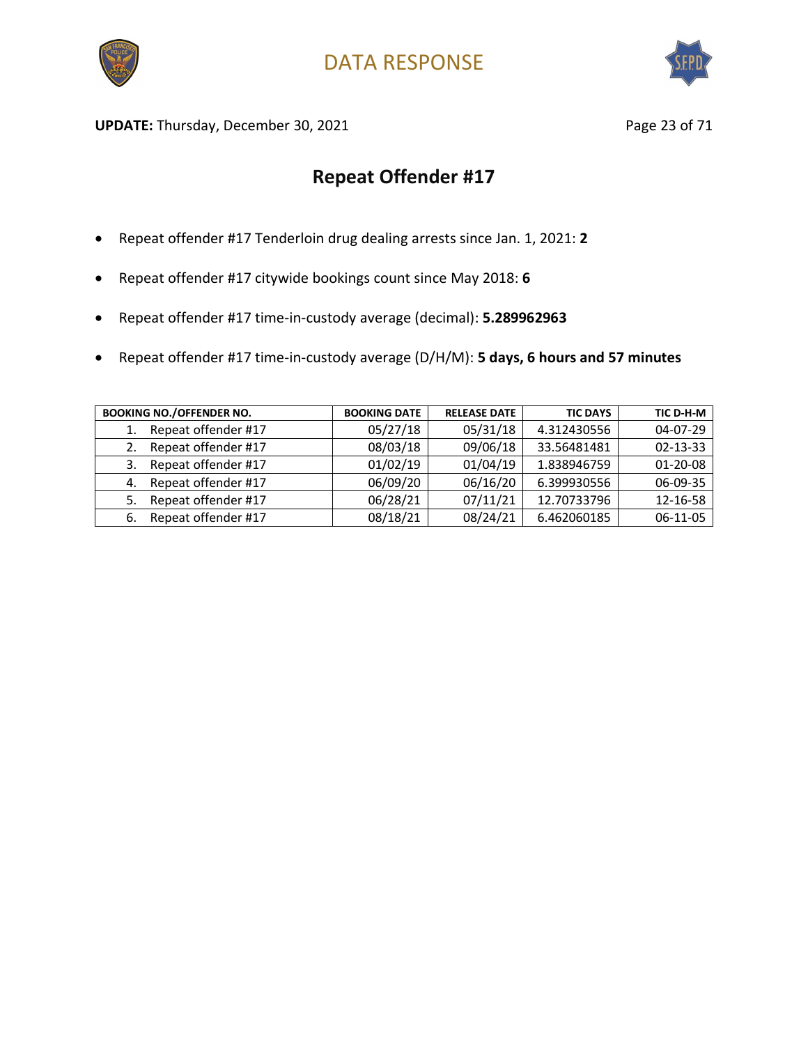# DATA RESPONSE

**UPDATE:** Thursday, December 30, 2021

## Repeat Offender #17

- Repeat offender #17 Tenderloin drug dealing arrests since Jan. 1, 2021: **2**
- Repeat offender #17 citywide bookings count since May 2018: **6**
- Repeat offender #17 time-in-custody average (decimal): **5.289962963**
- Repeat offender #17 time-in-custody average (D/H/M): **5 days, 6 hours and 57 minutes**

| BOOKING NO./OFFENDER NO. | BOOKING DATE | RELEASE DATE | TIC DAYS | TIC D-H-M |
|---|---|---|---|---|
| 1. Repeat offender #17 | 05/27/18 | 05/31/18 | 4.312430556 | 04-07-29 |
| 2. Repeat offender #17 | 08/03/18 | 09/06/18 | 33.56481481 | 02-13-33 |
| 3. Repeat offender #17 | 01/02/19 | 01/04/19 | 1.838946759 | 01-20-08 |
| 4. Repeat offender #17 | 06/09/20 | 06/16/20 | 6.399930556 | 06-09-35 |
| 5. Repeat offender #17 | 06/28/21 | 07/11/21 | 12.70733796 | 12-16-58 |
| 6. Repeat offender #17 | 08/18/21 | 08/24/21 | 6.462060185 | 06-11-05 |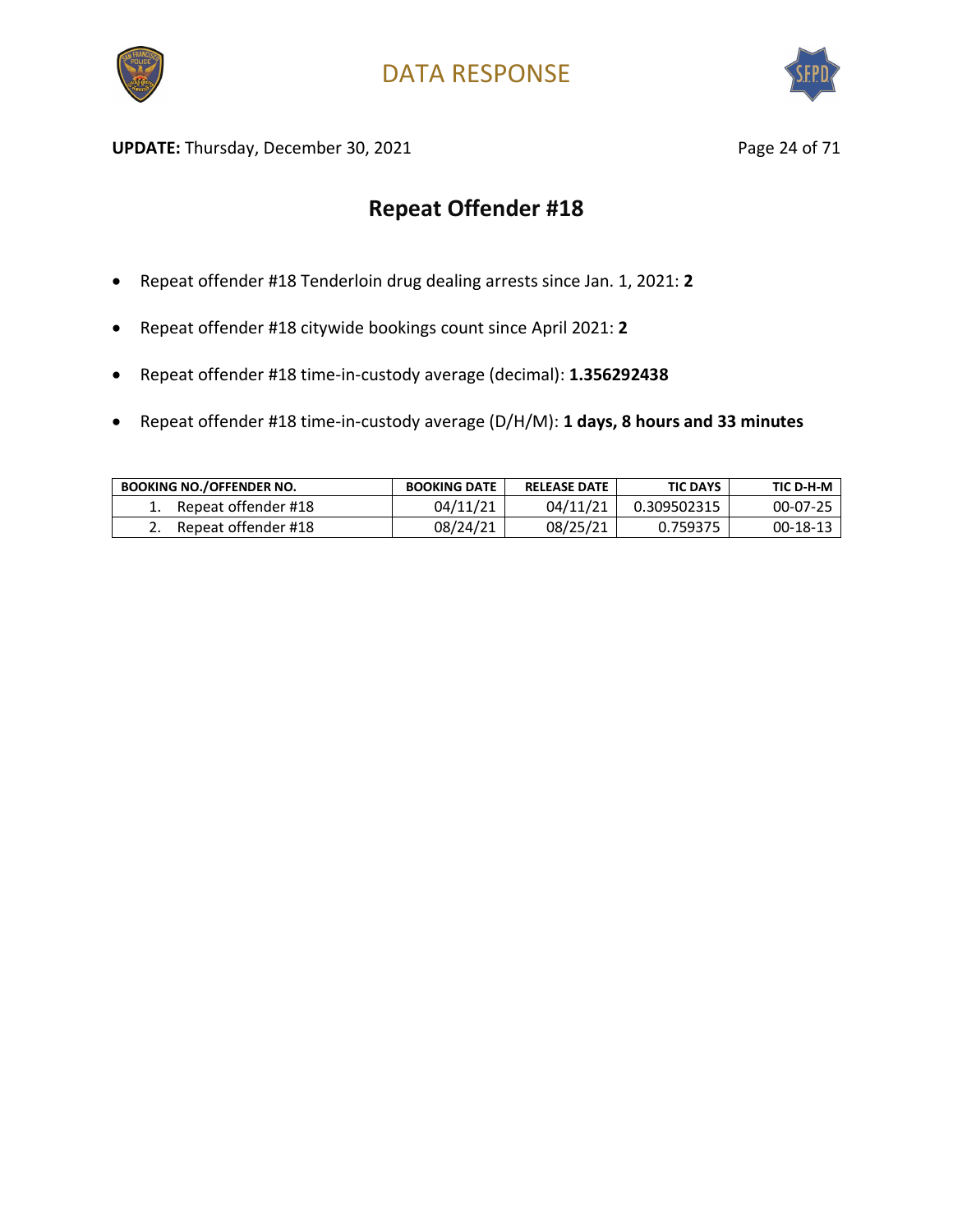# Repeat Offender #18

- Repeat offender #18 Tenderloin drug dealing arrests since Jan. 1, 2021: **2**
- Repeat offender #18 citywide bookings count since April 2021: **2**
- Repeat offender #18 time-in-custody average (decimal): **1.356292438**
- Repeat offender #18 time-in-custody average (D/H/M): **1 days, 8 hours and 33 minutes**

| BOOKING NO./OFFENDER NO. | BOOKING DATE | RELEASE DATE | TIC DAYS | TIC D-H-M |
|---|---|---|---|---|
| 1. Repeat offender #18 | 04/11/21 | 04/11/21 | 0.309502315 | 00-07-25 |
| 2. Repeat offender #18 | 08/24/21 | 08/25/21 | 0.759375 | 00-18-13 |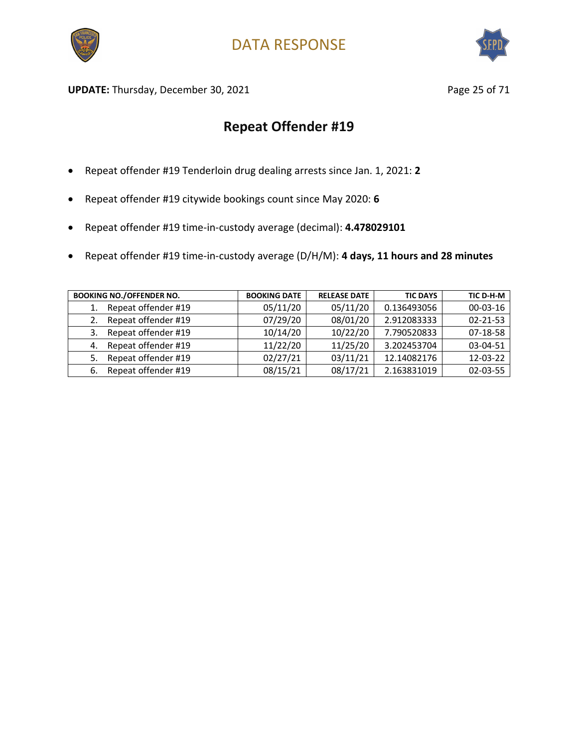# DATA RESPONSE

**UPDATE:** Thursday, December 30, 2021

## Repeat Offender #19

- Repeat offender #19 Tenderloin drug dealing arrests since Jan. 1, 2021: **2**
- Repeat offender #19 citywide bookings count since May 2020: **6**
- Repeat offender #19 time-in-custody average (decimal): **4.478029101**
- Repeat offender #19 time-in-custody average (D/H/M): **4 days, 11 hours and 28 minutes**

| BOOKING NO./OFFENDER NO. | BOOKING DATE | RELEASE DATE | TIC DAYS | TIC D-H-M |
|---|---|---|---|---|
| 1. Repeat offender #19 | 05/11/20 | 05/11/20 | 0.136493056 | 00-03-16 |
| 2. Repeat offender #19 | 07/29/20 | 08/01/20 | 2.912083333 | 02-21-53 |
| 3. Repeat offender #19 | 10/14/20 | 10/22/20 | 7.790520833 | 07-18-58 |
| 4. Repeat offender #19 | 11/22/20 | 11/25/20 | 3.202453704 | 03-04-51 |
| 5. Repeat offender #19 | 02/27/21 | 03/11/21 | 12.14082176 | 12-03-22 |
| 6. Repeat offender #19 | 08/15/21 | 08/17/21 | 2.163831019 | 02-03-55 |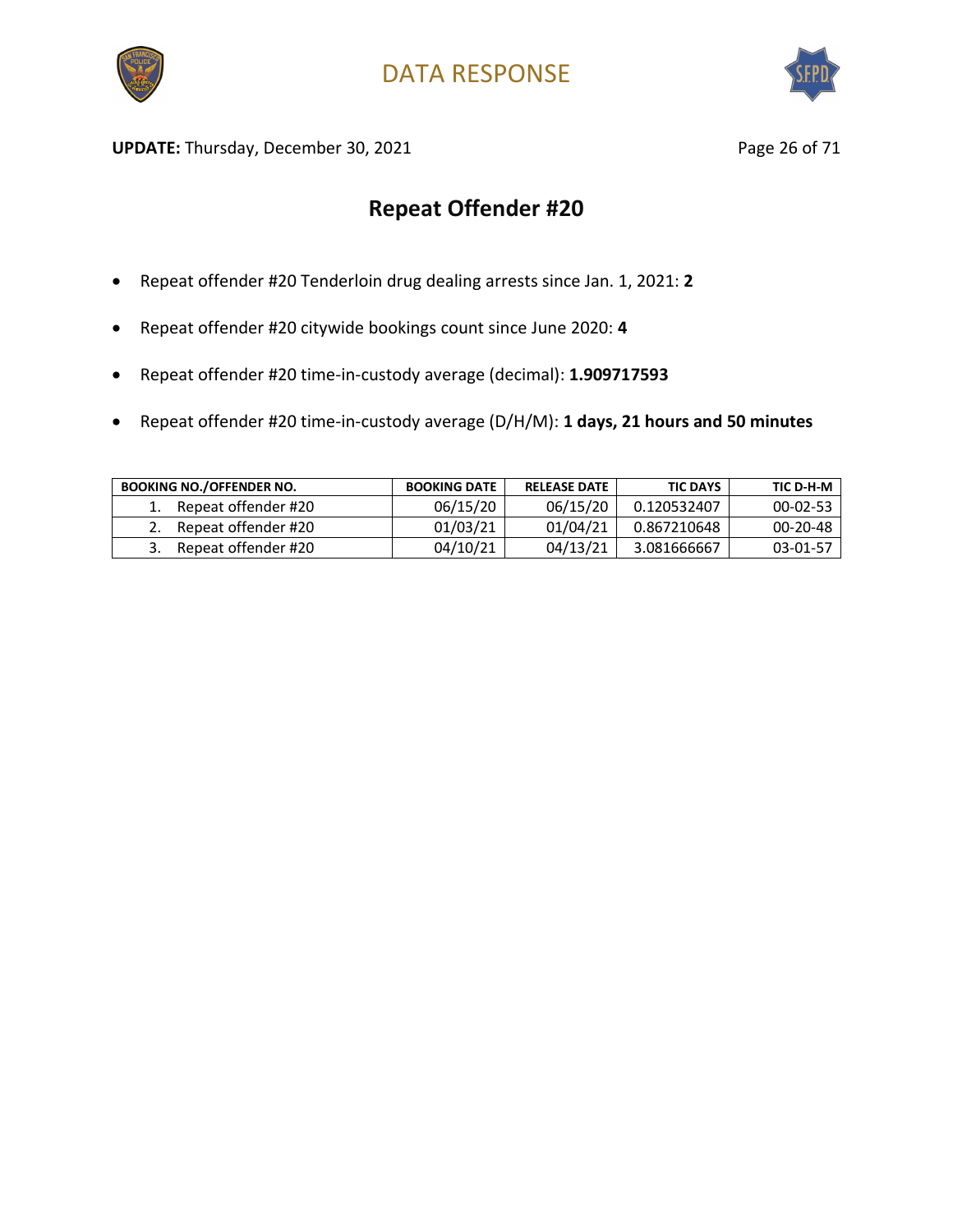## Repeat Offender #20

- Repeat offender #20 Tenderloin drug dealing arrests since Jan. 1, 2021: **2**
- Repeat offender #20 citywide bookings count since June 2020: **4**
- Repeat offender #20 time-in-custody average (decimal): **1.909717593**
- Repeat offender #20 time-in-custody average (D/H/M): **1 days, 21 hours and 50 minutes**

| BOOKING NO./OFFENDER NO. | BOOKING DATE | RELEASE DATE | TIC DAYS | TIC D-H-M |
|---|---|---|---|---|
| 1. Repeat offender #20 | 06/15/20 | 06/15/20 | 0.120532407 | 00-02-53 |
| 2. Repeat offender #20 | 01/03/21 | 01/04/21 | 0.867210648 | 00-20-48 |
| 3. Repeat offender #20 | 04/10/21 | 04/13/21 | 3.081666667 | 03-01-57 |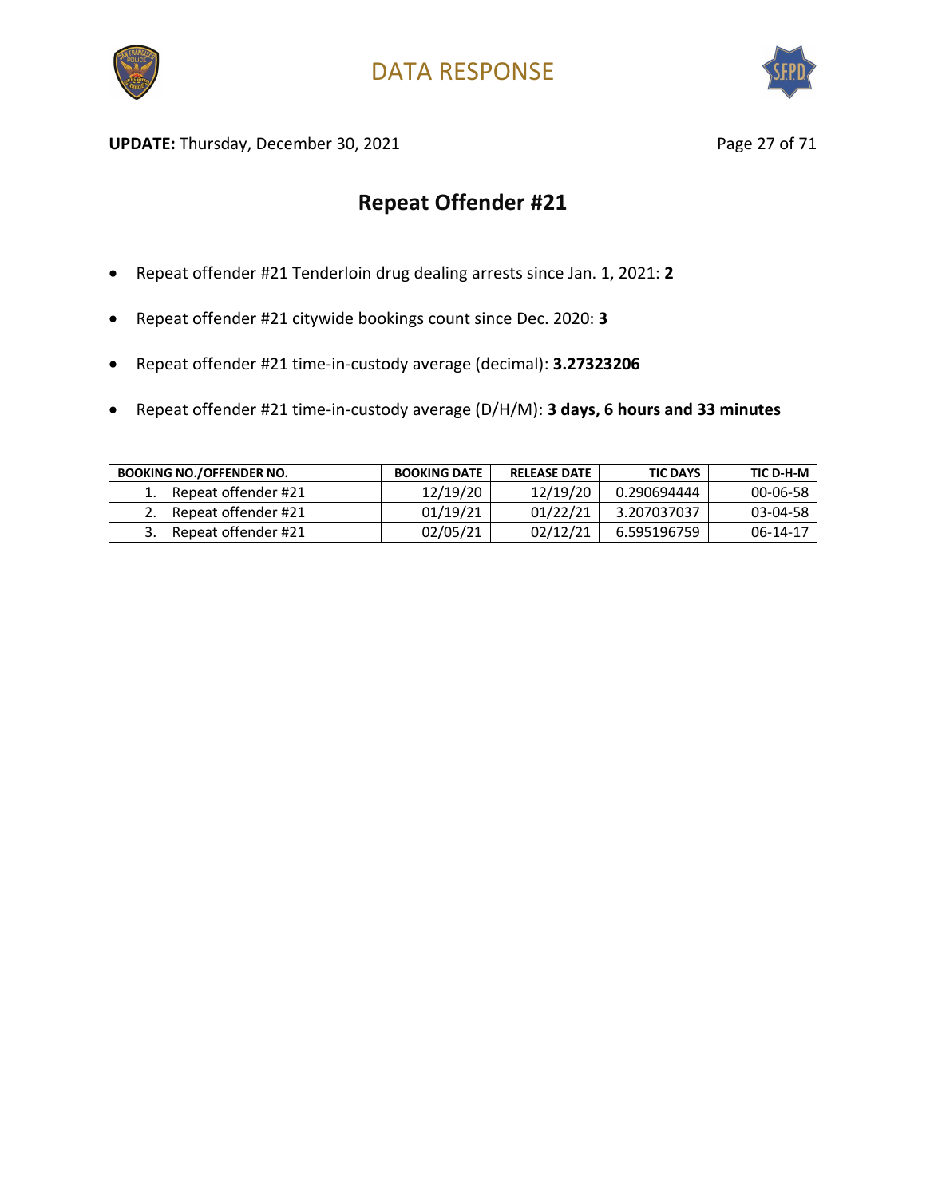DATA RESPONSE

**UPDATE:** Thursday, December 30, 2021

## Repeat Offender #21

- Repeat offender #21 Tenderloin drug dealing arrests since Jan. 1, 2021: **2**
- Repeat offender #21 citywide bookings count since Dec. 2020: **3**
- Repeat offender #21 time-in-custody average (decimal): **3.27323206**
- Repeat offender #21 time-in-custody average (D/H/M): **3 days, 6 hours and 33 minutes**

| BOOKING NO./OFFENDER NO. | BOOKING DATE | RELEASE DATE | TIC DAYS | TIC D-H-M |
|---|---|---|---|---|
| 1. Repeat offender #21 | 12/19/20 | 12/19/20 | 0.290694444 | 00-06-58 |
| 2. Repeat offender #21 | 01/19/21 | 01/22/21 | 3.207037037 | 03-04-58 |
| 3. Repeat offender #21 | 02/05/21 | 02/12/21 | 6.595196759 | 06-14-17 |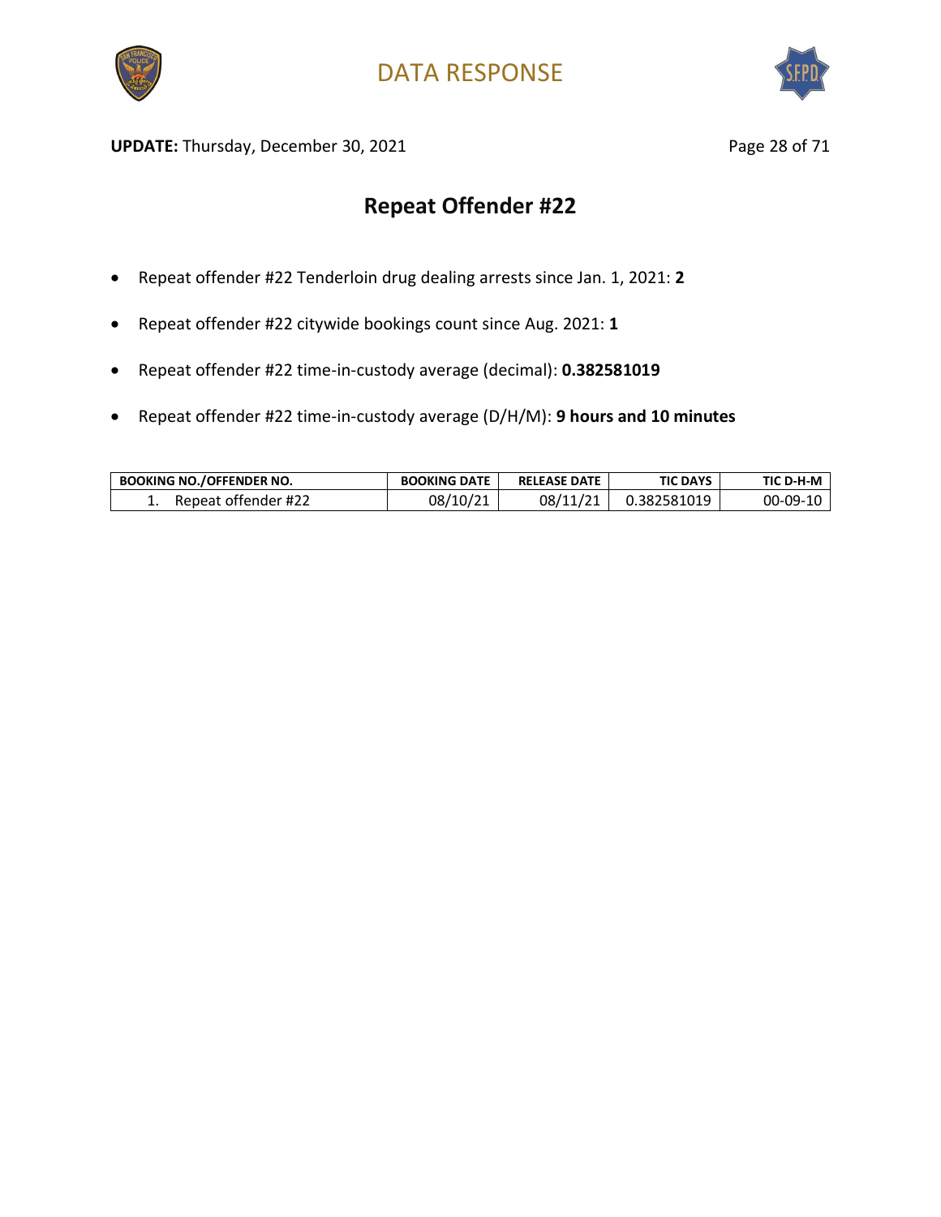DATA RESPONSE

**UPDATE:** Thursday, December 30, 2021

## Repeat Offender #22

- Repeat offender #22 Tenderloin drug dealing arrests since Jan. 1, 2021: **2**
- Repeat offender #22 citywide bookings count since Aug. 2021: **1**
- Repeat offender #22 time-in-custody average (decimal): **0.382581019**
- Repeat offender #22 time-in-custody average (D/H/M): **9 hours and 10 minutes**

| BOOKING NO./OFFENDER NO. | BOOKING DATE | RELEASE DATE | TIC DAYS | TIC D-H-M |
|---|---|---|---|---|
| 1. Repeat offender #22 | 08/10/21 | 08/11/21 | 0.382581019 | 00-09-10 |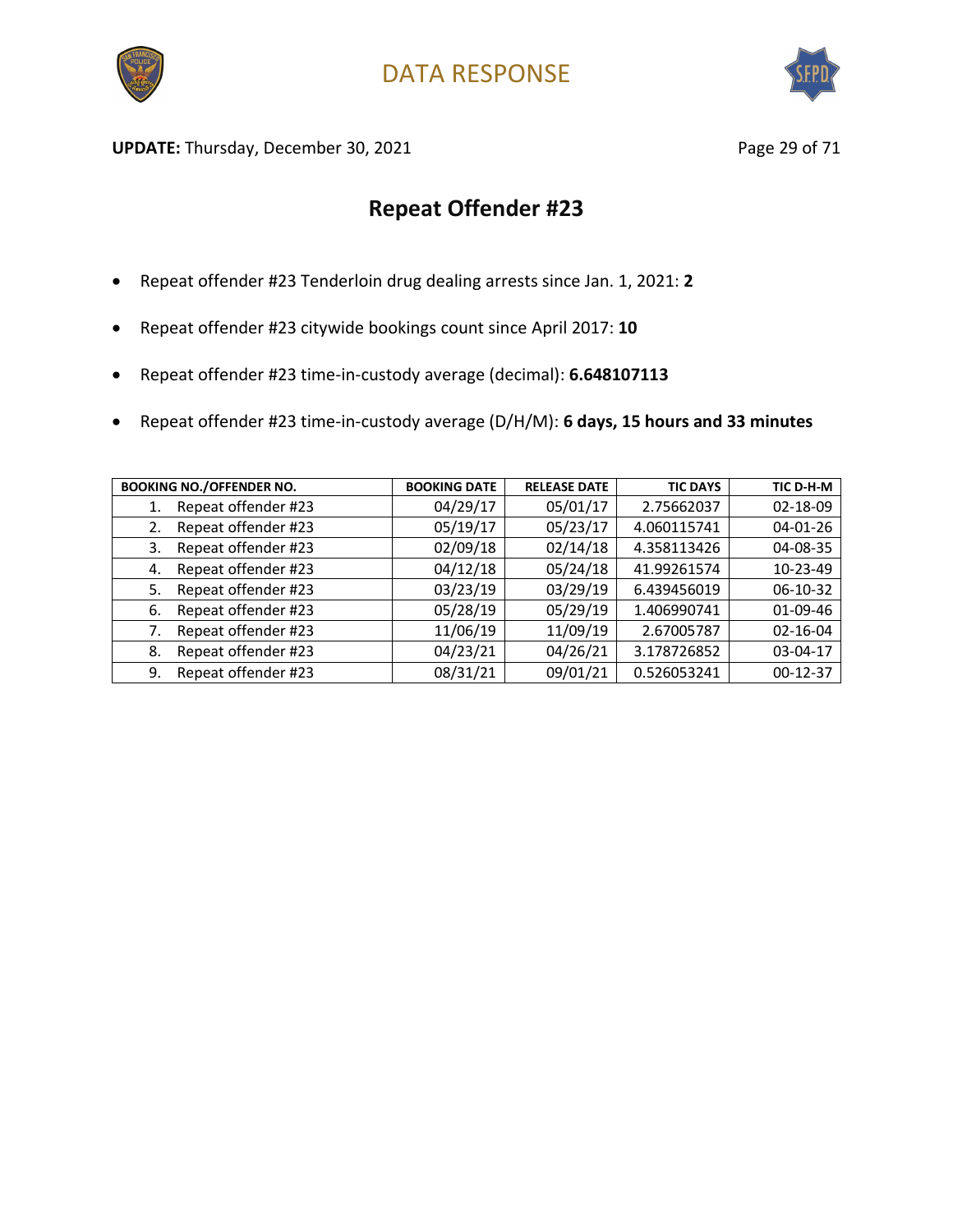DATA RESPONSE

**UPDATE:** Thursday, December 30, 2021

# Repeat Offender #23

- Repeat offender #23 Tenderloin drug dealing arrests since Jan. 1, 2021: **2**
- Repeat offender #23 citywide bookings count since April 2017: **10**
- Repeat offender #23 time-in-custody average (decimal): **6.648107113**
- Repeat offender #23 time-in-custody average (D/H/M): **6 days, 15 hours and 33 minutes**

| BOOKING NO./OFFENDER NO. | BOOKING DATE | RELEASE DATE | TIC DAYS | TIC D-H-M |
|---|---|---|---|---|
| 1. Repeat offender #23 | 04/29/17 | 05/01/17 | 2.75662037 | 02-18-09 |
| 2. Repeat offender #23 | 05/19/17 | 05/23/17 | 4.060115741 | 04-01-26 |
| 3. Repeat offender #23 | 02/09/18 | 02/14/18 | 4.358113426 | 04-08-35 |
| 4. Repeat offender #23 | 04/12/18 | 05/24/18 | 41.99261574 | 10-23-49 |
| 5. Repeat offender #23 | 03/23/19 | 03/29/19 | 6.439456019 | 06-10-32 |
| 6. Repeat offender #23 | 05/28/19 | 05/29/19 | 1.406990741 | 01-09-46 |
| 7. Repeat offender #23 | 11/06/19 | 11/09/19 | 2.67005787 | 02-16-04 |
| 8. Repeat offender #23 | 04/23/21 | 04/26/21 | 3.178726852 | 03-04-17 |
| 9. Repeat offender #23 | 08/31/21 | 09/01/21 | 0.526053241 | 00-12-37 |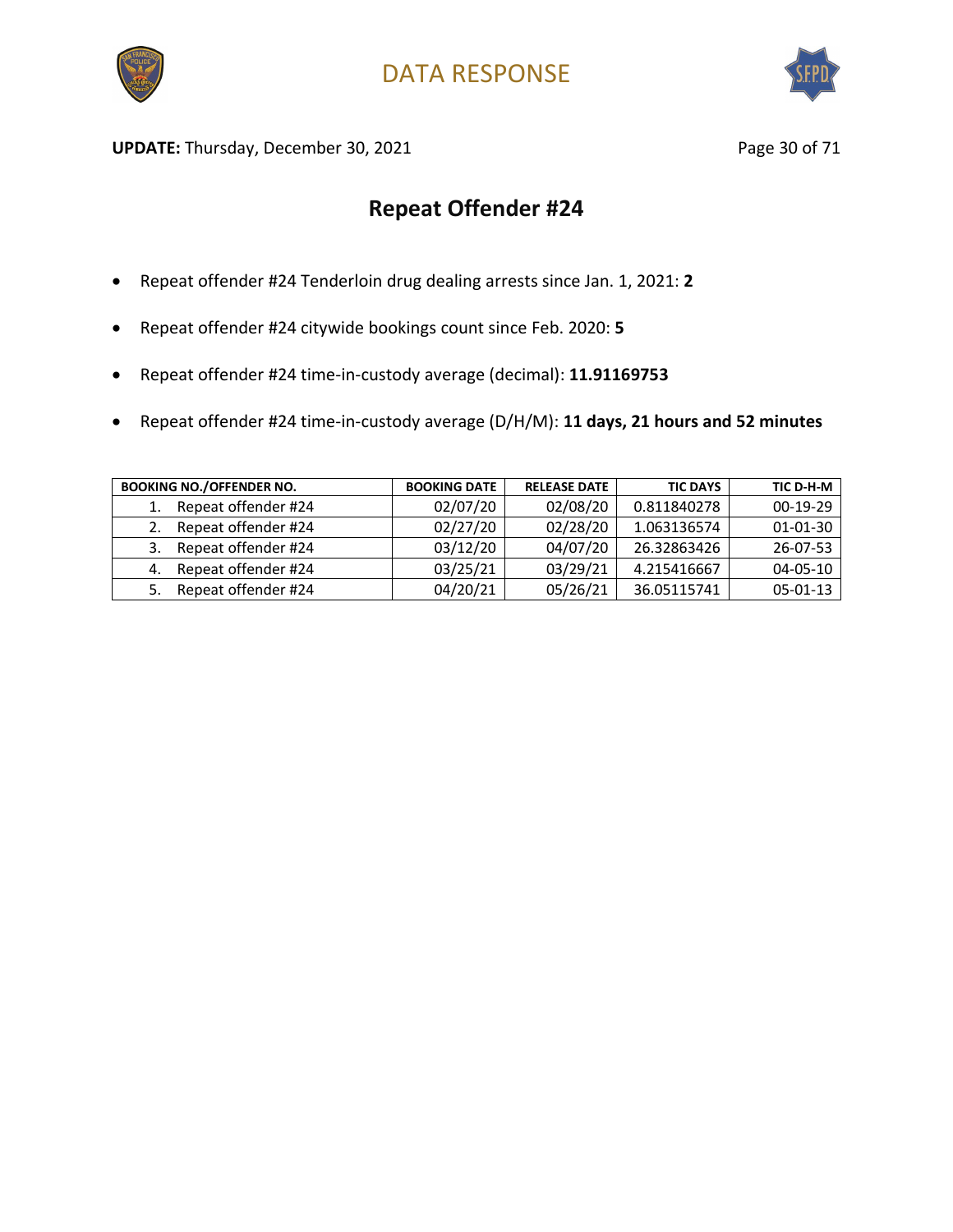# DATA RESPONSE

**UPDATE:** Thursday, December 30, 2021

## Repeat Offender #24

- Repeat offender #24 Tenderloin drug dealing arrests since Jan. 1, 2021: **2**
- Repeat offender #24 citywide bookings count since Feb. 2020: **5**
- Repeat offender #24 time-in-custody average (decimal): **11.91169753**
- Repeat offender #24 time-in-custody average (D/H/M): **11 days, 21 hours and 52 minutes**

| BOOKING NO./OFFENDER NO. | BOOKING DATE | RELEASE DATE | TIC DAYS | TIC D-H-M |
|---|---|---|---|---|
| 1. Repeat offender #24 | 02/07/20 | 02/08/20 | 0.811840278 | 00-19-29 |
| 2. Repeat offender #24 | 02/27/20 | 02/28/20 | 1.063136574 | 01-01-30 |
| 3. Repeat offender #24 | 03/12/20 | 04/07/20 | 26.32863426 | 26-07-53 |
| 4. Repeat offender #24 | 03/25/21 | 03/29/21 | 4.215416667 | 04-05-10 |
| 5. Repeat offender #24 | 04/20/21 | 05/26/21 | 36.05115741 | 05-01-13 |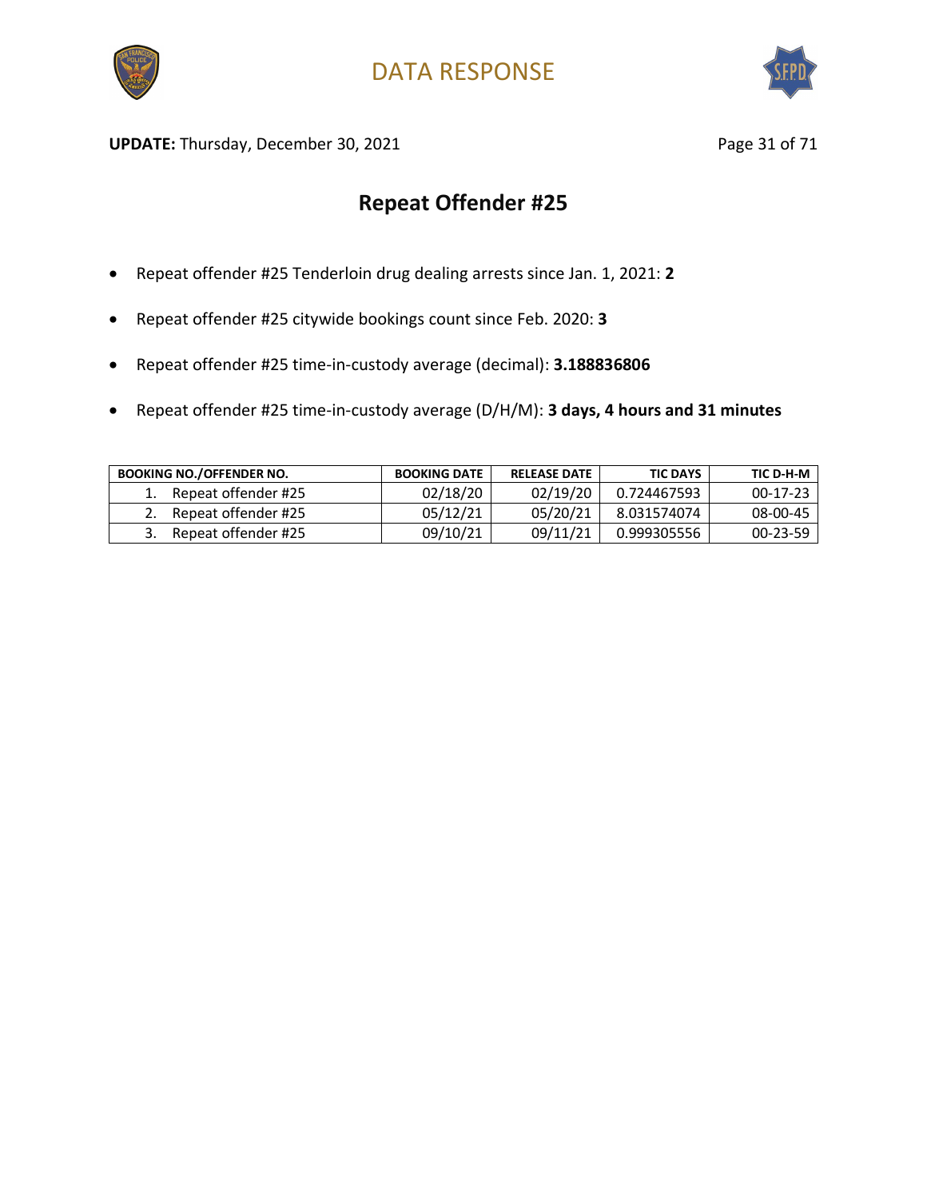DATA RESPONSE

**UPDATE:** Thursday, December 30, 2021

## Repeat Offender #25

- Repeat offender #25 Tenderloin drug dealing arrests since Jan. 1, 2021: **2**
- Repeat offender #25 citywide bookings count since Feb. 2020: **3**
- Repeat offender #25 time-in-custody average (decimal): **3.188836806**
- Repeat offender #25 time-in-custody average (D/H/M): **3 days, 4 hours and 31 minutes**

| BOOKING NO./OFFENDER NO. | BOOKING DATE | RELEASE DATE | TIC DAYS | TIC D-H-M |
|---|---|---|---|---|
| 1. Repeat offender #25 | 02/18/20 | 02/19/20 | 0.724467593 | 00-17-23 |
| 2. Repeat offender #25 | 05/12/21 | 05/20/21 | 8.031574074 | 08-00-45 |
| 3. Repeat offender #25 | 09/10/21 | 09/11/21 | 0.999305556 | 00-23-59 |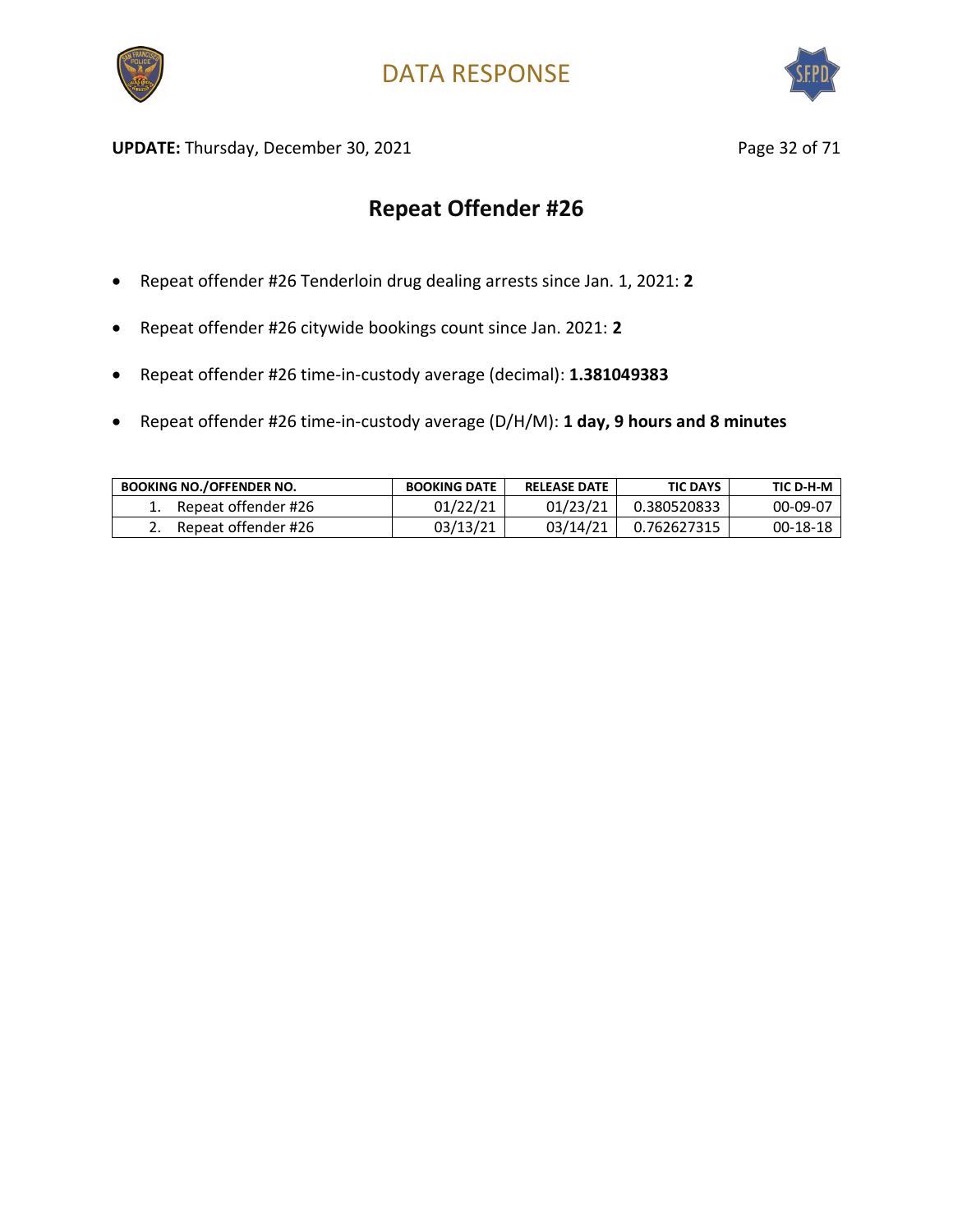DATA RESPONSE

**UPDATE:** Thursday, December 30, 2021

## Repeat Offender #26

- Repeat offender #26 Tenderloin drug dealing arrests since Jan. 1, 2021: **2**
- Repeat offender #26 citywide bookings count since Jan. 2021: **2**
- Repeat offender #26 time-in-custody average (decimal): **1.381049383**
- Repeat offender #26 time-in-custody average (D/H/M): **1 day, 9 hours and 8 minutes**

| BOOKING NO./OFFENDER NO. | BOOKING DATE | RELEASE DATE | TIC DAYS | TIC D-H-M |
|---|---|---|---|---|
| 1. Repeat offender #26 | 01/22/21 | 01/23/21 | 0.380520833 | 00-09-07 |
| 2. Repeat offender #26 | 03/13/21 | 03/14/21 | 0.762627315 | 00-18-18 |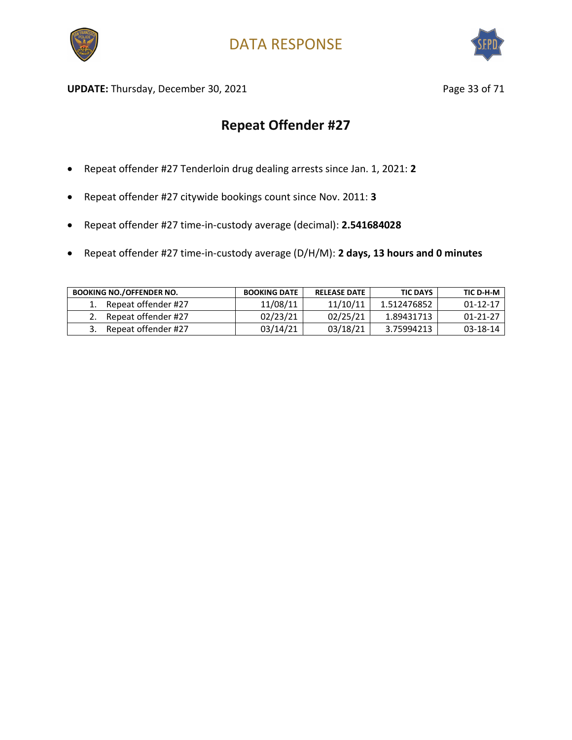# DATA RESPONSE

**UPDATE:** Thursday, December 30, 2021

## Repeat Offender #27

- Repeat offender #27 Tenderloin drug dealing arrests since Jan. 1, 2021: **2**
- Repeat offender #27 citywide bookings count since Nov. 2011: **3**
- Repeat offender #27 time-in-custody average (decimal): **2.541684028**
- Repeat offender #27 time-in-custody average (D/H/M): **2 days, 13 hours and 0 minutes**

| BOOKING NO./OFFENDER NO. | BOOKING DATE | RELEASE DATE | TIC DAYS | TIC D-H-M |
|---|---|---|---|---|
| 1. Repeat offender #27 | 11/08/11 | 11/10/11 | 1.512476852 | 01-12-17 |
| 2. Repeat offender #27 | 02/23/21 | 02/25/21 | 1.89431713 | 01-21-27 |
| 3. Repeat offender #27 | 03/14/21 | 03/18/21 | 3.75994213 | 03-18-14 |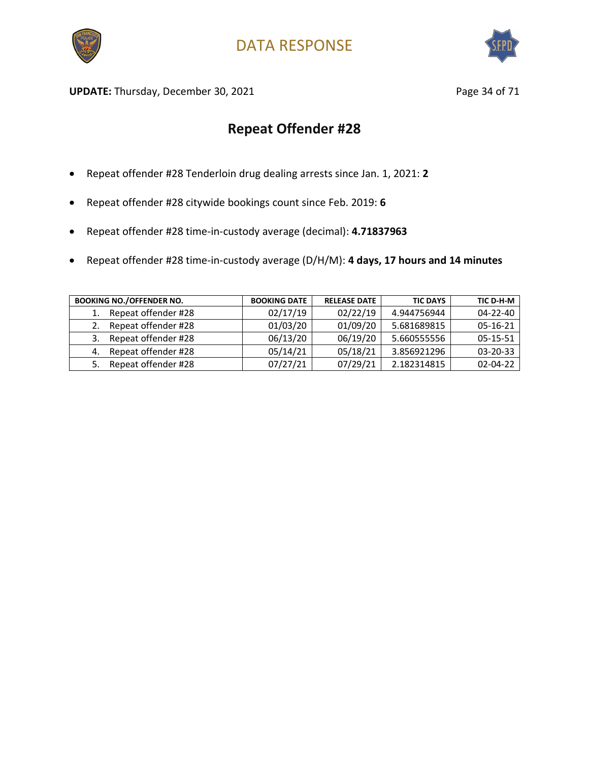# DATA RESPONSE

**UPDATE:** Thursday, December 30, 2021

## Repeat Offender #28

- Repeat offender #28 Tenderloin drug dealing arrests since Jan. 1, 2021: **2**
- Repeat offender #28 citywide bookings count since Feb. 2019: **6**
- Repeat offender #28 time-in-custody average (decimal): **4.71837963**
- Repeat offender #28 time-in-custody average (D/H/M): **4 days, 17 hours and 14 minutes**

| BOOKING NO./OFFENDER NO. | BOOKING DATE | RELEASE DATE | TIC DAYS | TIC D-H-M |
|---|---|---|---|---|
| 1. Repeat offender #28 | 02/17/19 | 02/22/19 | 4.944756944 | 04-22-40 |
| 2. Repeat offender #28 | 01/03/20 | 01/09/20 | 5.681689815 | 05-16-21 |
| 3. Repeat offender #28 | 06/13/20 | 06/19/20 | 5.660555556 | 05-15-51 |
| 4. Repeat offender #28 | 05/14/21 | 05/18/21 | 3.856921296 | 03-20-33 |
| 5. Repeat offender #28 | 07/27/21 | 07/29/21 | 2.182314815 | 02-04-22 |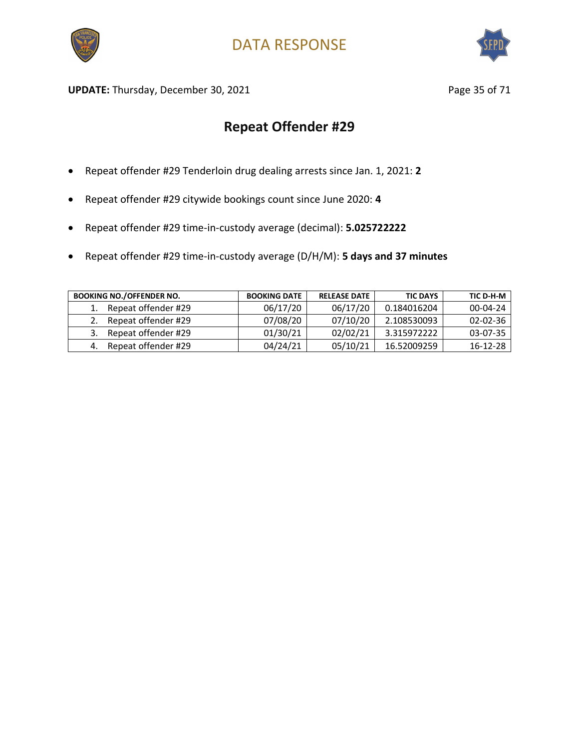# DATA RESPONSE

**UPDATE:** Thursday, December 30, 2021

## Repeat Offender #29

- Repeat offender #29 Tenderloin drug dealing arrests since Jan. 1, 2021: **2**
- Repeat offender #29 citywide bookings count since June 2020: **4**
- Repeat offender #29 time-in-custody average (decimal): **5.025722222**
- Repeat offender #29 time-in-custody average (D/H/M): **5 days and 37 minutes**

| BOOKING NO./OFFENDER NO. | BOOKING DATE | RELEASE DATE | TIC DAYS | TIC D-H-M |
|---|---|---|---|---|
| 1. Repeat offender #29 | 06/17/20 | 06/17/20 | 0.184016204 | 00-04-24 |
| 2. Repeat offender #29 | 07/08/20 | 07/10/20 | 2.108530093 | 02-02-36 |
| 3. Repeat offender #29 | 01/30/21 | 02/02/21 | 3.315972222 | 03-07-35 |
| 4. Repeat offender #29 | 04/24/21 | 05/10/21 | 16.52009259 | 16-12-28 |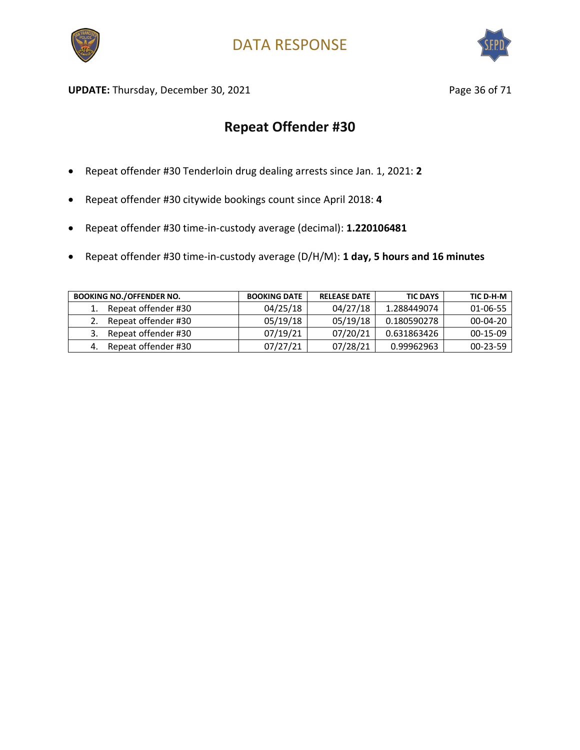**UPDATE:** Thursday, December 30, 2021

## Repeat Offender #30

- Repeat offender #30 Tenderloin drug dealing arrests since Jan. 1, 2021: **2**
- Repeat offender #30 citywide bookings count since April 2018: **4**
- Repeat offender #30 time-in-custody average (decimal): **1.220106481**
- Repeat offender #30 time-in-custody average (D/H/M): **1 day, 5 hours and 16 minutes**

| BOOKING NO./OFFENDER NO. | BOOKING DATE | RELEASE DATE | TIC DAYS | TIC D-H-M |
|---|---|---|---|---|
| 1. Repeat offender #30 | 04/25/18 | 04/27/18 | 1.288449074 | 01-06-55 |
| 2. Repeat offender #30 | 05/19/18 | 05/19/18 | 0.180590278 | 00-04-20 |
| 3. Repeat offender #30 | 07/19/21 | 07/20/21 | 0.631863426 | 00-15-09 |
| 4. Repeat offender #30 | 07/27/21 | 07/28/21 | 0.99962963 | 00-23-59 |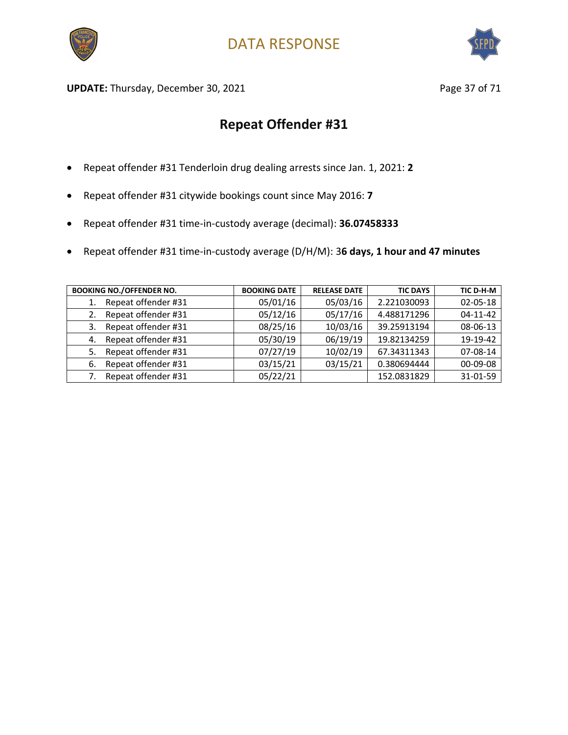# DATA RESPONSE

**UPDATE:** Thursday, December 30, 2021

## Repeat Offender #31

- Repeat offender #31 Tenderloin drug dealing arrests since Jan. 1, 2021: **2**
- Repeat offender #31 citywide bookings count since May 2016: **7**
- Repeat offender #31 time-in-custody average (decimal): **36.07458333**
- Repeat offender #31 time-in-custody average (D/H/M): 3**6 days, 1 hour and 47 minutes**

| BOOKING NO./OFFENDER NO. | BOOKING DATE | RELEASE DATE | TIC DAYS | TIC D-H-M |
|---|---|---|---|---|
| 1. Repeat offender #31 | 05/01/16 | 05/03/16 | 2.221030093 | 02-05-18 |
| 2. Repeat offender #31 | 05/12/16 | 05/17/16 | 4.488171296 | 04-11-42 |
| 3. Repeat offender #31 | 08/25/16 | 10/03/16 | 39.25913194 | 08-06-13 |
| 4. Repeat offender #31 | 05/30/19 | 06/19/19 | 19.82134259 | 19-19-42 |
| 5. Repeat offender #31 | 07/27/19 | 10/02/19 | 67.34311343 | 07-08-14 |
| 6. Repeat offender #31 | 03/15/21 | 03/15/21 | 0.380694444 | 00-09-08 |
| 7. Repeat offender #31 | 05/22/21 | | 152.0831829 | 31-01-59 |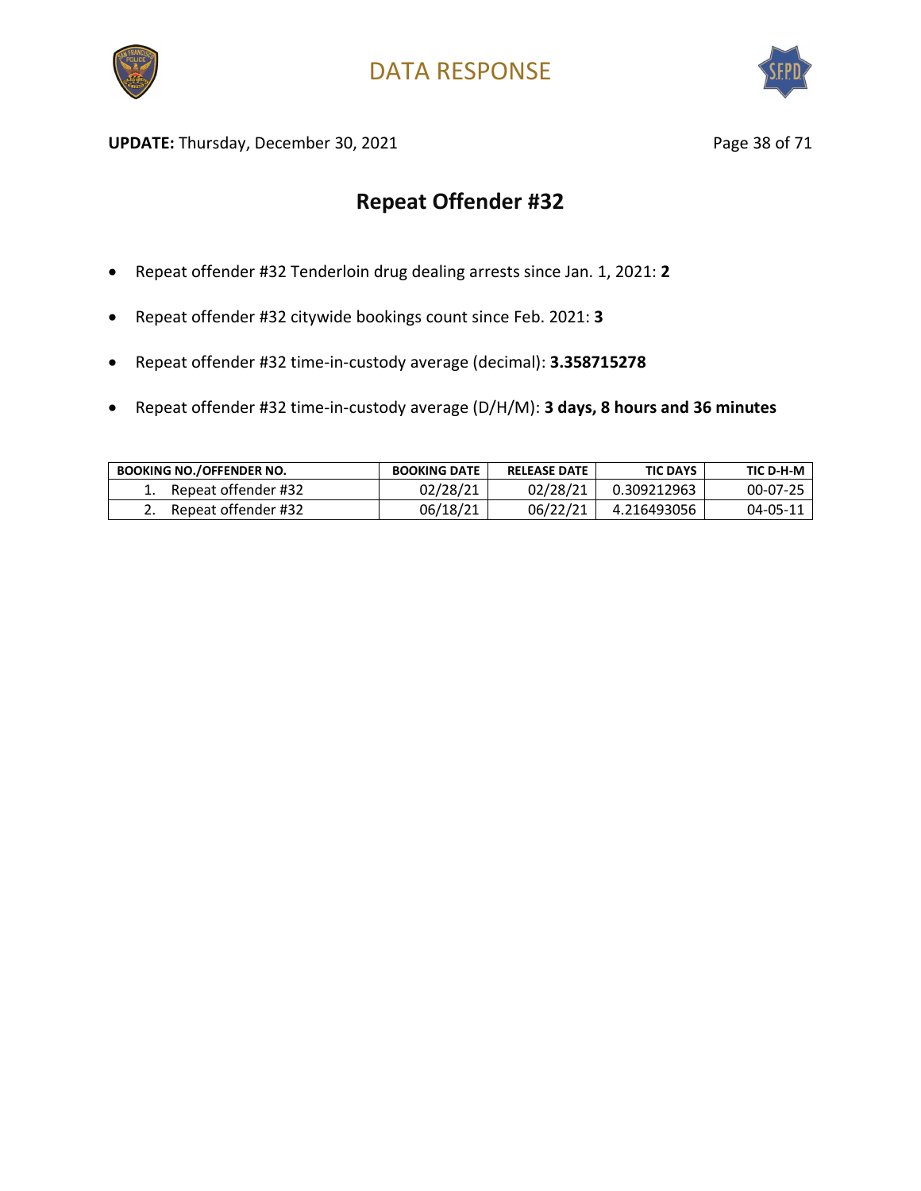# DATA RESPONSE

**UPDATE:** Thursday, December 30, 2021

## Repeat Offender #32

- Repeat offender #32 Tenderloin drug dealing arrests since Jan. 1, 2021: **2**
- Repeat offender #32 citywide bookings count since Feb. 2021: **3**
- Repeat offender #32 time-in-custody average (decimal): **3.358715278**
- Repeat offender #32 time-in-custody average (D/H/M): **3 days, 8 hours and 36 minutes**

| BOOKING NO./OFFENDER NO. | BOOKING DATE | RELEASE DATE | TIC DAYS | TIC D-H-M |
|---|---|---|---|---|
| 1. Repeat offender #32 | 02/28/21 | 02/28/21 | 0.309212963 | 00-07-25 |
| 2. Repeat offender #32 | 06/18/21 | 06/22/21 | 4.216493056 | 04-05-11 |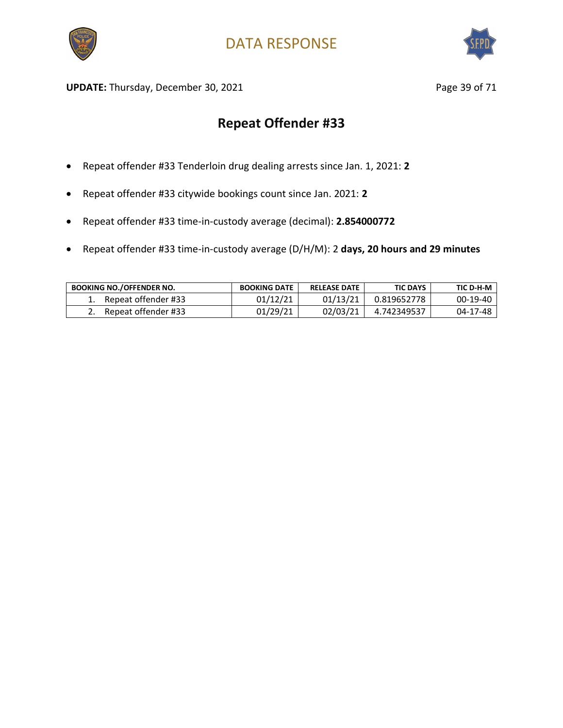DATA RESPONSE

**UPDATE:** Thursday, December 30, 2021

## Repeat Offender #33

- Repeat offender #33 Tenderloin drug dealing arrests since Jan. 1, 2021: **2**
- Repeat offender #33 citywide bookings count since Jan. 2021: **2**
- Repeat offender #33 time-in-custody average (decimal): **2.854000772**
- Repeat offender #33 time-in-custody average (D/H/M): 2 **days, 20 hours and 29 minutes**

| BOOKING NO./OFFENDER NO. | BOOKING DATE | RELEASE DATE | TIC DAYS | TIC D-H-M |
|---|---|---|---|---|
| 1. Repeat offender #33 | 01/12/21 | 01/13/21 | 0.819652778 | 00-19-40 |
| 2. Repeat offender #33 | 01/29/21 | 02/03/21 | 4.742349537 | 04-17-48 |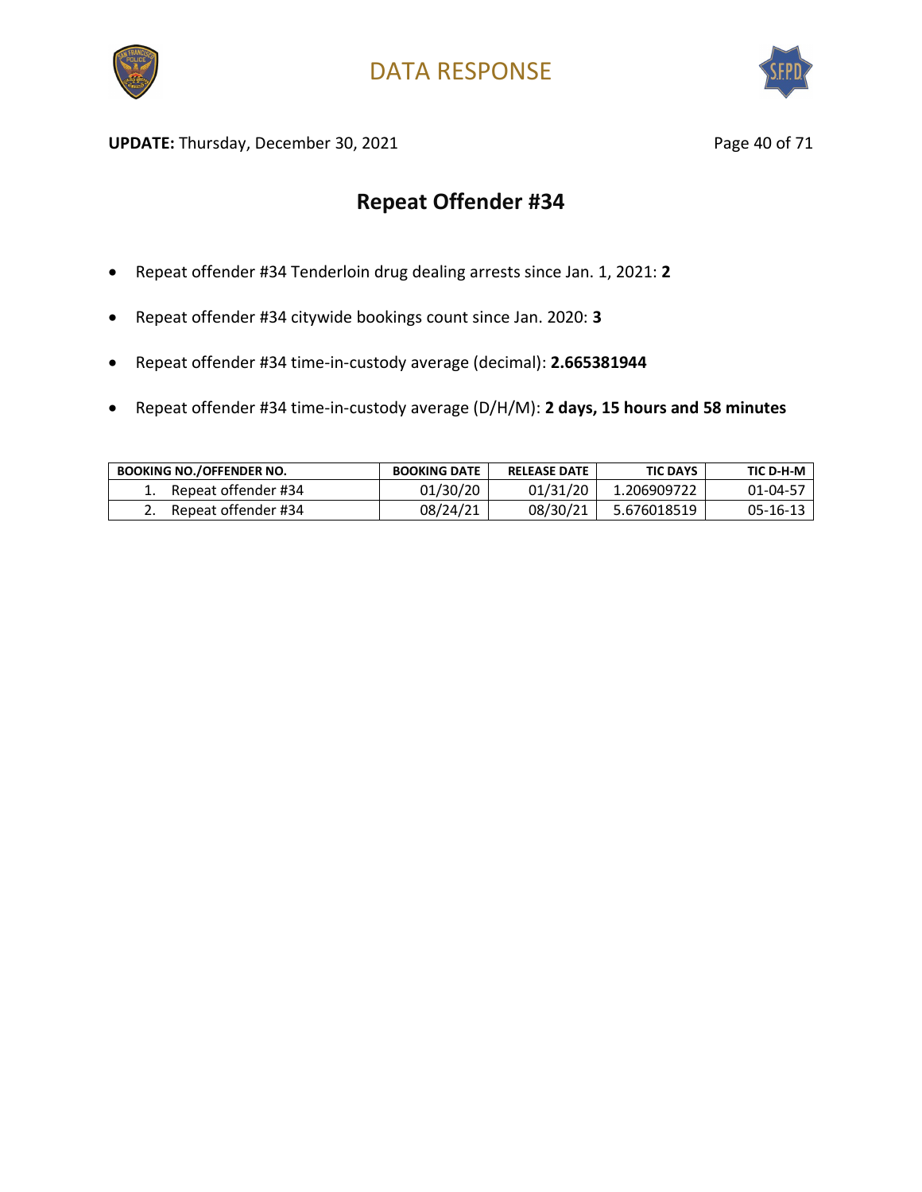DATA RESPONSE

**UPDATE:** Thursday, December 30, 2021

## Repeat Offender #34

- Repeat offender #34 Tenderloin drug dealing arrests since Jan. 1, 2021: **2**
- Repeat offender #34 citywide bookings count since Jan. 2020: **3**
- Repeat offender #34 time-in-custody average (decimal): **2.665381944**
- Repeat offender #34 time-in-custody average (D/H/M): **2 days, 15 hours and 58 minutes**

| BOOKING NO./OFFENDER NO. | BOOKING DATE | RELEASE DATE | TIC DAYS | TIC D-H-M |
|---|---|---|---|---|
| 1. Repeat offender #34 | 01/30/20 | 01/31/20 | 1.206909722 | 01-04-57 |
| 2. Repeat offender #34 | 08/24/21 | 08/30/21 | 5.676018519 | 05-16-13 |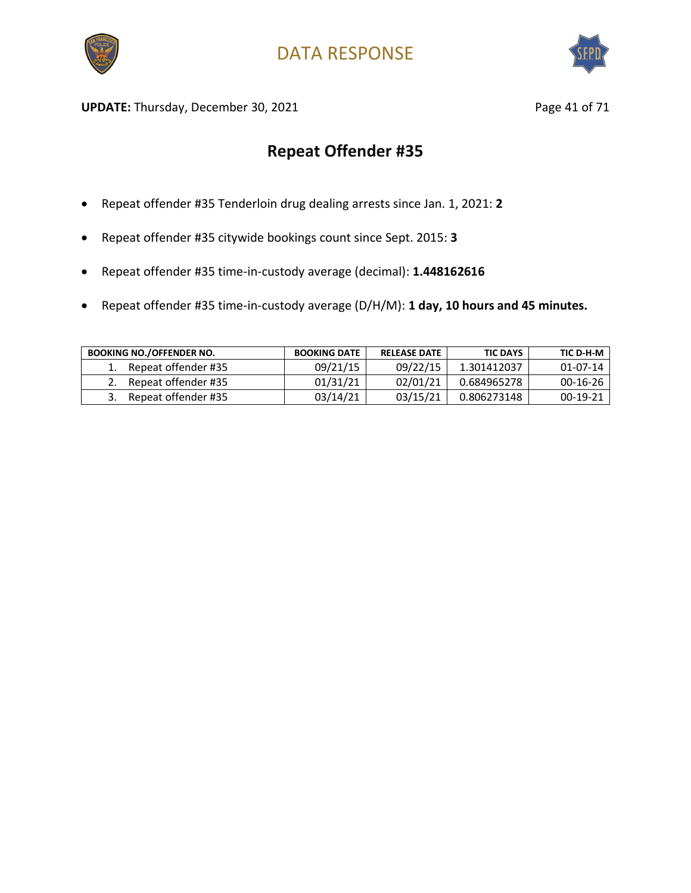# Repeat Offender #35

- Repeat offender #35 Tenderloin drug dealing arrests since Jan. 1, 2021: **2**
- Repeat offender #35 citywide bookings count since Sept. 2015: **3**
- Repeat offender #35 time-in-custody average (decimal): **1.448162616**
- Repeat offender #35 time-in-custody average (D/H/M): **1 day, 10 hours and 45 minutes.**

| BOOKING NO./OFFENDER NO. | BOOKING DATE | RELEASE DATE | TIC DAYS | TIC D-H-M |
|---|---|---|---|---|
| 1. Repeat offender #35 | 09/21/15 | 09/22/15 | 1.301412037 | 01-07-14 |
| 2. Repeat offender #35 | 01/31/21 | 02/01/21 | 0.684965278 | 00-16-26 |
| 3. Repeat offender #35 | 03/14/21 | 03/15/21 | 0.806273148 | 00-19-21 |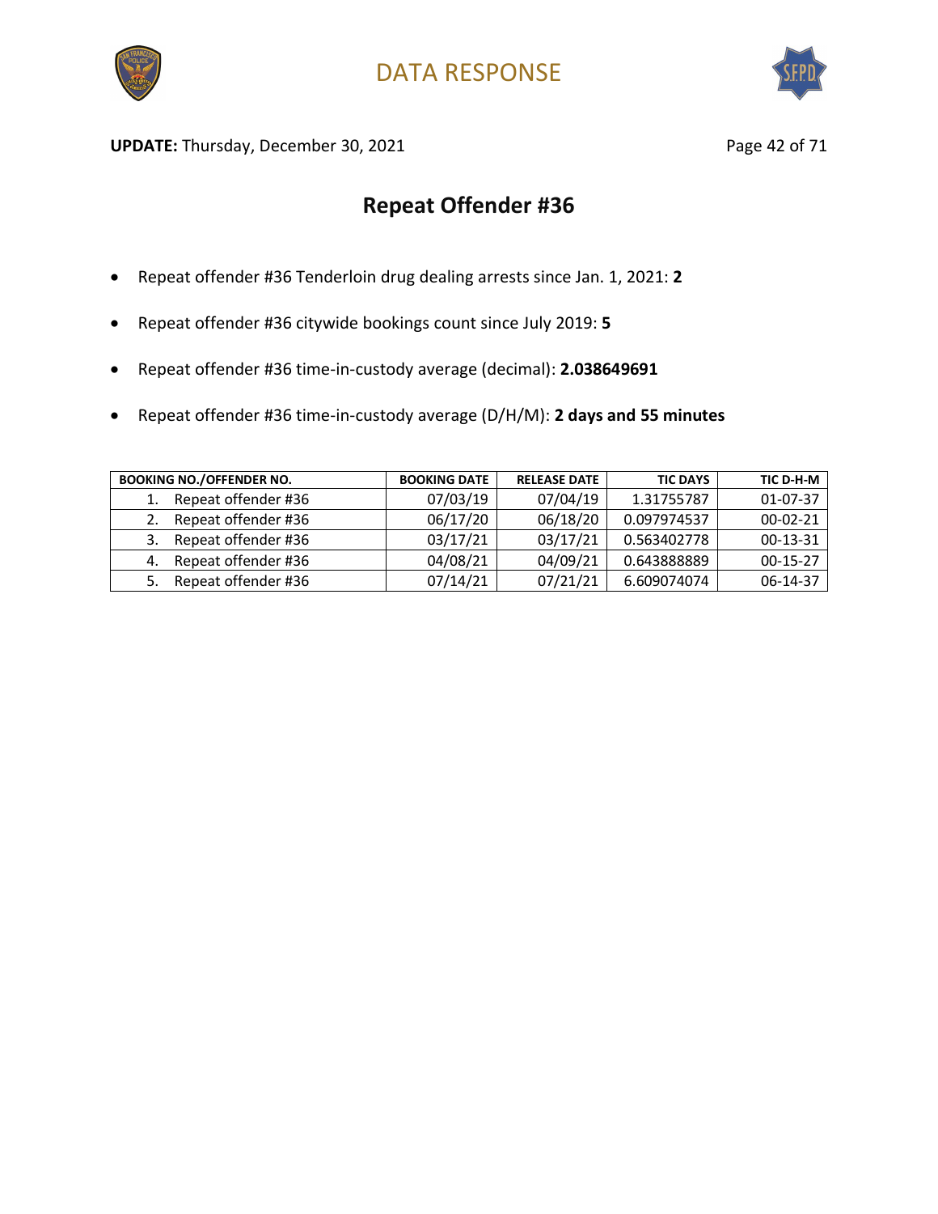# DATA RESPONSE

**UPDATE:** Thursday, December 30, 2021

## Repeat Offender #36

- Repeat offender #36 Tenderloin drug dealing arrests since Jan. 1, 2021: **2**
- Repeat offender #36 citywide bookings count since July 2019: **5**
- Repeat offender #36 time-in-custody average (decimal): **2.038649691**
- Repeat offender #36 time-in-custody average (D/H/M): **2 days and 55 minutes**

| BOOKING NO./OFFENDER NO. | BOOKING DATE | RELEASE DATE | TIC DAYS | TIC D-H-M |
|---|---|---|---|---|
| 1. Repeat offender #36 | 07/03/19 | 07/04/19 | 1.31755787 | 01-07-37 |
| 2. Repeat offender #36 | 06/17/20 | 06/18/20 | 0.097974537 | 00-02-21 |
| 3. Repeat offender #36 | 03/17/21 | 03/17/21 | 0.563402778 | 00-13-31 |
| 4. Repeat offender #36 | 04/08/21 | 04/09/21 | 0.643888889 | 00-15-27 |
| 5. Repeat offender #36 | 07/14/21 | 07/21/21 | 6.609074074 | 06-14-37 |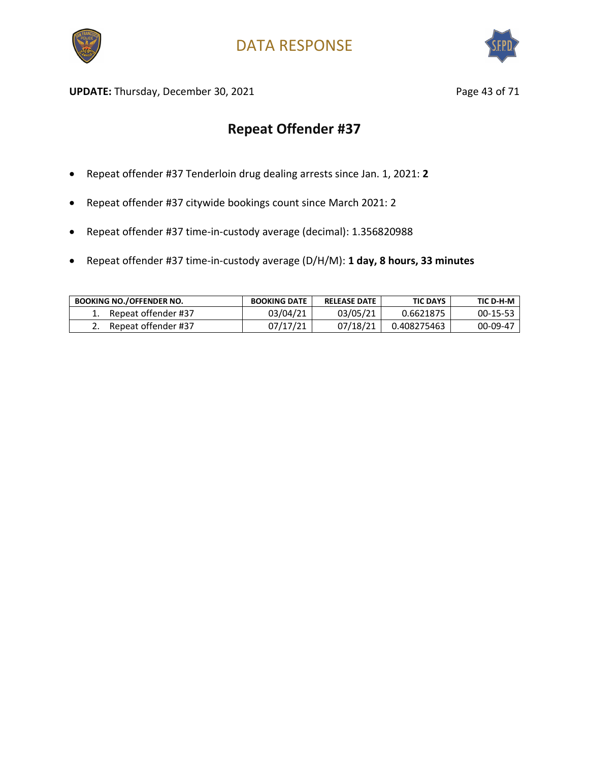# DATA RESPONSE

**UPDATE:** Thursday, December 30, 2021

## Repeat Offender #37

- Repeat offender #37 Tenderloin drug dealing arrests since Jan. 1, 2021: **2**
- Repeat offender #37 citywide bookings count since March 2021: 2
- Repeat offender #37 time-in-custody average (decimal): 1.356820988
- Repeat offender #37 time-in-custody average (D/H/M): **1 day, 8 hours, 33 minutes**

| BOOKING NO./OFFENDER NO. | BOOKING DATE | RELEASE DATE | TIC DAYS | TIC D-H-M |
|---|---|---|---|---|
| 1. Repeat offender #37 | 03/04/21 | 03/05/21 | 0.6621875 | 00-15-53 |
| 2. Repeat offender #37 | 07/17/21 | 07/18/21 | 0.408275463 | 00-09-47 |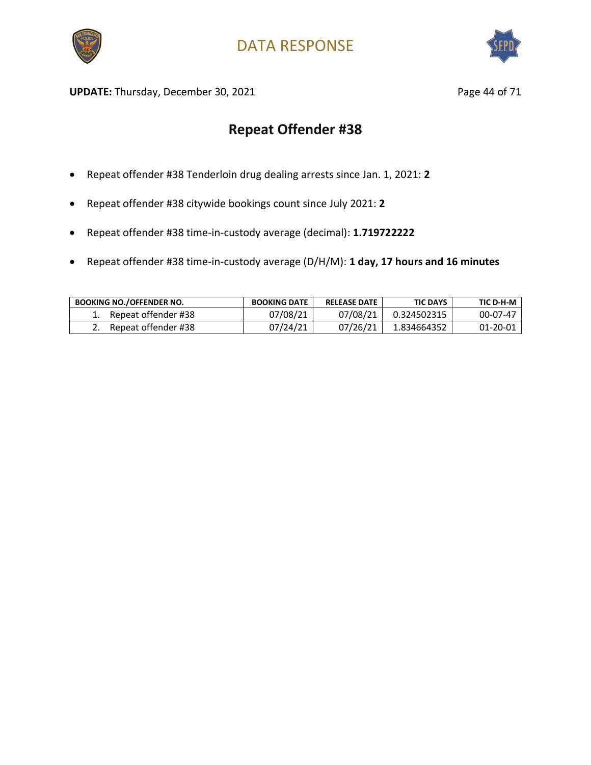# DATA RESPONSE

**UPDATE:** Thursday, December 30, 2021

## Repeat Offender #38

- Repeat offender #38 Tenderloin drug dealing arrests since Jan. 1, 2021: **2**
- Repeat offender #38 citywide bookings count since July 2021: **2**
- Repeat offender #38 time-in-custody average (decimal): **1.719722222**
- Repeat offender #38 time-in-custody average (D/H/M): **1 day, 17 hours and 16 minutes**

| BOOKING NO./OFFENDER NO. | BOOKING DATE | RELEASE DATE | TIC DAYS | TIC D-H-M |
|---|---|---|---|---|
| 1. Repeat offender #38 | 07/08/21 | 07/08/21 | 0.324502315 | 00-07-47 |
| 2. Repeat offender #38 | 07/24/21 | 07/26/21 | 1.834664352 | 01-20-01 |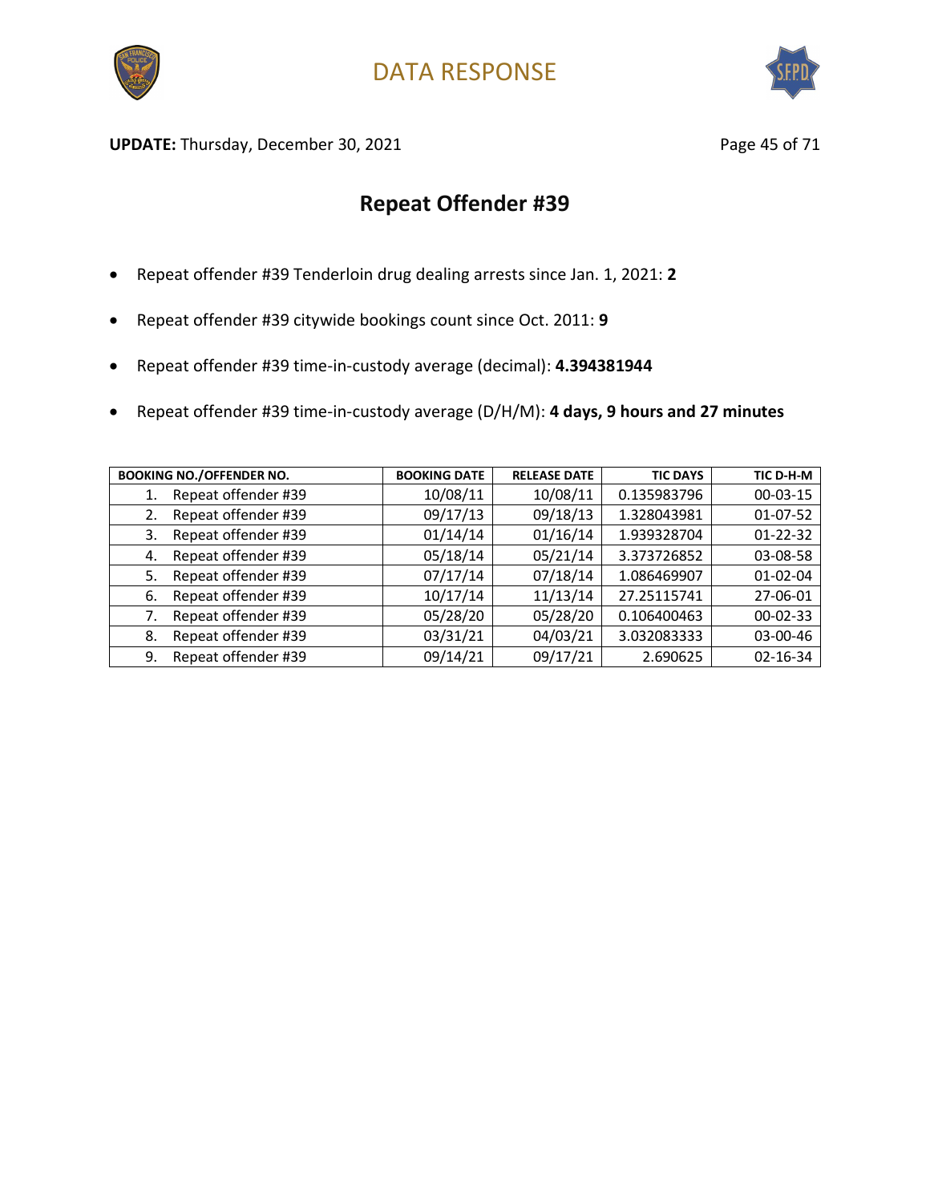DATA RESPONSE

**UPDATE:** Thursday, December 30, 2021

## Repeat Offender #39

- Repeat offender #39 Tenderloin drug dealing arrests since Jan. 1, 2021: **2**
- Repeat offender #39 citywide bookings count since Oct. 2011: **9**
- Repeat offender #39 time-in-custody average (decimal): **4.394381944**
- Repeat offender #39 time-in-custody average (D/H/M): **4 days, 9 hours and 27 minutes**

| BOOKING NO./OFFENDER NO. | BOOKING DATE | RELEASE DATE | TIC DAYS | TIC D-H-M |
|---|---|---|---|---|
| 1. Repeat offender #39 | 10/08/11 | 10/08/11 | 0.135983796 | 00-03-15 |
| 2. Repeat offender #39 | 09/17/13 | 09/18/13 | 1.328043981 | 01-07-52 |
| 3. Repeat offender #39 | 01/14/14 | 01/16/14 | 1.939328704 | 01-22-32 |
| 4. Repeat offender #39 | 05/18/14 | 05/21/14 | 3.373726852 | 03-08-58 |
| 5. Repeat offender #39 | 07/17/14 | 07/18/14 | 1.086469907 | 01-02-04 |
| 6. Repeat offender #39 | 10/17/14 | 11/13/14 | 27.25115741 | 27-06-01 |
| 7. Repeat offender #39 | 05/28/20 | 05/28/20 | 0.106400463 | 00-02-33 |
| 8. Repeat offender #39 | 03/31/21 | 04/03/21 | 3.032083333 | 03-00-46 |
| 9. Repeat offender #39 | 09/14/21 | 09/17/21 | 2.690625 | 02-16-34 |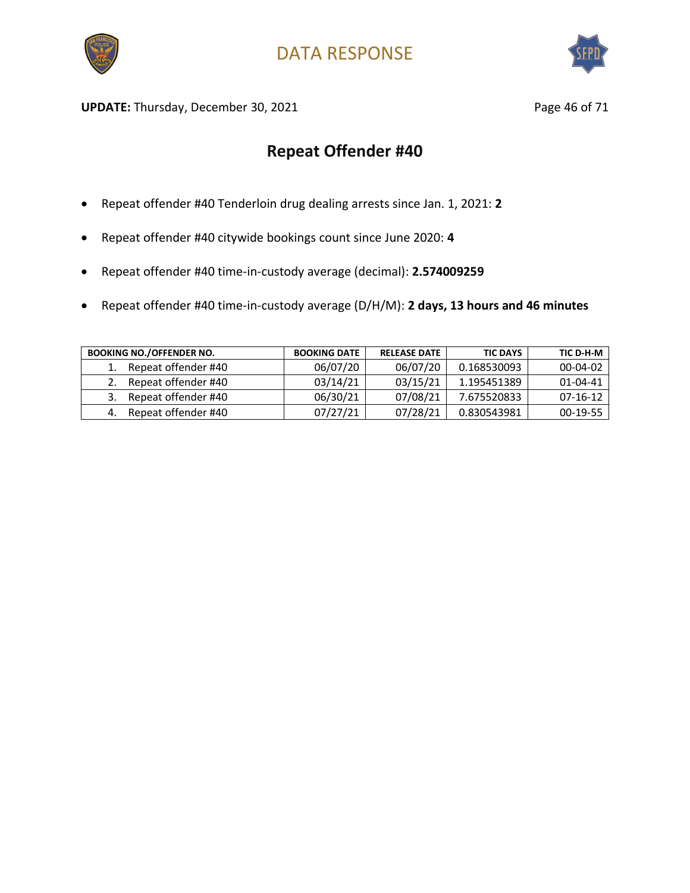# DATA RESPONSE

**UPDATE:** Thursday, December 30, 2021

## Repeat Offender #40

- Repeat offender #40 Tenderloin drug dealing arrests since Jan. 1, 2021: **2**
- Repeat offender #40 citywide bookings count since June 2020: **4**
- Repeat offender #40 time-in-custody average (decimal): **2.574009259**
- Repeat offender #40 time-in-custody average (D/H/M): **2 days, 13 hours and 46 minutes**

| BOOKING NO./OFFENDER NO. | BOOKING DATE | RELEASE DATE | TIC DAYS | TIC D-H-M |
|---|---|---|---|---|
| 1. Repeat offender #40 | 06/07/20 | 06/07/20 | 0.168530093 | 00-04-02 |
| 2. Repeat offender #40 | 03/14/21 | 03/15/21 | 1.195451389 | 01-04-41 |
| 3. Repeat offender #40 | 06/30/21 | 07/08/21 | 7.675520833 | 07-16-12 |
| 4. Repeat offender #40 | 07/27/21 | 07/28/21 | 0.830543981 | 00-19-55 |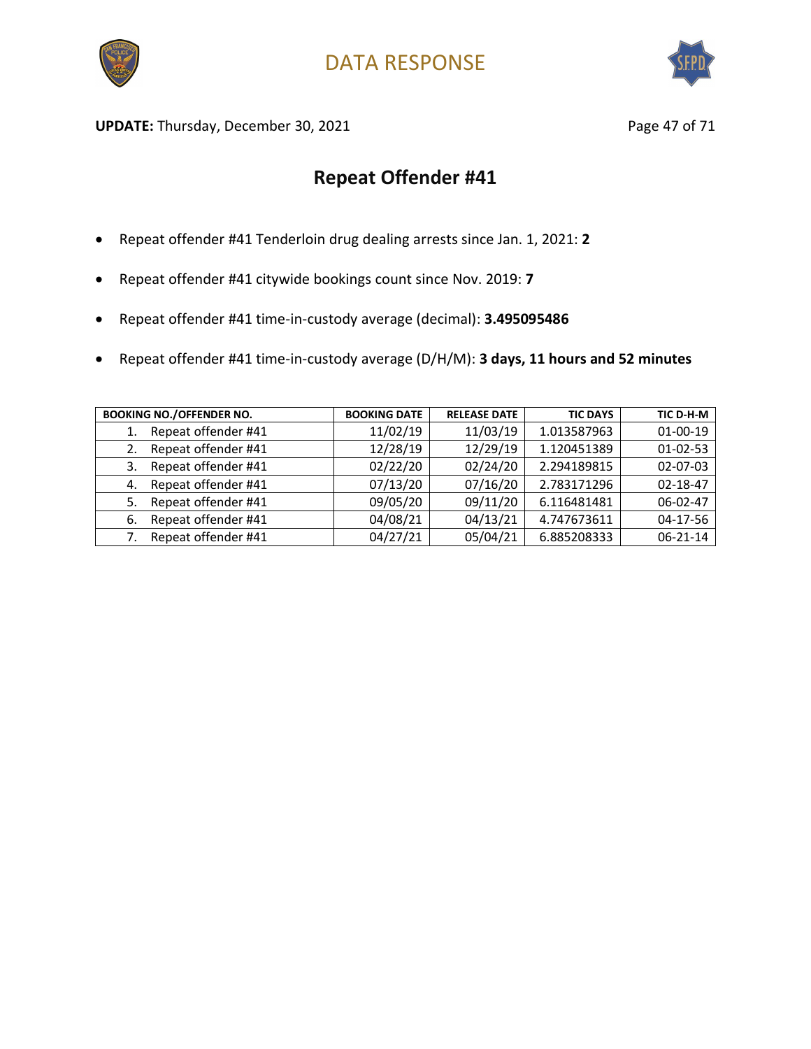# DATA RESPONSE

**UPDATE:** Thursday, December 30, 2021

## Repeat Offender #41

- Repeat offender #41 Tenderloin drug dealing arrests since Jan. 1, 2021: **2**
- Repeat offender #41 citywide bookings count since Nov. 2019: **7**
- Repeat offender #41 time-in-custody average (decimal): **3.495095486**
- Repeat offender #41 time-in-custody average (D/H/M): **3 days, 11 hours and 52 minutes**

| BOOKING NO./OFFENDER NO. | BOOKING DATE | RELEASE DATE | TIC DAYS | TIC D-H-M |
|---|---|---|---|---|
| 1. Repeat offender #41 | 11/02/19 | 11/03/19 | 1.013587963 | 01-00-19 |
| 2. Repeat offender #41 | 12/28/19 | 12/29/19 | 1.120451389 | 01-02-53 |
| 3. Repeat offender #41 | 02/22/20 | 02/24/20 | 2.294189815 | 02-07-03 |
| 4. Repeat offender #41 | 07/13/20 | 07/16/20 | 2.783171296 | 02-18-47 |
| 5. Repeat offender #41 | 09/05/20 | 09/11/20 | 6.116481481 | 06-02-47 |
| 6. Repeat offender #41 | 04/08/21 | 04/13/21 | 4.747673611 | 04-17-56 |
| 7. Repeat offender #41 | 04/27/21 | 05/04/21 | 6.885208333 | 06-21-14 |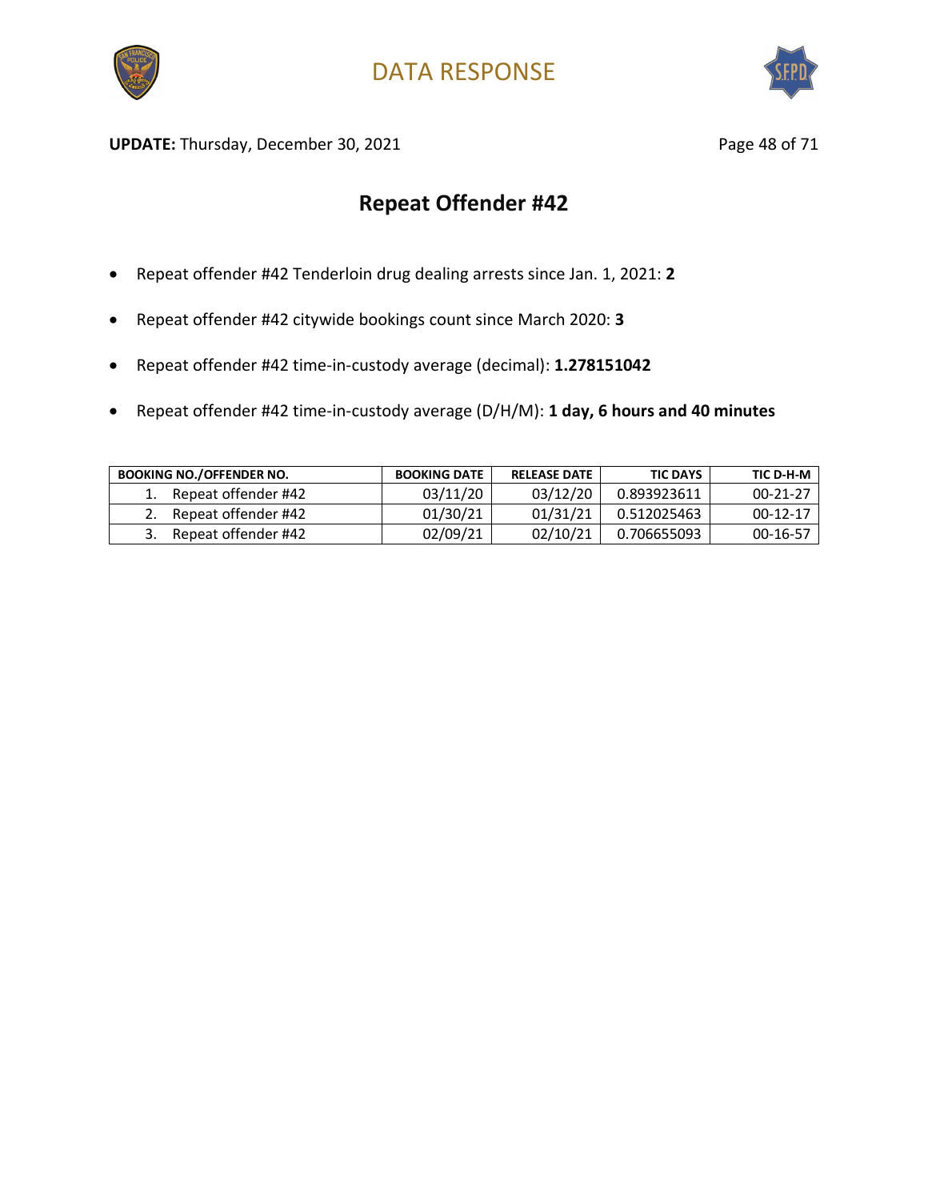DATA RESPONSE

**UPDATE:** Thursday, December 30, 2021

## Repeat Offender #42

- Repeat offender #42 Tenderloin drug dealing arrests since Jan. 1, 2021: **2**
- Repeat offender #42 citywide bookings count since March 2020: **3**
- Repeat offender #42 time-in-custody average (decimal): **1.278151042**
- Repeat offender #42 time-in-custody average (D/H/M): **1 day, 6 hours and 40 minutes**

| BOOKING NO./OFFENDER NO. | BOOKING DATE | RELEASE DATE | TIC DAYS | TIC D-H-M |
|---|---|---|---|---|
| 1. Repeat offender #42 | 03/11/20 | 03/12/20 | 0.893923611 | 00-21-27 |
| 2. Repeat offender #42 | 01/30/21 | 01/31/21 | 0.512025463 | 00-12-17 |
| 3. Repeat offender #42 | 02/09/21 | 02/10/21 | 0.706655093 | 00-16-57 |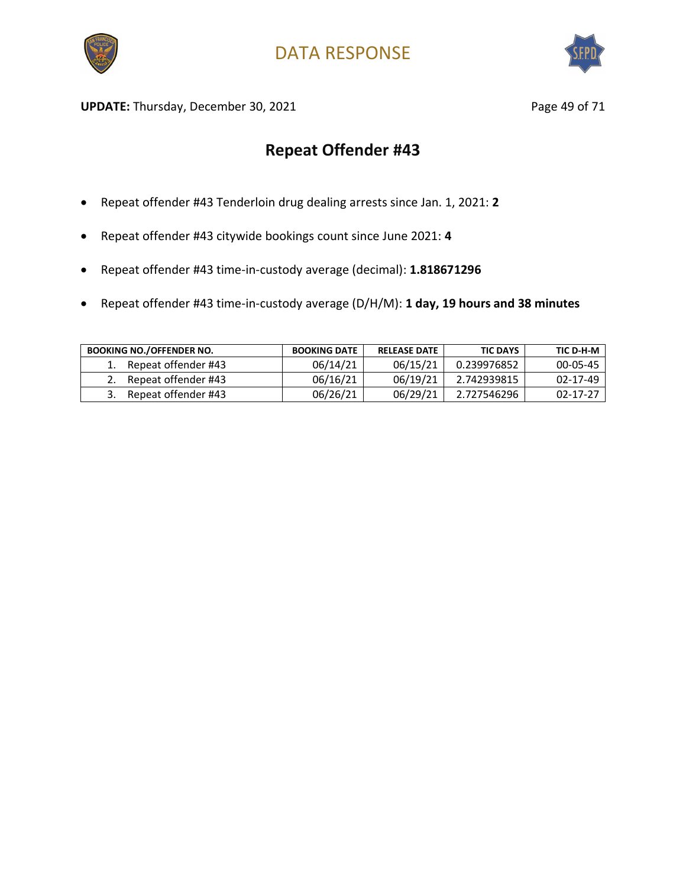**UPDATE:** Thursday, December 30, 2021

## Repeat Offender #43

- Repeat offender #43 Tenderloin drug dealing arrests since Jan. 1, 2021: **2**
- Repeat offender #43 citywide bookings count since June 2021: **4**
- Repeat offender #43 time-in-custody average (decimal): **1.818671296**
- Repeat offender #43 time-in-custody average (D/H/M): **1 day, 19 hours and 38 minutes**

| BOOKING NO./OFFENDER NO. | BOOKING DATE | RELEASE DATE | TIC DAYS | TIC D-H-M |
|---|---|---|---|---|
| 1. Repeat offender #43 | 06/14/21 | 06/15/21 | 0.239976852 | 00-05-45 |
| 2. Repeat offender #43 | 06/16/21 | 06/19/21 | 2.742939815 | 02-17-49 |
| 3. Repeat offender #43 | 06/26/21 | 06/29/21 | 2.727546296 | 02-17-27 |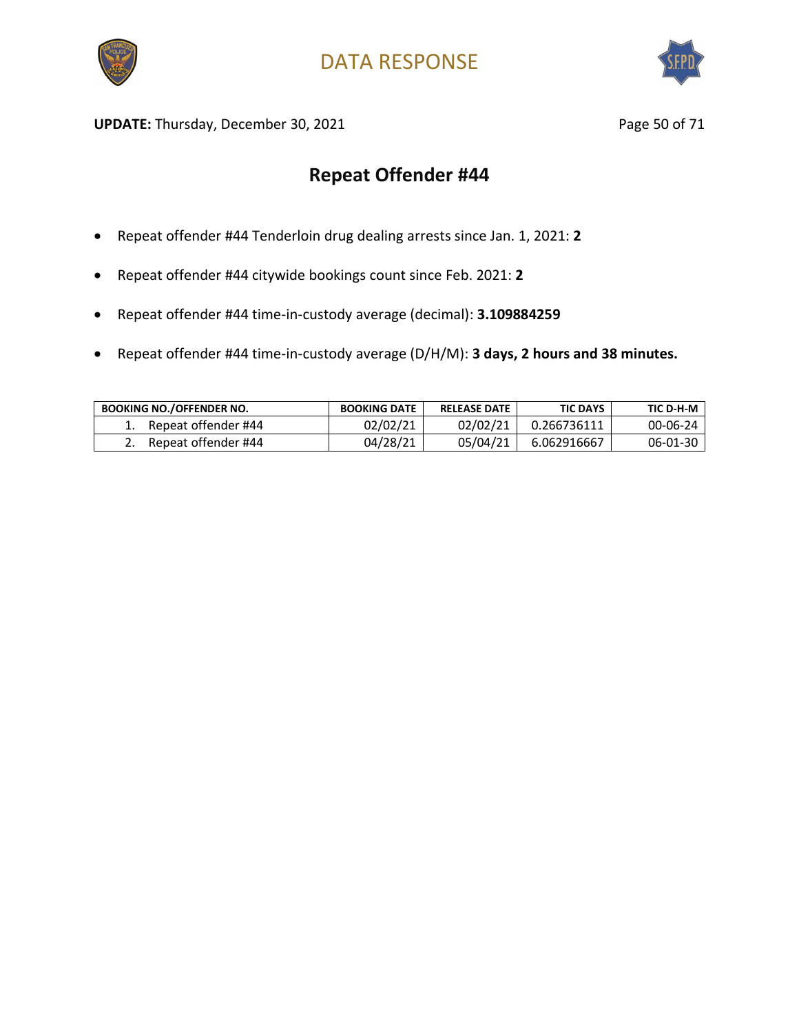# DATA RESPONSE

**UPDATE:** Thursday, December 30, 2021

## Repeat Offender #44

- Repeat offender #44 Tenderloin drug dealing arrests since Jan. 1, 2021: **2**
- Repeat offender #44 citywide bookings count since Feb. 2021: **2**
- Repeat offender #44 time-in-custody average (decimal): **3.109884259**
- Repeat offender #44 time-in-custody average (D/H/M): **3 days, 2 hours and 38 minutes.**

| BOOKING NO./OFFENDER NO. | BOOKING DATE | RELEASE DATE | TIC DAYS | TIC D-H-M |
|---|---|---|---|---|
| 1. Repeat offender #44 | 02/02/21 | 02/02/21 | 0.266736111 | 00-06-24 |
| 2. Repeat offender #44 | 04/28/21 | 05/04/21 | 6.062916667 | 06-01-30 |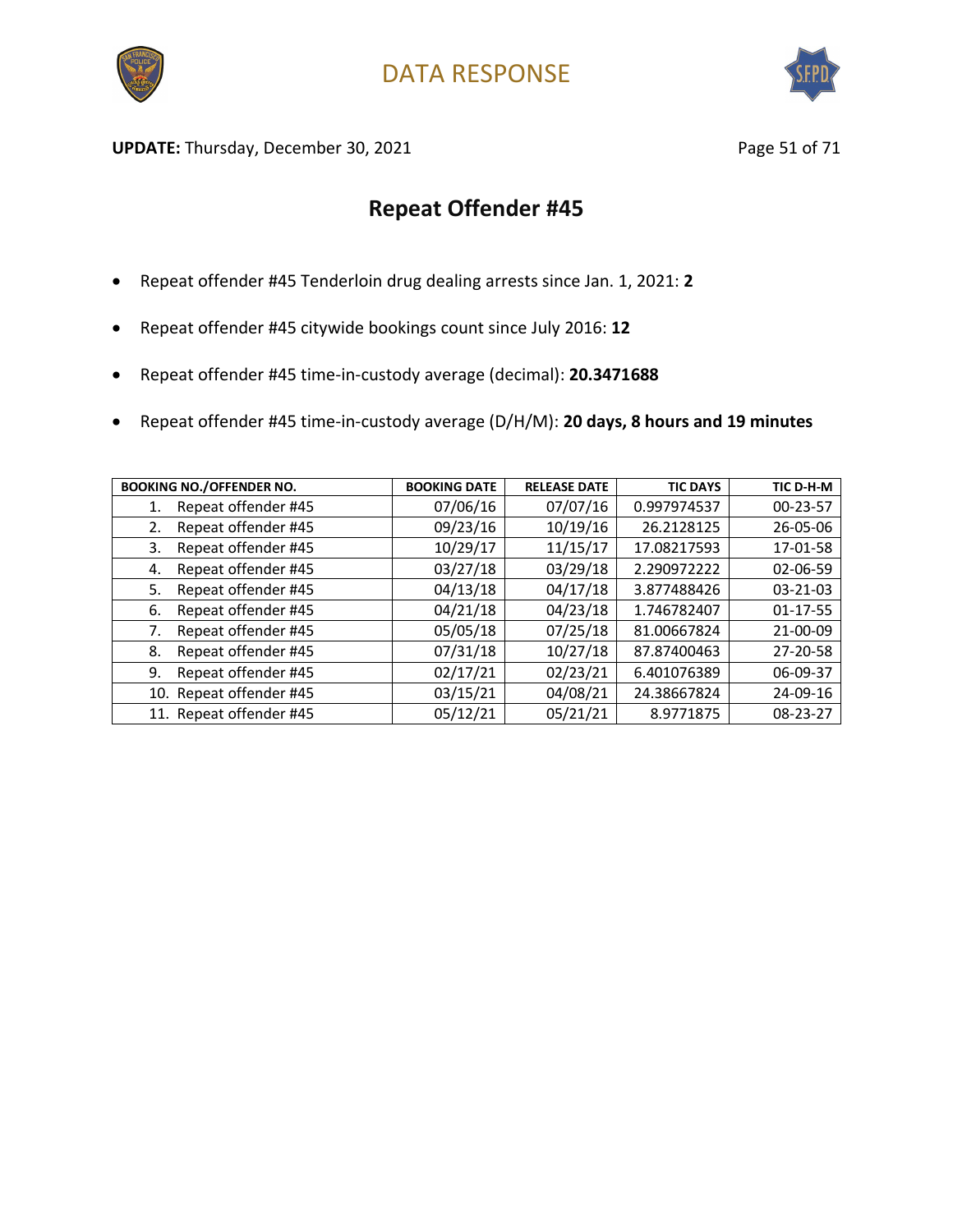# Repeat Offender #45

- Repeat offender #45 Tenderloin drug dealing arrests since Jan. 1, 2021: **2**
- Repeat offender #45 citywide bookings count since July 2016: **12**
- Repeat offender #45 time-in-custody average (decimal): **20.3471688**
- Repeat offender #45 time-in-custody average (D/H/M): **20 days, 8 hours and 19 minutes**

| BOOKING NO./OFFENDER NO. | BOOKING DATE | RELEASE DATE | TIC DAYS | TIC D-H-M |
|---|---|---|---|---|
| 1. Repeat offender #45 | 07/06/16 | 07/07/16 | 0.997974537 | 00-23-57 |
| 2. Repeat offender #45 | 09/23/16 | 10/19/16 | 26.2128125 | 26-05-06 |
| 3. Repeat offender #45 | 10/29/17 | 11/15/17 | 17.08217593 | 17-01-58 |
| 4. Repeat offender #45 | 03/27/18 | 03/29/18 | 2.290972222 | 02-06-59 |
| 5. Repeat offender #45 | 04/13/18 | 04/17/18 | 3.877488426 | 03-21-03 |
| 6. Repeat offender #45 | 04/21/18 | 04/23/18 | 1.746782407 | 01-17-55 |
| 7. Repeat offender #45 | 05/05/18 | 07/25/18 | 81.00667824 | 21-00-09 |
| 8. Repeat offender #45 | 07/31/18 | 10/27/18 | 87.87400463 | 27-20-58 |
| 9. Repeat offender #45 | 02/17/21 | 02/23/21 | 6.401076389 | 06-09-37 |
| 10. Repeat offender #45 | 03/15/21 | 04/08/21 | 24.38667824 | 24-09-16 |
| 11. Repeat offender #45 | 05/12/21 | 05/21/21 | 8.9771875 | 08-23-27 |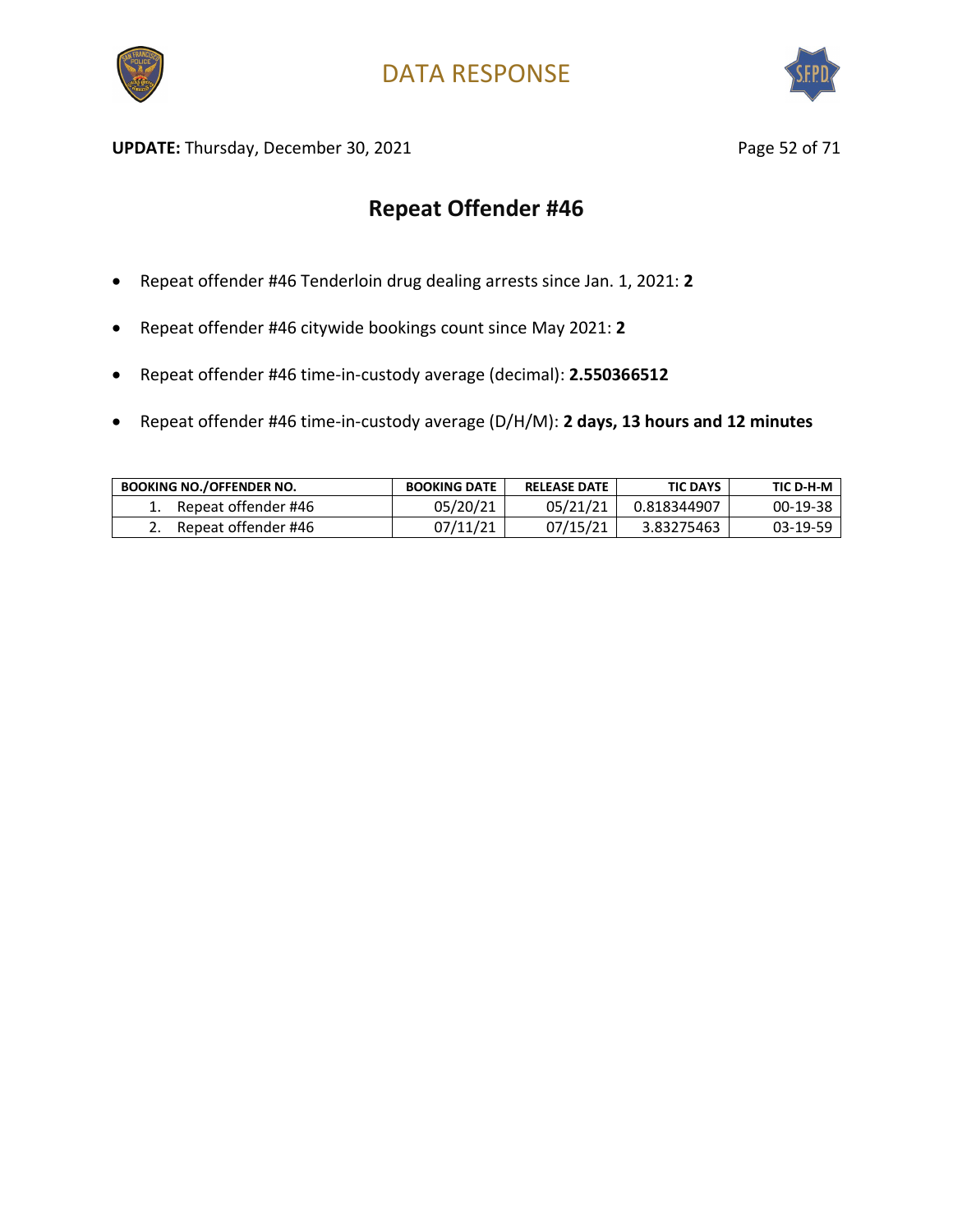# DATA RESPONSE

**UPDATE:** Thursday, December 30, 2021

## Repeat Offender #46

- Repeat offender #46 Tenderloin drug dealing arrests since Jan. 1, 2021: **2**
- Repeat offender #46 citywide bookings count since May 2021: **2**
- Repeat offender #46 time-in-custody average (decimal): **2.550366512**
- Repeat offender #46 time-in-custody average (D/H/M): **2 days, 13 hours and 12 minutes**

| BOOKING NO./OFFENDER NO. | BOOKING DATE | RELEASE DATE | TIC DAYS | TIC D-H-M |
|---|---|---|---|---|
| 1. Repeat offender #46 | 05/20/21 | 05/21/21 | 0.818344907 | 00-19-38 |
| 2. Repeat offender #46 | 07/11/21 | 07/15/21 | 3.83275463 | 03-19-59 |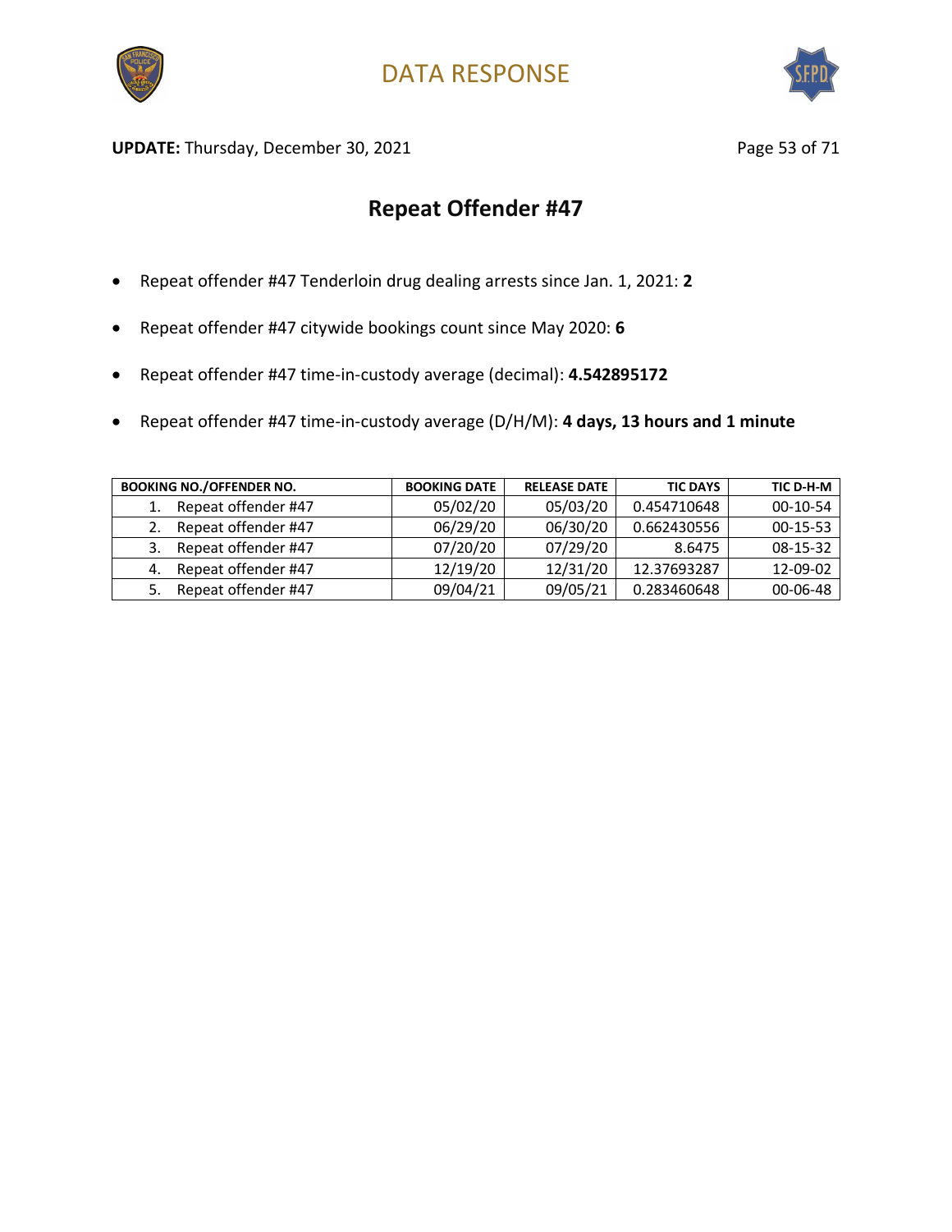# DATA RESPONSE

**UPDATE:** Thursday, December 30, 2021

## Repeat Offender #47

- Repeat offender #47 Tenderloin drug dealing arrests since Jan. 1, 2021: **2**
- Repeat offender #47 citywide bookings count since May 2020: **6**
- Repeat offender #47 time-in-custody average (decimal): **4.542895172**
- Repeat offender #47 time-in-custody average (D/H/M): **4 days, 13 hours and 1 minute**

| BOOKING NO./OFFENDER NO. | BOOKING DATE | RELEASE DATE | TIC DAYS | TIC D-H-M |
|---|---|---|---|---|
| 1. Repeat offender #47 | 05/02/20 | 05/03/20 | 0.454710648 | 00-10-54 |
| 2. Repeat offender #47 | 06/29/20 | 06/30/20 | 0.662430556 | 00-15-53 |
| 3. Repeat offender #47 | 07/20/20 | 07/29/20 | 8.6475 | 08-15-32 |
| 4. Repeat offender #47 | 12/19/20 | 12/31/20 | 12.37693287 | 12-09-02 |
| 5. Repeat offender #47 | 09/04/21 | 09/05/21 | 0.283460648 | 00-06-48 |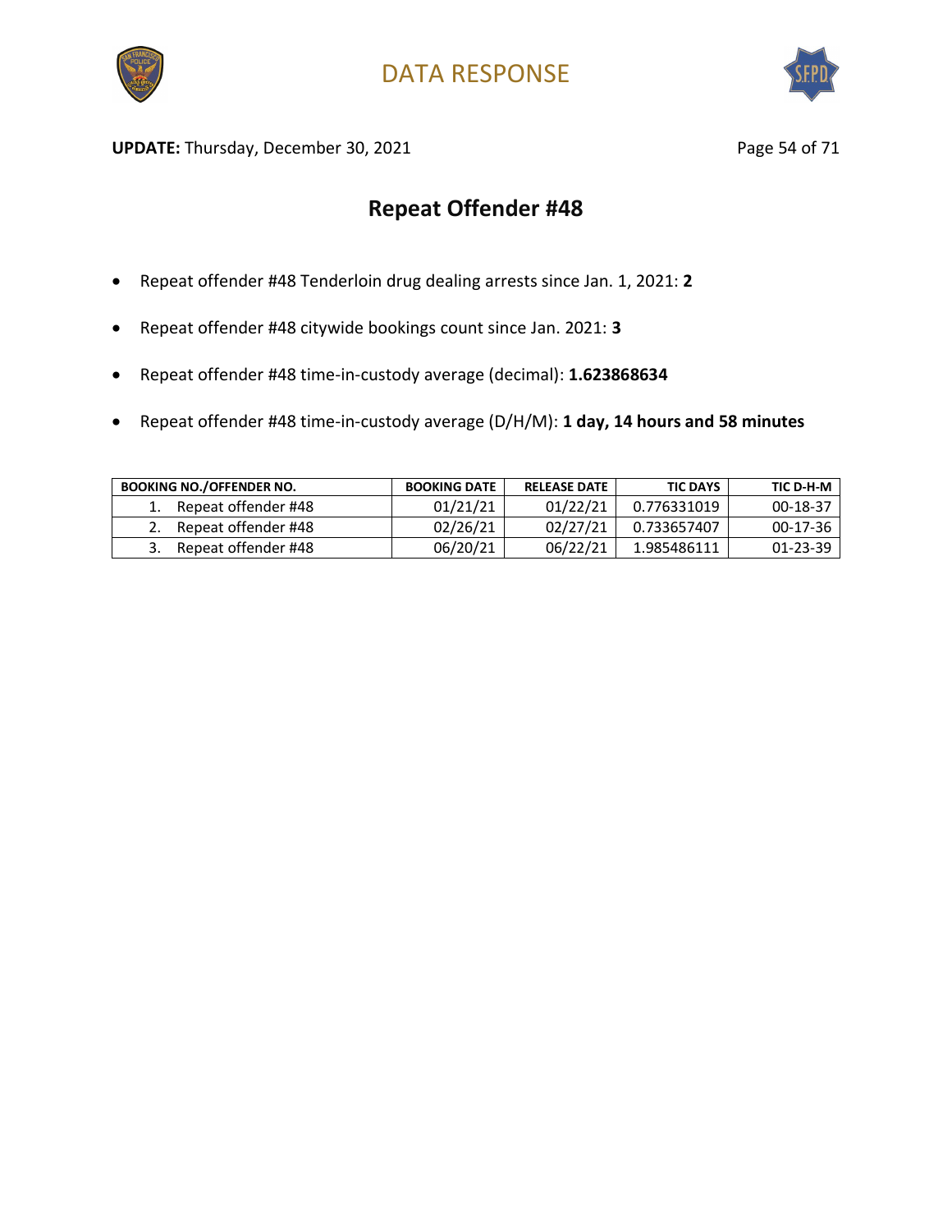# DATA RESPONSE

**UPDATE:** Thursday, December 30, 2021

## Repeat Offender #48

- Repeat offender #48 Tenderloin drug dealing arrests since Jan. 1, 2021: **2**
- Repeat offender #48 citywide bookings count since Jan. 2021: **3**
- Repeat offender #48 time-in-custody average (decimal): **1.623868634**
- Repeat offender #48 time-in-custody average (D/H/M): **1 day, 14 hours and 58 minutes**

| BOOKING NO./OFFENDER NO. | BOOKING DATE | RELEASE DATE | TIC DAYS | TIC D-H-M |
|---|---|---|---|---|
| 1. Repeat offender #48 | 01/21/21 | 01/22/21 | 0.776331019 | 00-18-37 |
| 2. Repeat offender #48 | 02/26/21 | 02/27/21 | 0.733657407 | 00-17-36 |
| 3. Repeat offender #48 | 06/20/21 | 06/22/21 | 1.985486111 | 01-23-39 |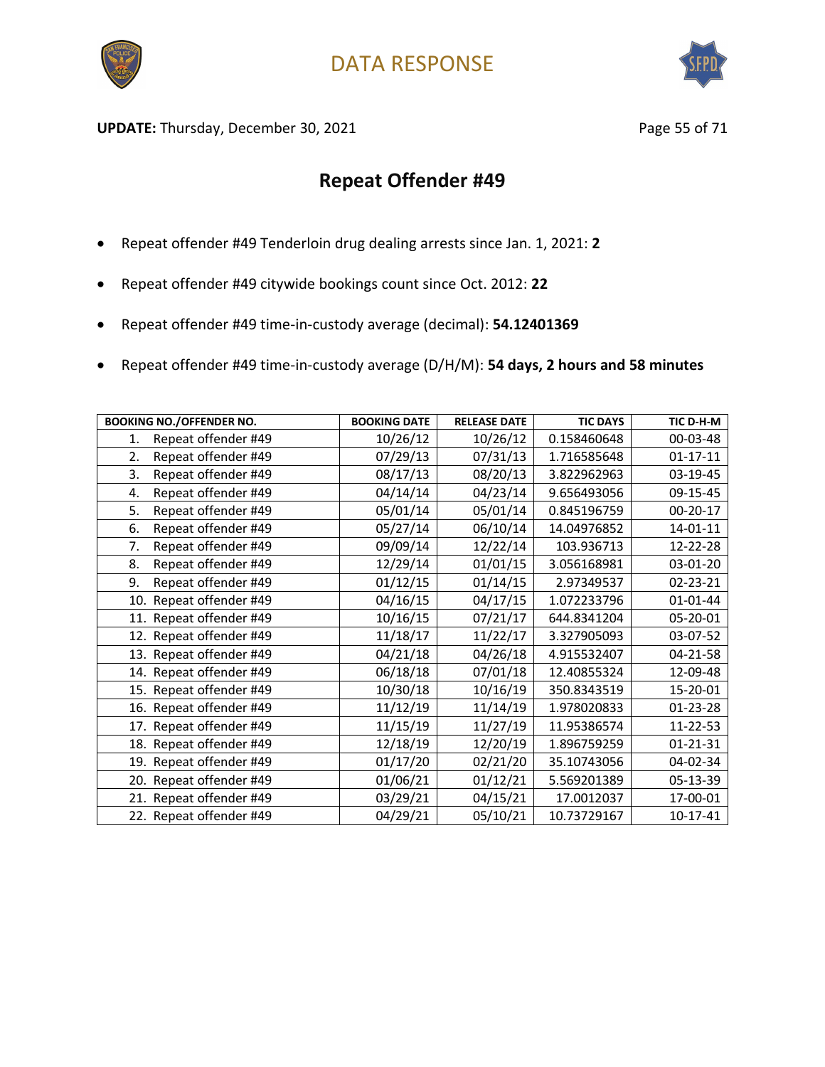DATA RESPONSE

**UPDATE:** Thursday, December 30, 2021

## Repeat Offender #49

- Repeat offender #49 Tenderloin drug dealing arrests since Jan. 1, 2021: **2**
- Repeat offender #49 citywide bookings count since Oct. 2012: **22**
- Repeat offender #49 time-in-custody average (decimal): **54.12401369**
- Repeat offender #49 time-in-custody average (D/H/M): **54 days, 2 hours and 58 minutes**

| BOOKING NO./OFFENDER NO. | BOOKING DATE | RELEASE DATE | TIC DAYS | TIC D-H-M |
|---|---|---|---|---|
| 1. Repeat offender #49 | 10/26/12 | 10/26/12 | 0.158460648 | 00-03-48 |
| 2. Repeat offender #49 | 07/29/13 | 07/31/13 | 1.716585648 | 01-17-11 |
| 3. Repeat offender #49 | 08/17/13 | 08/20/13 | 3.822962963 | 03-19-45 |
| 4. Repeat offender #49 | 04/14/14 | 04/23/14 | 9.656493056 | 09-15-45 |
| 5. Repeat offender #49 | 05/01/14 | 05/01/14 | 0.845196759 | 00-20-17 |
| 6. Repeat offender #49 | 05/27/14 | 06/10/14 | 14.04976852 | 14-01-11 |
| 7. Repeat offender #49 | 09/09/14 | 12/22/14 | 103.936713 | 12-22-28 |
| 8. Repeat offender #49 | 12/29/14 | 01/01/15 | 3.056168981 | 03-01-20 |
| 9. Repeat offender #49 | 01/12/15 | 01/14/15 | 2.97349537 | 02-23-21 |
| 10. Repeat offender #49 | 04/16/15 | 04/17/15 | 1.072233796 | 01-01-44 |
| 11. Repeat offender #49 | 10/16/15 | 07/21/17 | 644.8341204 | 05-20-01 |
| 12. Repeat offender #49 | 11/18/17 | 11/22/17 | 3.327905093 | 03-07-52 |
| 13. Repeat offender #49 | 04/21/18 | 04/26/18 | 4.915532407 | 04-21-58 |
| 14. Repeat offender #49 | 06/18/18 | 07/01/18 | 12.40855324 | 12-09-48 |
| 15. Repeat offender #49 | 10/30/18 | 10/16/19 | 350.8343519 | 15-20-01 |
| 16. Repeat offender #49 | 11/12/19 | 11/14/19 | 1.978020833 | 01-23-28 |
| 17. Repeat offender #49 | 11/15/19 | 11/27/19 | 11.95386574 | 11-22-53 |
| 18. Repeat offender #49 | 12/18/19 | 12/20/19 | 1.896759259 | 01-21-31 |
| 19. Repeat offender #49 | 01/17/20 | 02/21/20 | 35.10743056 | 04-02-34 |
| 20. Repeat offender #49 | 01/06/21 | 01/12/21 | 5.569201389 | 05-13-39 |
| 21. Repeat offender #49 | 03/29/21 | 04/15/21 | 17.0012037 | 17-00-01 |
| 22. Repeat offender #49 | 04/29/21 | 05/10/21 | 10.73729167 | 10-17-41 |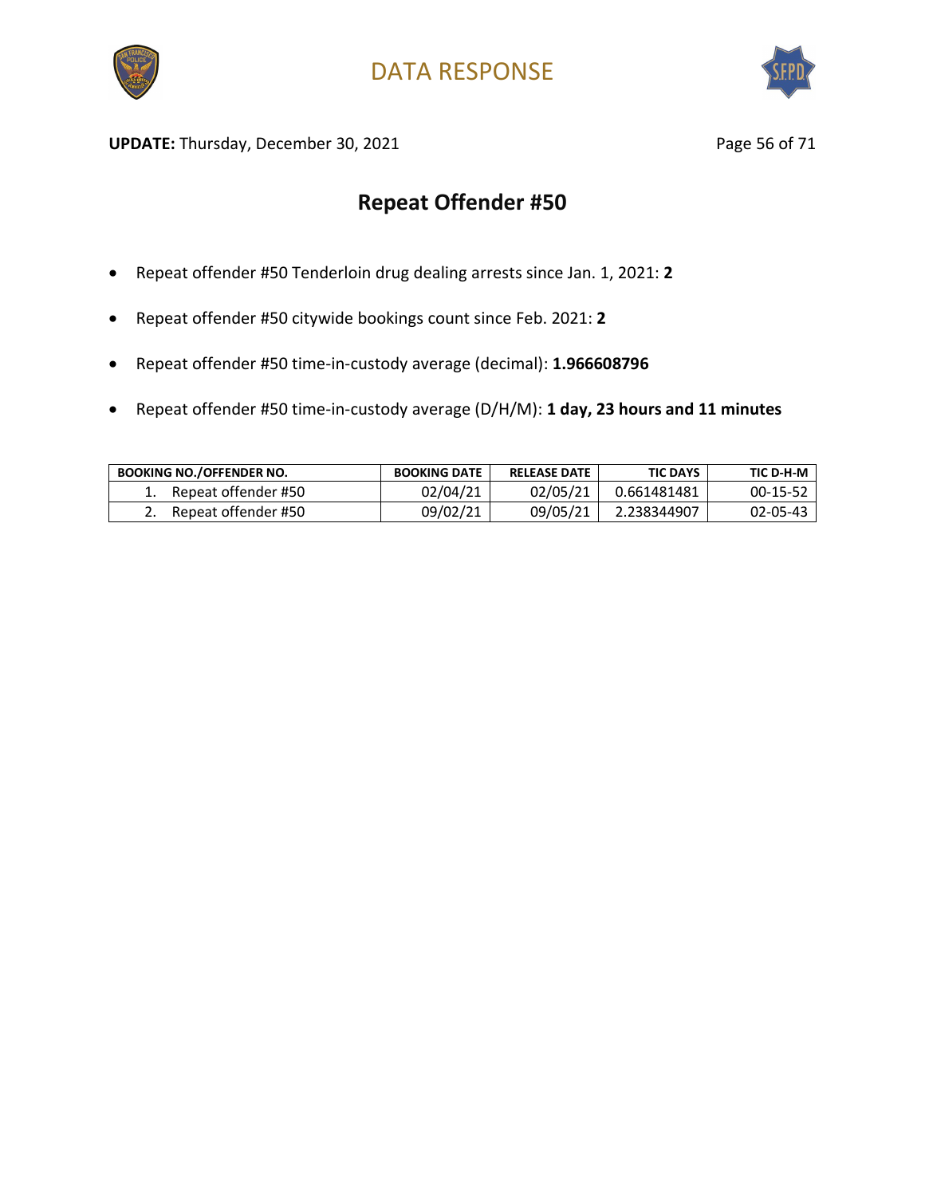DATA RESPONSE

**UPDATE:** Thursday, December 30, 2021

## Repeat Offender #50

- Repeat offender #50 Tenderloin drug dealing arrests since Jan. 1, 2021: **2**
- Repeat offender #50 citywide bookings count since Feb. 2021: **2**
- Repeat offender #50 time-in-custody average (decimal): **1.966608796**
- Repeat offender #50 time-in-custody average (D/H/M): **1 day, 23 hours and 11 minutes**

| BOOKING NO./OFFENDER NO. | BOOKING DATE | RELEASE DATE | TIC DAYS | TIC D-H-M |
|---|---|---|---|---|
| 1. Repeat offender #50 | 02/04/21 | 02/05/21 | 0.661481481 | 00-15-52 |
| 2. Repeat offender #50 | 09/02/21 | 09/05/21 | 2.238344907 | 02-05-43 |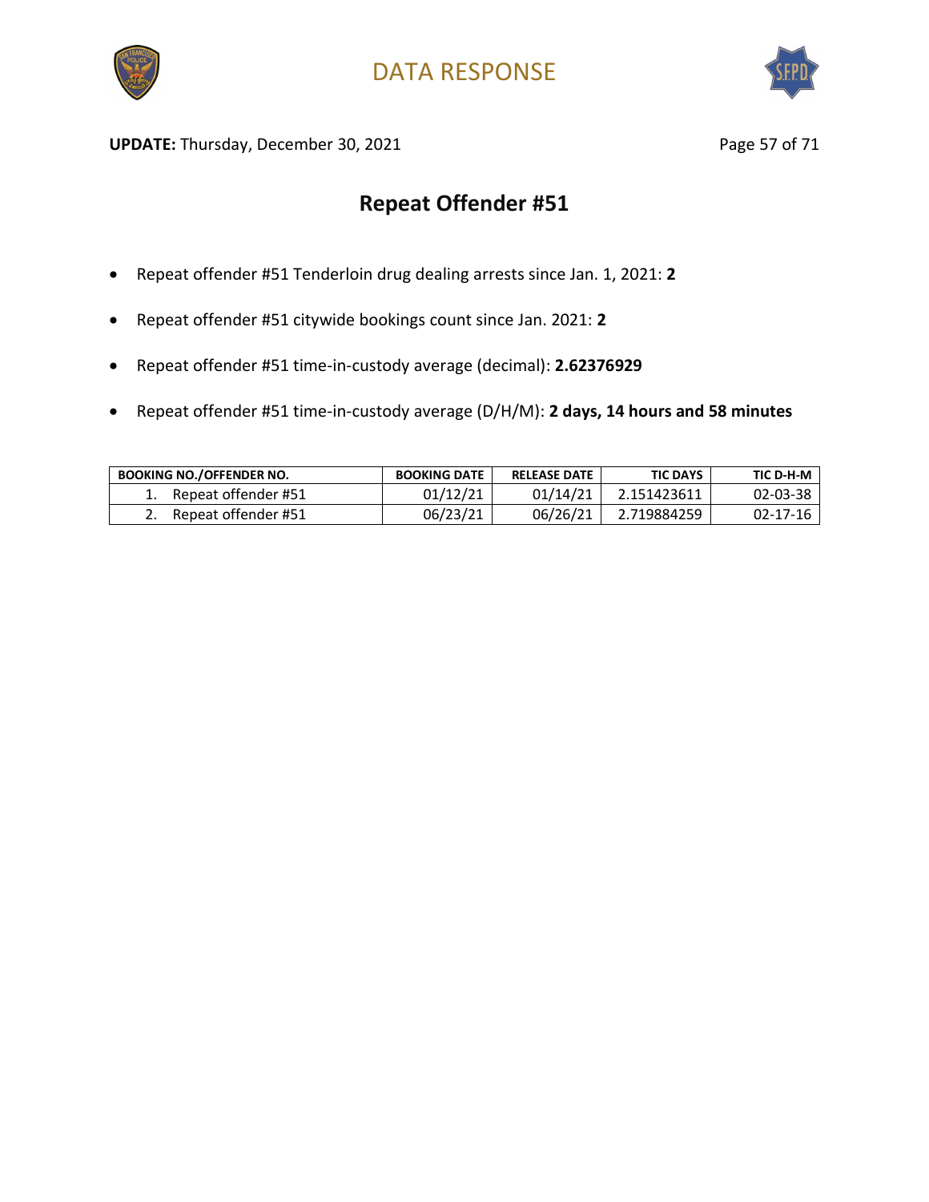# DATA RESPONSE

**UPDATE:** Thursday, December 30, 2021

## Repeat Offender #51

- Repeat offender #51 Tenderloin drug dealing arrests since Jan. 1, 2021: **2**
- Repeat offender #51 citywide bookings count since Jan. 2021: **2**
- Repeat offender #51 time-in-custody average (decimal): **2.62376929**
- Repeat offender #51 time-in-custody average (D/H/M): **2 days, 14 hours and 58 minutes**

| BOOKING NO./OFFENDER NO. | BOOKING DATE | RELEASE DATE | TIC DAYS | TIC D-H-M |
|---|---|---|---|---|
| 1. Repeat offender #51 | 01/12/21 | 01/14/21 | 2.151423611 | 02-03-38 |
| 2. Repeat offender #51 | 06/23/21 | 06/26/21 | 2.719884259 | 02-17-16 |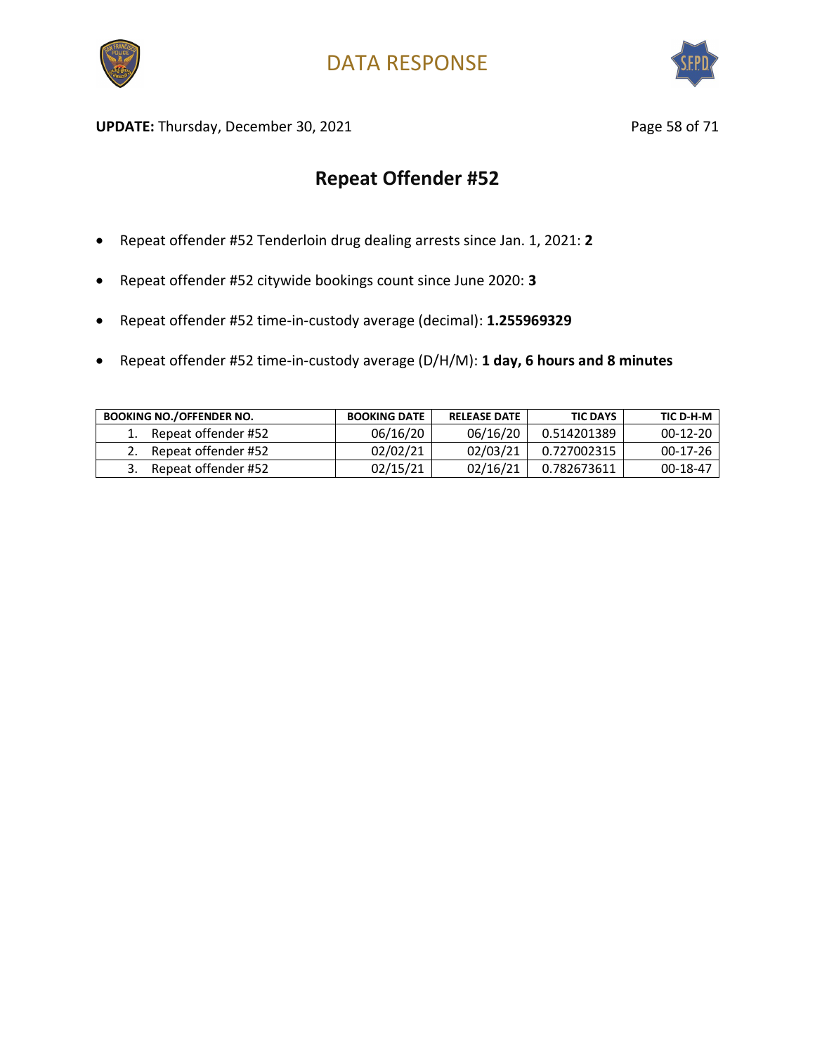**DATA RESPONSE**

**UPDATE:** Thursday, December 30, 2021

## Repeat Offender #52

- Repeat offender #52 Tenderloin drug dealing arrests since Jan. 1, 2021: **2**
- Repeat offender #52 citywide bookings count since June 2020: **3**
- Repeat offender #52 time-in-custody average (decimal): **1.255969329**
- Repeat offender #52 time-in-custody average (D/H/M): **1 day, 6 hours and 8 minutes**

| BOOKING NO./OFFENDER NO. | BOOKING DATE | RELEASE DATE | TIC DAYS | TIC D-H-M |
|---|---|---|---|---|
| 1. Repeat offender #52 | 06/16/20 | 06/16/20 | 0.514201389 | 00-12-20 |
| 2. Repeat offender #52 | 02/02/21 | 02/03/21 | 0.727002315 | 00-17-26 |
| 3. Repeat offender #52 | 02/15/21 | 02/16/21 | 0.782673611 | 00-18-47 |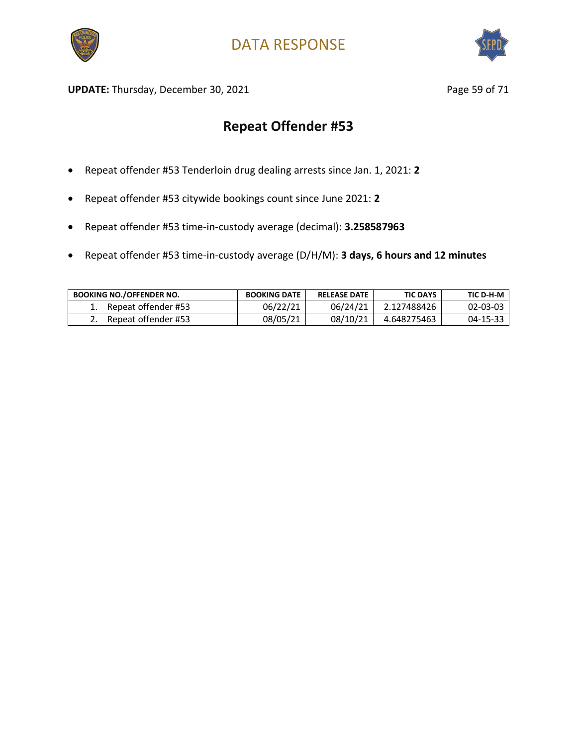# DATA RESPONSE

**UPDATE:** Thursday, December 30, 2021

## Repeat Offender #53

- Repeat offender #53 Tenderloin drug dealing arrests since Jan. 1, 2021: **2**
- Repeat offender #53 citywide bookings count since June 2021: **2**
- Repeat offender #53 time-in-custody average (decimal): **3.258587963**
- Repeat offender #53 time-in-custody average (D/H/M): **3 days, 6 hours and 12 minutes**

| BOOKING NO./OFFENDER NO. | BOOKING DATE | RELEASE DATE | TIC DAYS | TIC D-H-M |
|---|---|---|---|---|
| 1. Repeat offender #53 | 06/22/21 | 06/24/21 | 2.127488426 | 02-03-03 |
| 2. Repeat offender #53 | 08/05/21 | 08/10/21 | 4.648275463 | 04-15-33 |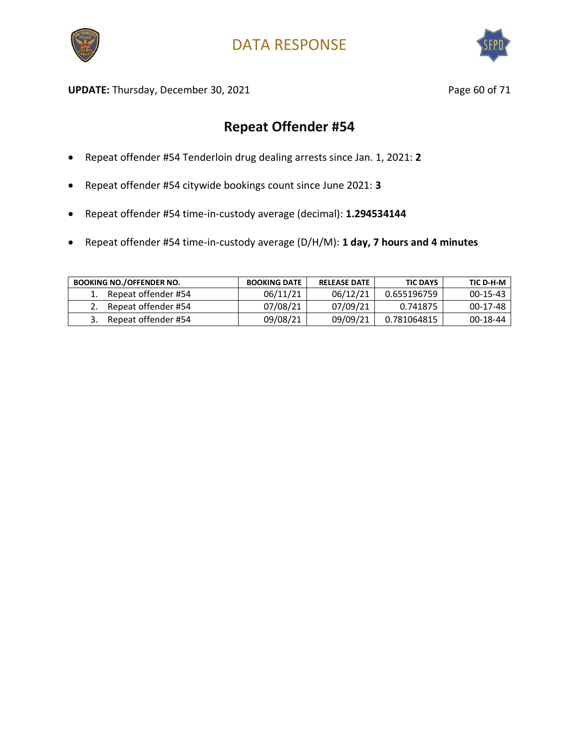# DATA RESPONSE

**UPDATE:** Thursday, December 30, 2021

## Repeat Offender #54

- Repeat offender #54 Tenderloin drug dealing arrests since Jan. 1, 2021: **2**
- Repeat offender #54 citywide bookings count since June 2021: **3**
- Repeat offender #54 time-in-custody average (decimal): **1.294534144**
- Repeat offender #54 time-in-custody average (D/H/M): **1 day, 7 hours and 4 minutes**

| BOOKING NO./OFFENDER NO. | BOOKING DATE | RELEASE DATE | TIC DAYS | TIC D-H-M |
|---|---|---|---|---|
| 1. Repeat offender #54 | 06/11/21 | 06/12/21 | 0.655196759 | 00-15-43 |
| 2. Repeat offender #54 | 07/08/21 | 07/09/21 | 0.741875 | 00-17-48 |
| 3. Repeat offender #54 | 09/08/21 | 09/09/21 | 0.781064815 | 00-18-44 |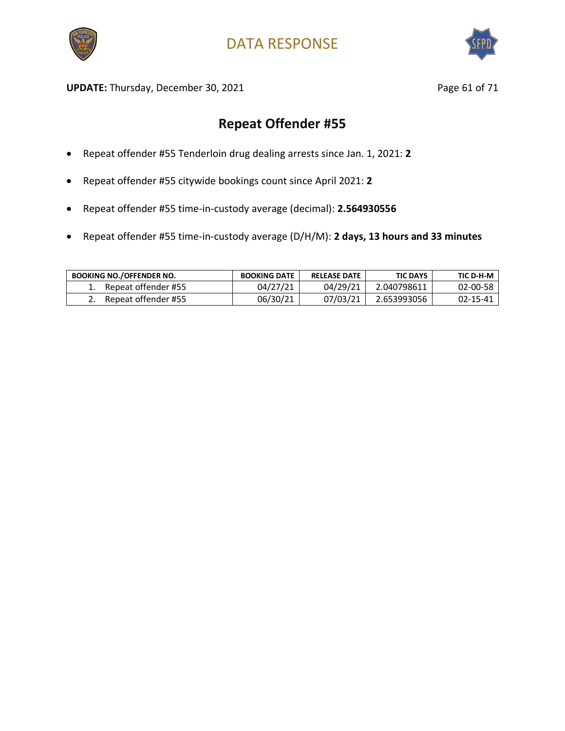# DATA RESPONSE

**UPDATE:** Thursday, December 30, 2021

## Repeat Offender #55

- Repeat offender #55 Tenderloin drug dealing arrests since Jan. 1, 2021: **2**
- Repeat offender #55 citywide bookings count since April 2021: **2**
- Repeat offender #55 time-in-custody average (decimal): **2.564930556**
- Repeat offender #55 time-in-custody average (D/H/M): **2 days, 13 hours and 33 minutes**

| BOOKING NO./OFFENDER NO. | BOOKING DATE | RELEASE DATE | TIC DAYS | TIC D-H-M |
|---|---|---|---|---|
| 1. Repeat offender #55 | 04/27/21 | 04/29/21 | 2.040798611 | 02-00-58 |
| 2. Repeat offender #55 | 06/30/21 | 07/03/21 | 2.653993056 | 02-15-41 |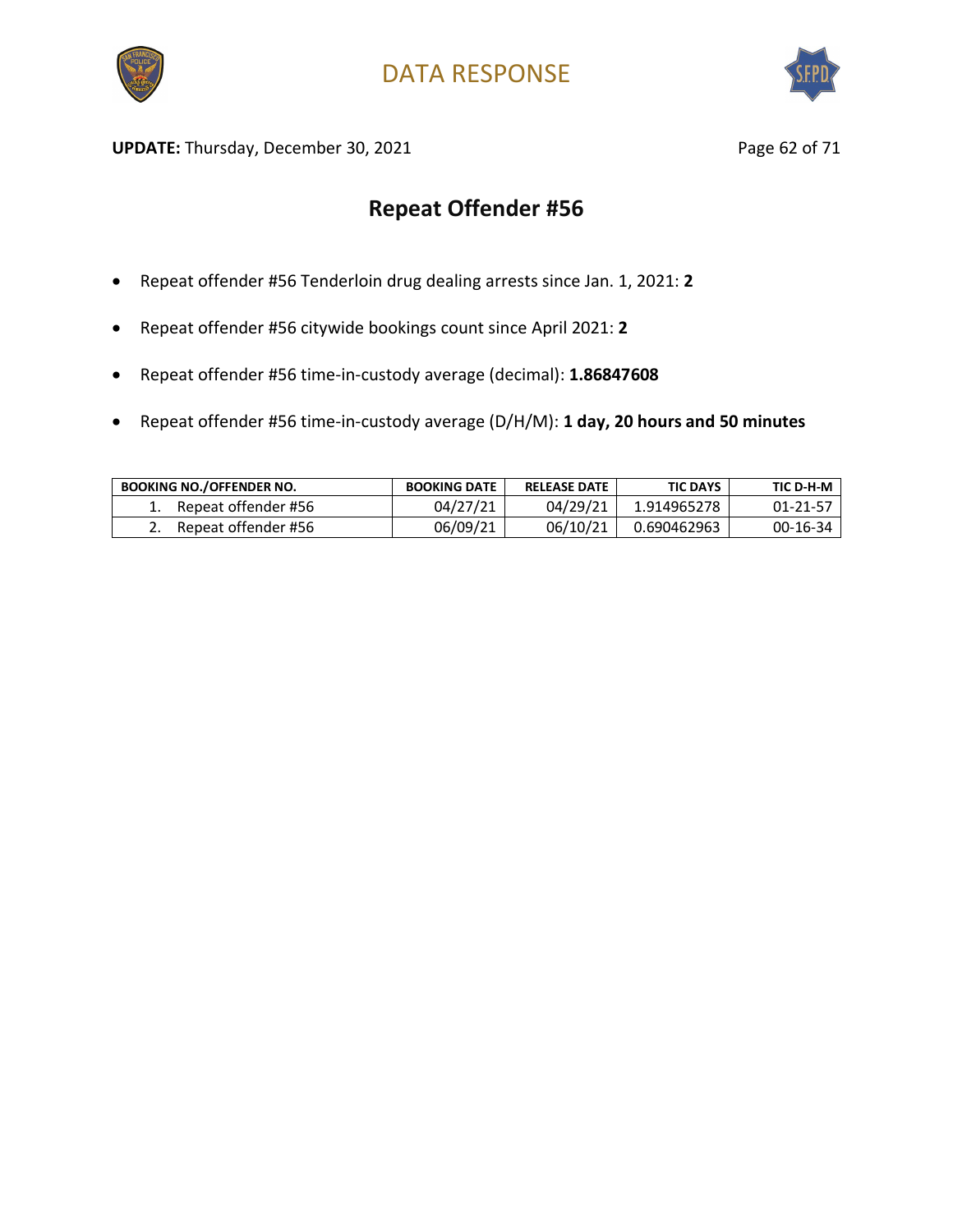# DATA RESPONSE

**UPDATE:** Thursday, December 30, 2021

## Repeat Offender #56

- Repeat offender #56 Tenderloin drug dealing arrests since Jan. 1, 2021: **2**
- Repeat offender #56 citywide bookings count since April 2021: **2**
- Repeat offender #56 time-in-custody average (decimal): **1.86847608**
- Repeat offender #56 time-in-custody average (D/H/M): **1 day, 20 hours and 50 minutes**

| BOOKING NO./OFFENDER NO. | BOOKING DATE | RELEASE DATE | TIC DAYS | TIC D-H-M |
|---|---|---|---|---|
| 1. Repeat offender #56 | 04/27/21 | 04/29/21 | 1.914965278 | 01-21-57 |
| 2. Repeat offender #56 | 06/09/21 | 06/10/21 | 0.690462963 | 00-16-34 |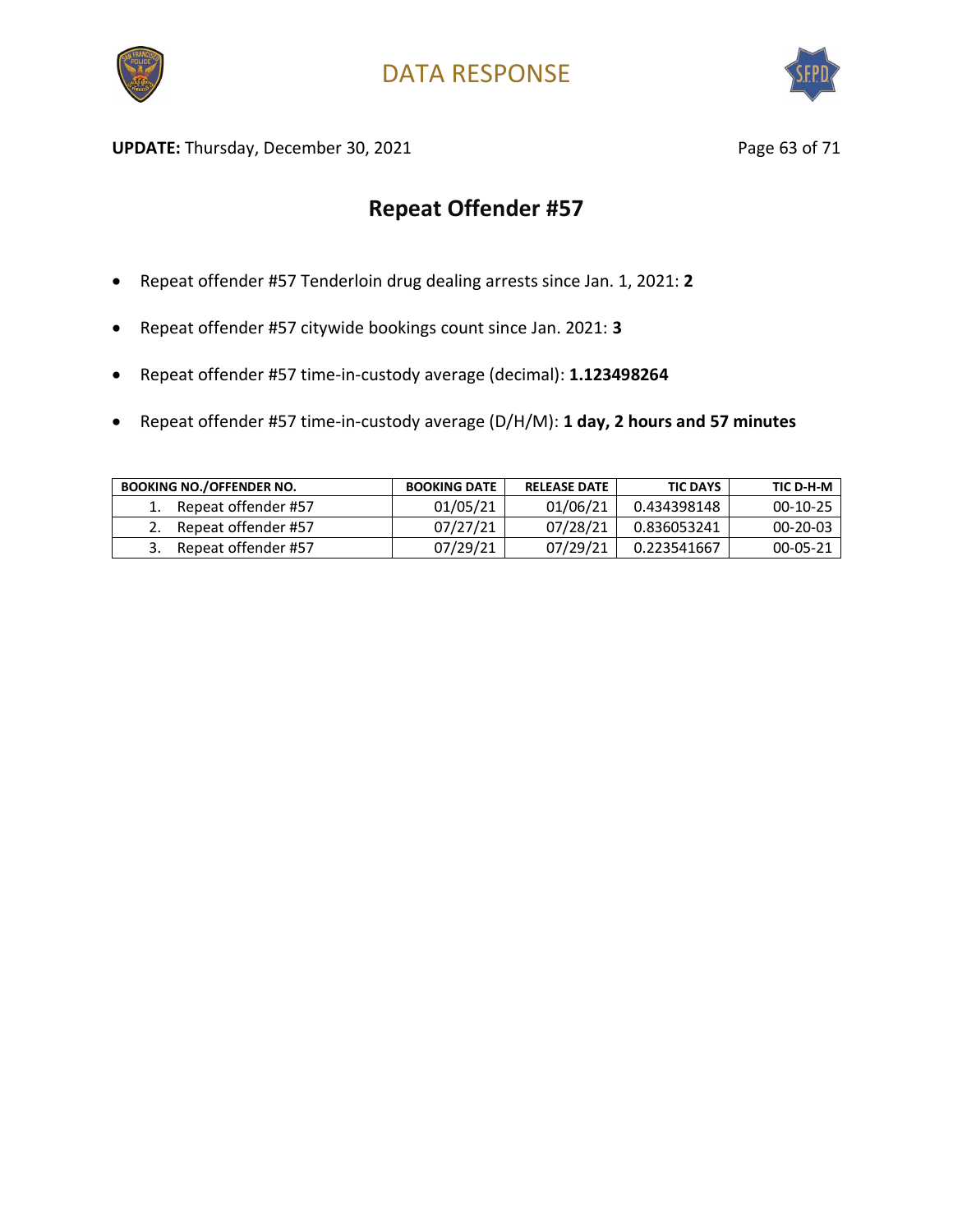# DATA RESPONSE

**UPDATE:** Thursday, December 30, 2021

## Repeat Offender #57

- Repeat offender #57 Tenderloin drug dealing arrests since Jan. 1, 2021: **2**
- Repeat offender #57 citywide bookings count since Jan. 2021: **3**
- Repeat offender #57 time-in-custody average (decimal): **1.123498264**
- Repeat offender #57 time-in-custody average (D/H/M): **1 day, 2 hours and 57 minutes**

| BOOKING NO./OFFENDER NO. | BOOKING DATE | RELEASE DATE | TIC DAYS | TIC D-H-M |
|---|---|---|---|---|
| 1. Repeat offender #57 | 01/05/21 | 01/06/21 | 0.434398148 | 00-10-25 |
| 2. Repeat offender #57 | 07/27/21 | 07/28/21 | 0.836053241 | 00-20-03 |
| 3. Repeat offender #57 | 07/29/21 | 07/29/21 | 0.223541667 | 00-05-21 |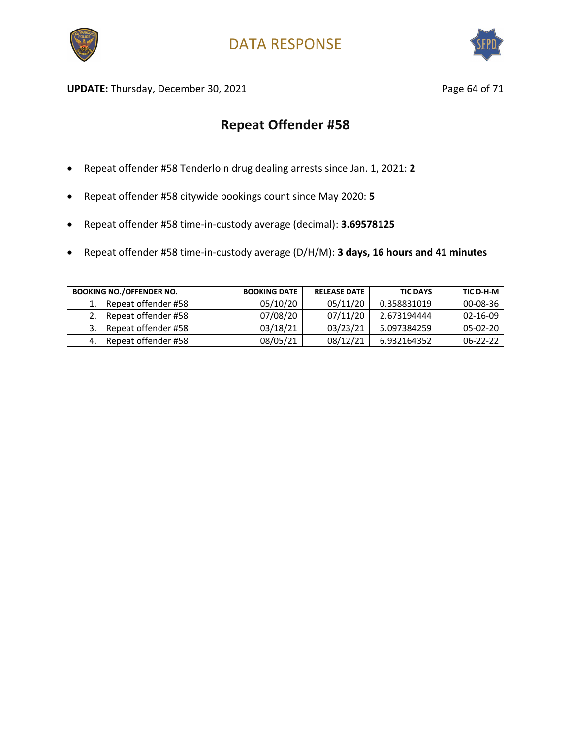## Repeat Offender #58

- Repeat offender #58 Tenderloin drug dealing arrests since Jan. 1, 2021: **2**
- Repeat offender #58 citywide bookings count since May 2020: **5**
- Repeat offender #58 time-in-custody average (decimal): **3.69578125**
- Repeat offender #58 time-in-custody average (D/H/M): **3 days, 16 hours and 41 minutes**

| BOOKING NO./OFFENDER NO. | BOOKING DATE | RELEASE DATE | TIC DAYS | TIC D-H-M |
|---|---|---|---|---|
| 1. Repeat offender #58 | 05/10/20 | 05/11/20 | 0.358831019 | 00-08-36 |
| 2. Repeat offender #58 | 07/08/20 | 07/11/20 | 2.673194444 | 02-16-09 |
| 3. Repeat offender #58 | 03/18/21 | 03/23/21 | 5.097384259 | 05-02-20 |
| 4. Repeat offender #58 | 08/05/21 | 08/12/21 | 6.932164352 | 06-22-22 |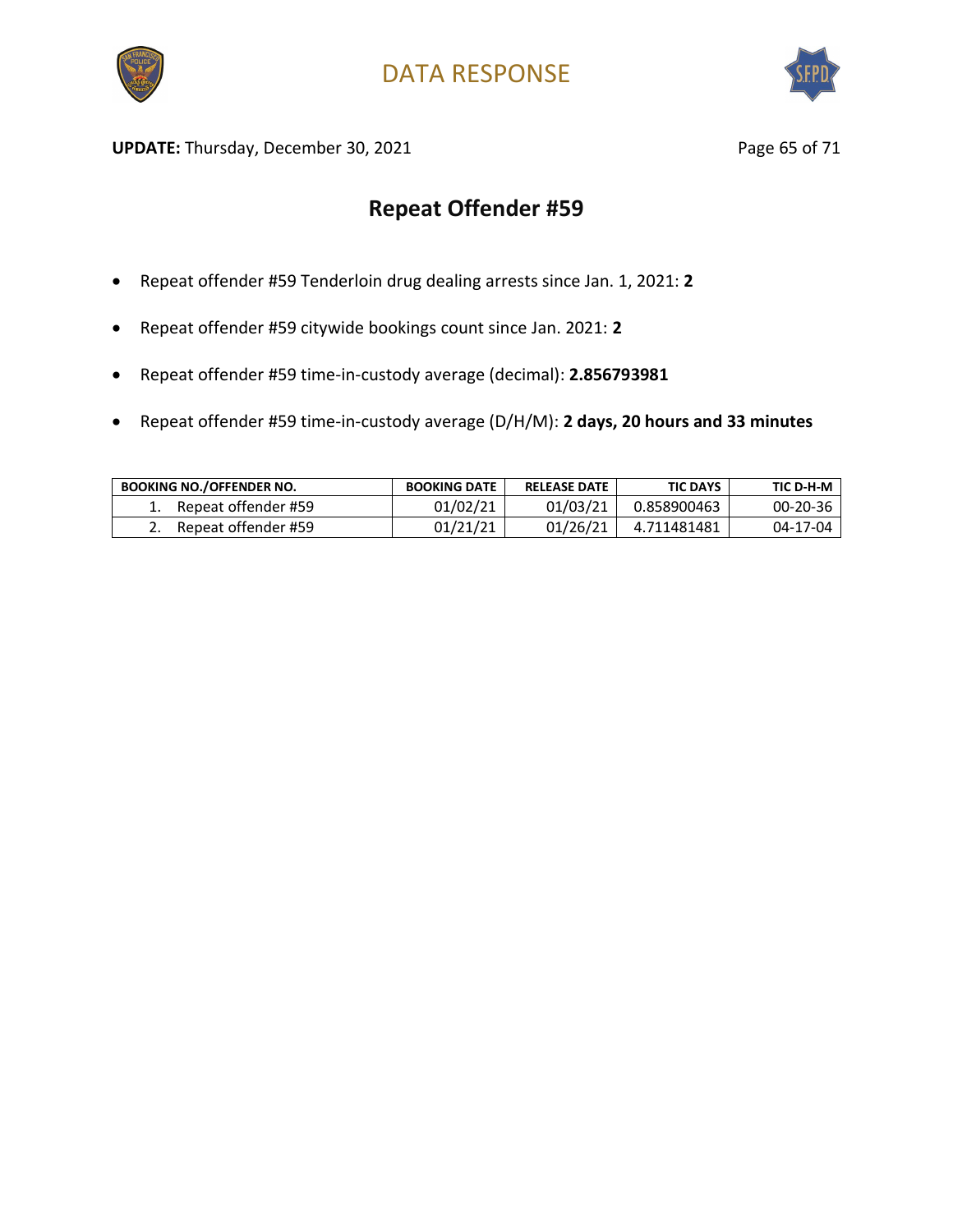# DATA RESPONSE

**UPDATE:** Thursday, December 30, 2021

## Repeat Offender #59

- Repeat offender #59 Tenderloin drug dealing arrests since Jan. 1, 2021: **2**
- Repeat offender #59 citywide bookings count since Jan. 2021: **2**
- Repeat offender #59 time-in-custody average (decimal): **2.856793981**
- Repeat offender #59 time-in-custody average (D/H/M): **2 days, 20 hours and 33 minutes**

| BOOKING NO./OFFENDER NO. | BOOKING DATE | RELEASE DATE | TIC DAYS | TIC D-H-M |
|---|---|---|---|---|
| 1. Repeat offender #59 | 01/02/21 | 01/03/21 | 0.858900463 | 00-20-36 |
| 2. Repeat offender #59 | 01/21/21 | 01/26/21 | 4.711481481 | 04-17-04 |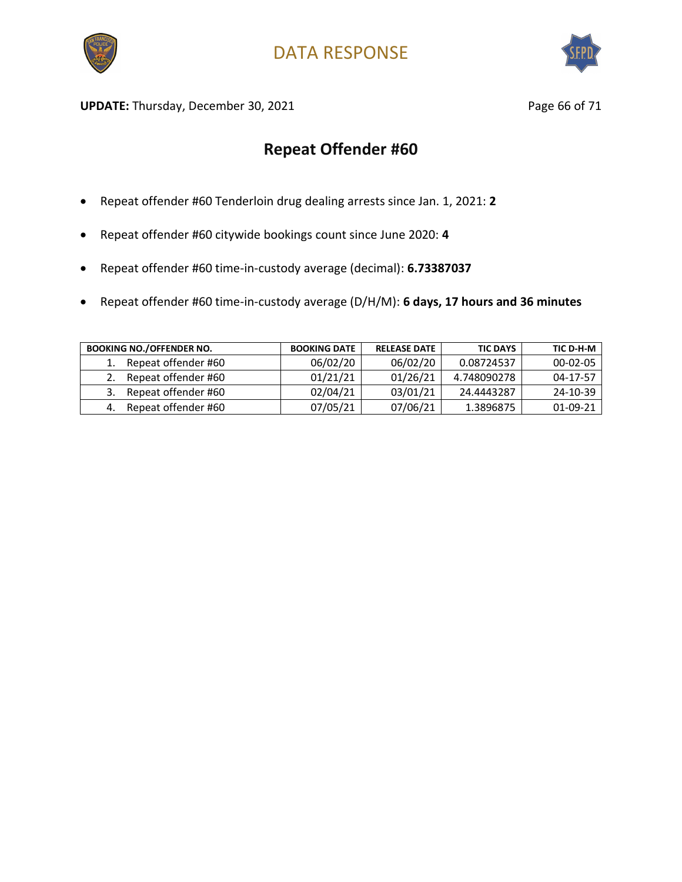# DATA RESPONSE

**UPDATE:** Thursday, December 30, 2021

## Repeat Offender #60

- Repeat offender #60 Tenderloin drug dealing arrests since Jan. 1, 2021: **2**
- Repeat offender #60 citywide bookings count since June 2020: **4**
- Repeat offender #60 time-in-custody average (decimal): **6.73387037**
- Repeat offender #60 time-in-custody average (D/H/M): **6 days, 17 hours and 36 minutes**

| BOOKING NO./OFFENDER NO. | BOOKING DATE | RELEASE DATE | TIC DAYS | TIC D-H-M |
|---|---|---|---|---|
| 1. Repeat offender #60 | 06/02/20 | 06/02/20 | 0.08724537 | 00-02-05 |
| 2. Repeat offender #60 | 01/21/21 | 01/26/21 | 4.748090278 | 04-17-57 |
| 3. Repeat offender #60 | 02/04/21 | 03/01/21 | 24.4443287 | 24-10-39 |
| 4. Repeat offender #60 | 07/05/21 | 07/06/21 | 1.3896875 | 01-09-21 |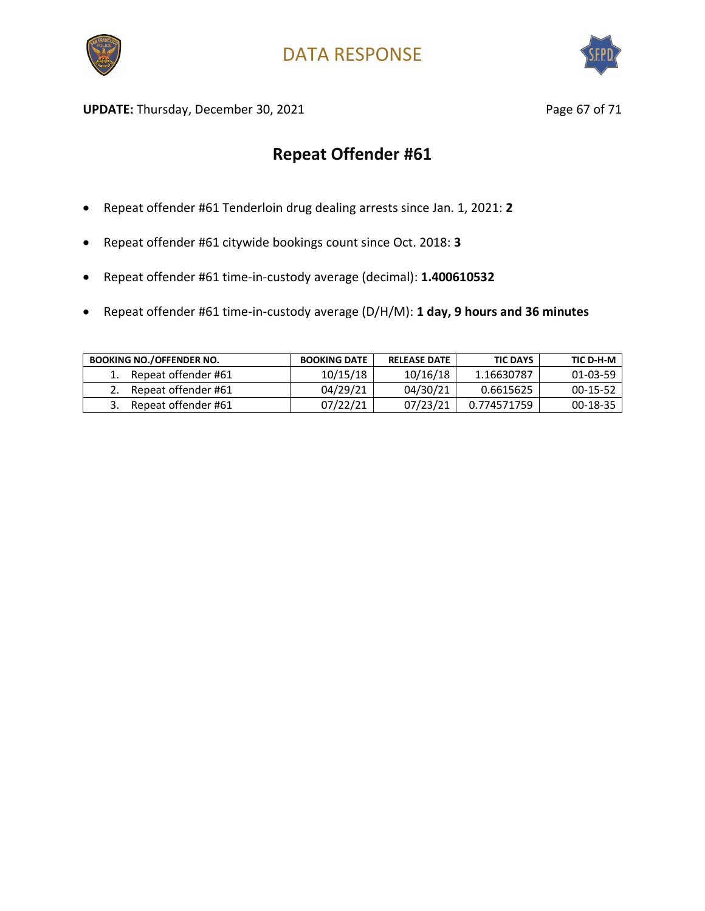# DATA RESPONSE

**UPDATE:** Thursday, December 30, 2021

## Repeat Offender #61

- Repeat offender #61 Tenderloin drug dealing arrests since Jan. 1, 2021: **2**
- Repeat offender #61 citywide bookings count since Oct. 2018: **3**
- Repeat offender #61 time-in-custody average (decimal): **1.400610532**
- Repeat offender #61 time-in-custody average (D/H/M): **1 day, 9 hours and 36 minutes**

| BOOKING NO./OFFENDER NO. | BOOKING DATE | RELEASE DATE | TIC DAYS | TIC D-H-M |
|---|---|---|---|---|
| 1. Repeat offender #61 | 10/15/18 | 10/16/18 | 1.16630787 | 01-03-59 |
| 2. Repeat offender #61 | 04/29/21 | 04/30/21 | 0.6615625 | 00-15-52 |
| 3. Repeat offender #61 | 07/22/21 | 07/23/21 | 0.774571759 | 00-18-35 |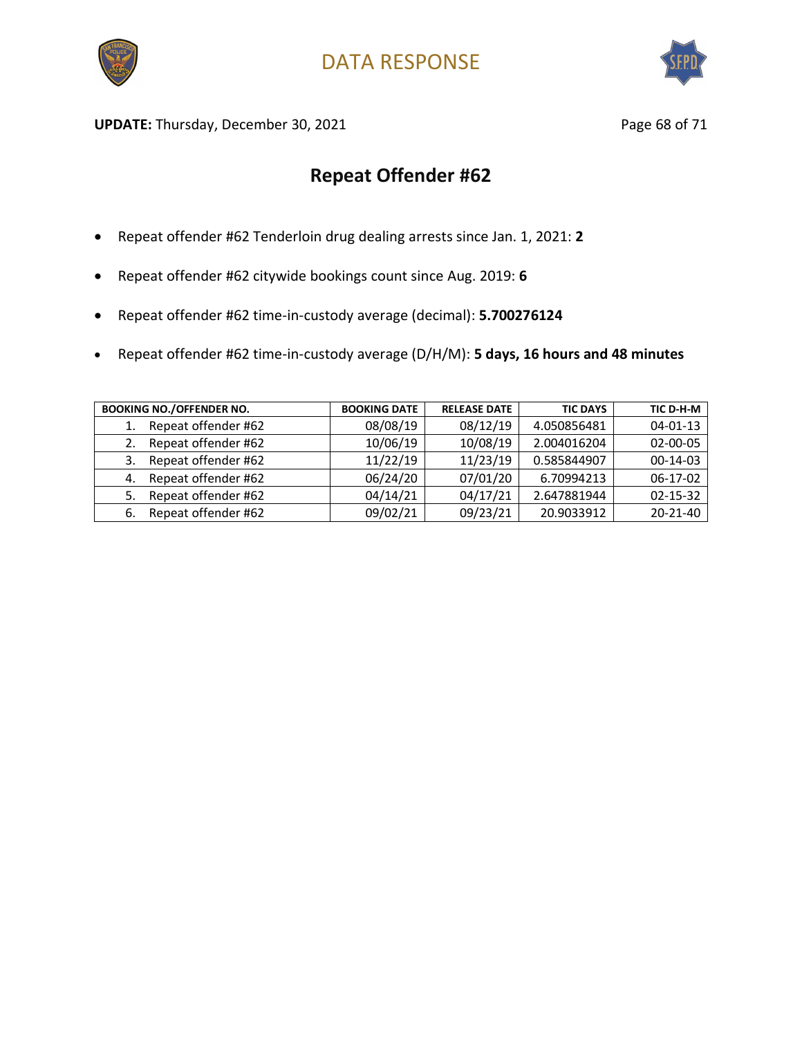# DATA RESPONSE

**UPDATE:** Thursday, December 30, 2021

## Repeat Offender #62

- Repeat offender #62 Tenderloin drug dealing arrests since Jan. 1, 2021: **2**
- Repeat offender #62 citywide bookings count since Aug. 2019: **6**
- Repeat offender #62 time-in-custody average (decimal): **5.700276124**
- Repeat offender #62 time-in-custody average (D/H/M): **5 days, 16 hours and 48 minutes**

| BOOKING NO./OFFENDER NO. | BOOKING DATE | RELEASE DATE | TIC DAYS | TIC D-H-M |
|---|---|---|---|---|
| 1. Repeat offender #62 | 08/08/19 | 08/12/19 | 4.050856481 | 04-01-13 |
| 2. Repeat offender #62 | 10/06/19 | 10/08/19 | 2.004016204 | 02-00-05 |
| 3. Repeat offender #62 | 11/22/19 | 11/23/19 | 0.585844907 | 00-14-03 |
| 4. Repeat offender #62 | 06/24/20 | 07/01/20 | 6.70994213 | 06-17-02 |
| 5. Repeat offender #62 | 04/14/21 | 04/17/21 | 2.647881944 | 02-15-32 |
| 6. Repeat offender #62 | 09/02/21 | 09/23/21 | 20.9033912 | 20-21-40 |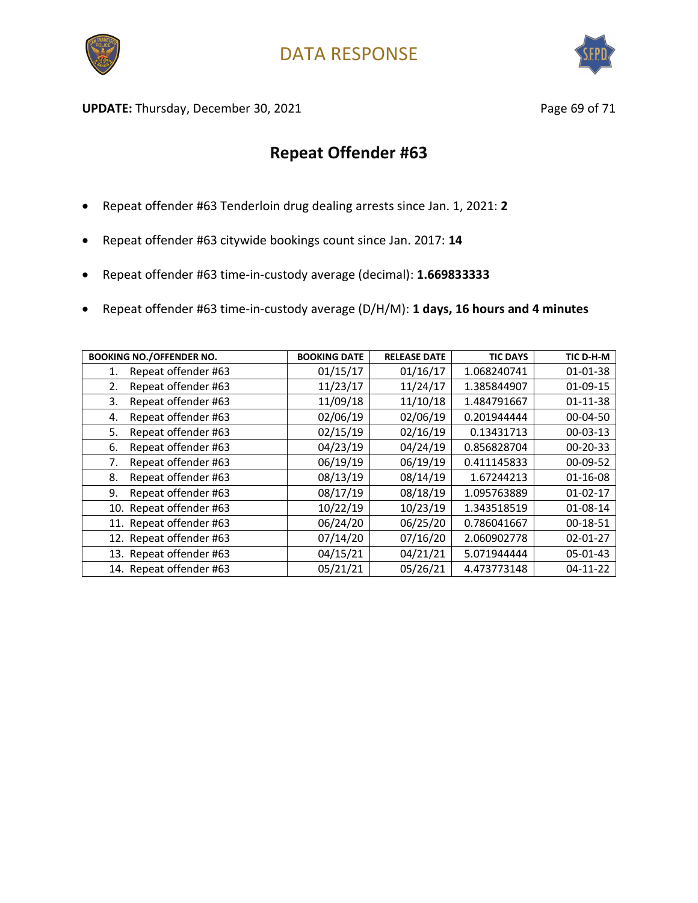# DATA RESPONSE

**UPDATE:** Thursday, December 30, 2021

## Repeat Offender #63

- Repeat offender #63 Tenderloin drug dealing arrests since Jan. 1, 2021: **2**
- Repeat offender #63 citywide bookings count since Jan. 2017: **14**
- Repeat offender #63 time-in-custody average (decimal): **1.669833333**
- Repeat offender #63 time-in-custody average (D/H/M): **1 days, 16 hours and 4 minutes**

| BOOKING NO./OFFENDER NO. | BOOKING DATE | RELEASE DATE | TIC DAYS | TIC D-H-M |
|---|---|---|---|---|
| 1. Repeat offender #63 | 01/15/17 | 01/16/17 | 1.068240741 | 01-01-38 |
| 2. Repeat offender #63 | 11/23/17 | 11/24/17 | 1.385844907 | 01-09-15 |
| 3. Repeat offender #63 | 11/09/18 | 11/10/18 | 1.484791667 | 01-11-38 |
| 4. Repeat offender #63 | 02/06/19 | 02/06/19 | 0.201944444 | 00-04-50 |
| 5. Repeat offender #63 | 02/15/19 | 02/16/19 | 0.13431713 | 00-03-13 |
| 6. Repeat offender #63 | 04/23/19 | 04/24/19 | 0.856828704 | 00-20-33 |
| 7. Repeat offender #63 | 06/19/19 | 06/19/19 | 0.411145833 | 00-09-52 |
| 8. Repeat offender #63 | 08/13/19 | 08/14/19 | 1.67244213 | 01-16-08 |
| 9. Repeat offender #63 | 08/17/19 | 08/18/19 | 1.095763889 | 01-02-17 |
| 10. Repeat offender #63 | 10/22/19 | 10/23/19 | 1.343518519 | 01-08-14 |
| 11. Repeat offender #63 | 06/24/20 | 06/25/20 | 0.786041667 | 00-18-51 |
| 12. Repeat offender #63 | 07/14/20 | 07/16/20 | 2.060902778 | 02-01-27 |
| 13. Repeat offender #63 | 04/15/21 | 04/21/21 | 5.071944444 | 05-01-43 |
| 14. Repeat offender #63 | 05/21/21 | 05/26/21 | 4.473773148 | 04-11-22 |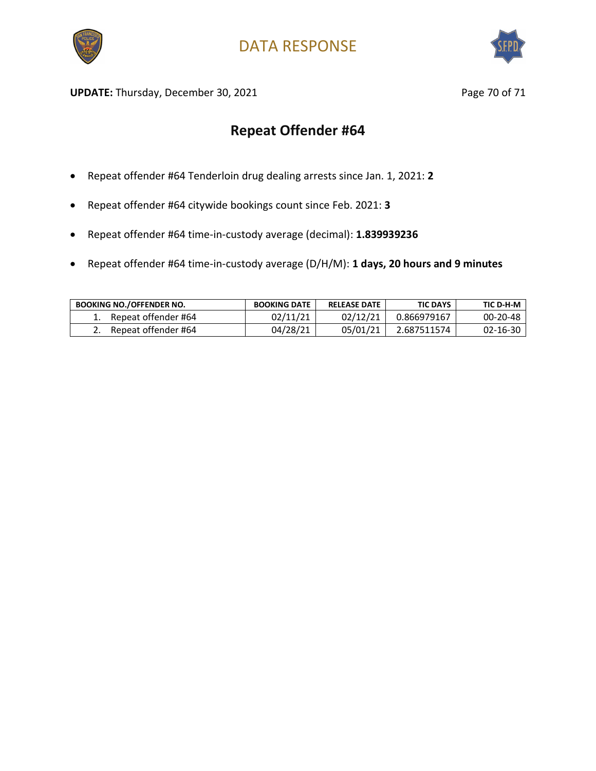# DATA RESPONSE

**UPDATE:** Thursday, December 30, 2021

## Repeat Offender #64

- Repeat offender #64 Tenderloin drug dealing arrests since Jan. 1, 2021: **2**
- Repeat offender #64 citywide bookings count since Feb. 2021: **3**
- Repeat offender #64 time-in-custody average (decimal): **1.839939236**
- Repeat offender #64 time-in-custody average (D/H/M): **1 days, 20 hours and 9 minutes**

| BOOKING NO./OFFENDER NO. | BOOKING DATE | RELEASE DATE | TIC DAYS | TIC D-H-M |
|---|---|---|---|---|
| 1. Repeat offender #64 | 02/11/21 | 02/12/21 | 0.866979167 | 00-20-48 |
| 2. Repeat offender #64 | 04/28/21 | 05/01/21 | 2.687511574 | 02-16-30 |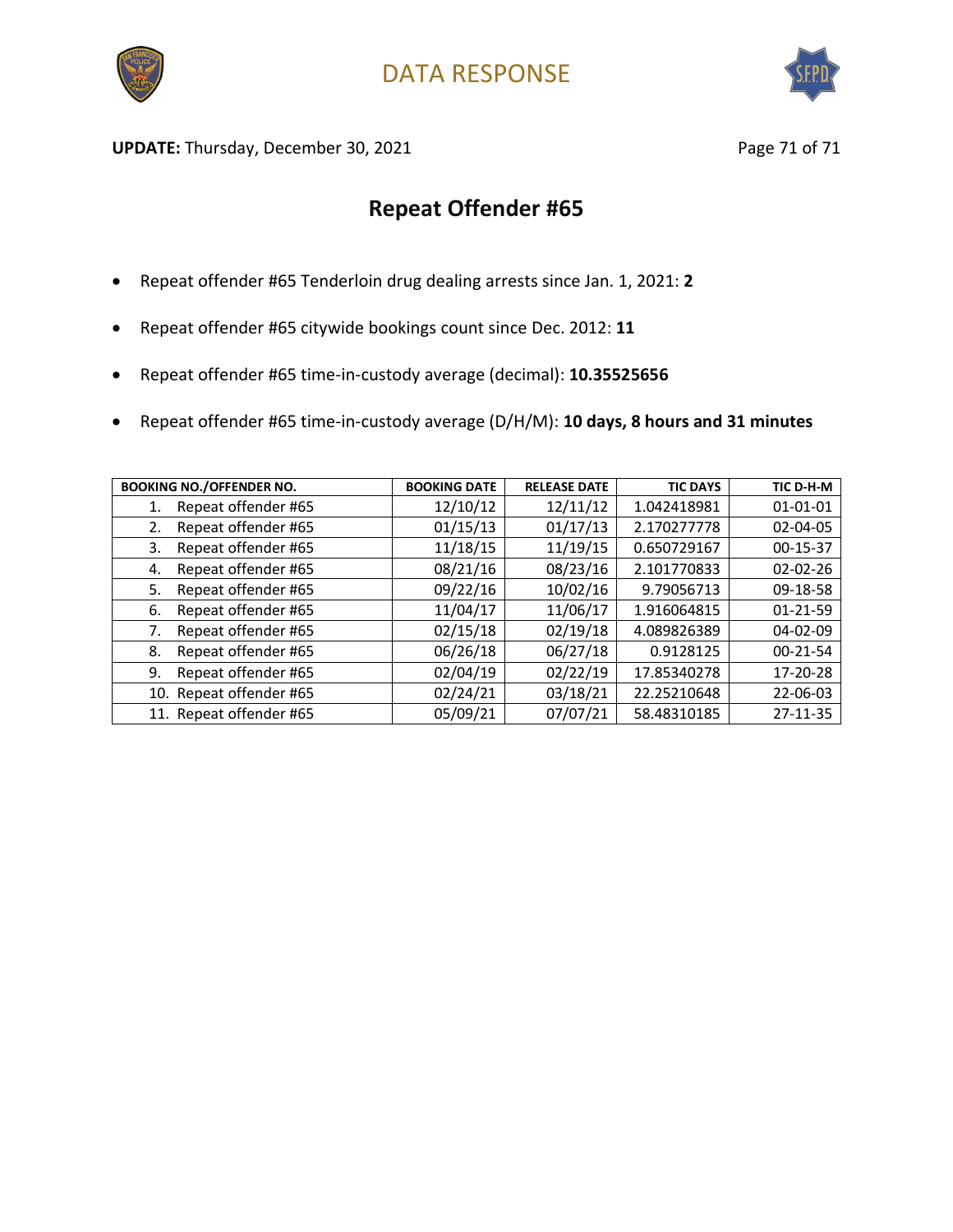## Repeat Offender #65

- Repeat offender #65 Tenderloin drug dealing arrests since Jan. 1, 2021: **2**
- Repeat offender #65 citywide bookings count since Dec. 2012: **11**
- Repeat offender #65 time-in-custody average (decimal): **10.35525656**
- Repeat offender #65 time-in-custody average (D/H/M): **10 days, 8 hours and 31 minutes**

| BOOKING NO./OFFENDER NO. | BOOKING DATE | RELEASE DATE | TIC DAYS | TIC D-H-M |
|---|---|---|---|---|
| 1. Repeat offender #65 | 12/10/12 | 12/11/12 | 1.042418981 | 01-01-01 |
| 2. Repeat offender #65 | 01/15/13 | 01/17/13 | 2.170277778 | 02-04-05 |
| 3. Repeat offender #65 | 11/18/15 | 11/19/15 | 0.650729167 | 00-15-37 |
| 4. Repeat offender #65 | 08/21/16 | 08/23/16 | 2.101770833 | 02-02-26 |
| 5. Repeat offender #65 | 09/22/16 | 10/02/16 | 9.79056713 | 09-18-58 |
| 6. Repeat offender #65 | 11/04/17 | 11/06/17 | 1.916064815 | 01-21-59 |
| 7. Repeat offender #65 | 02/15/18 | 02/19/18 | 4.089826389 | 04-02-09 |
| 8. Repeat offender #65 | 06/26/18 | 06/27/18 | 0.9128125 | 00-21-54 |
| 9. Repeat offender #65 | 02/04/19 | 02/22/19 | 17.85340278 | 17-20-28 |
| 10. Repeat offender #65 | 02/24/21 | 03/18/21 | 22.25210648 | 22-06-03 |
| 11. Repeat offender #65 | 05/09/21 | 07/07/21 | 58.48310185 | 27-11-35 |